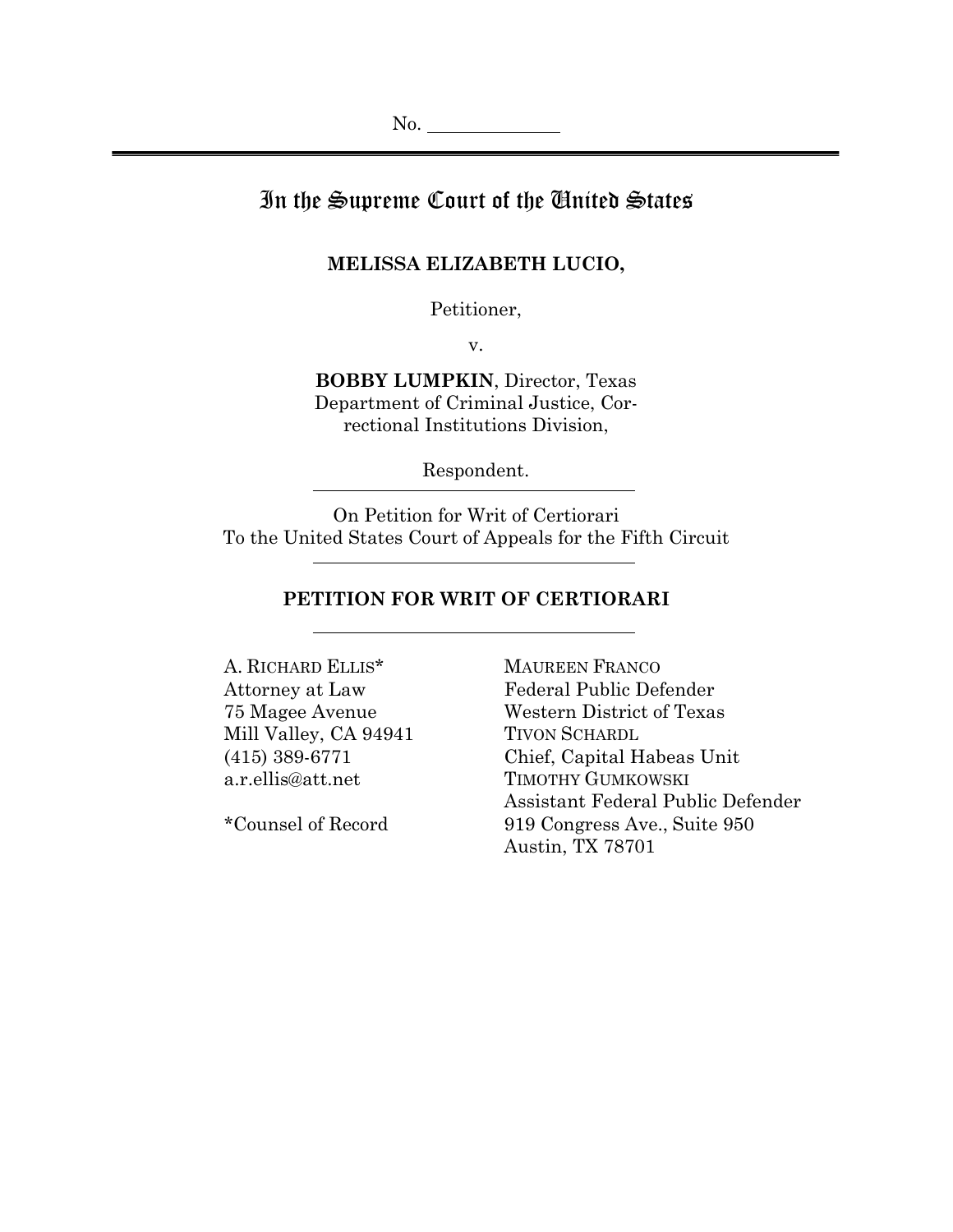No. ______________

# In the Supreme Court of the United States

**MELISSA ELIZABETH LUCIO,**

Petitioner,

v.

**BOBBY LUMPKIN**, Director, Texas Department of Criminal Justice, Correctional Institutions Division,

Respondent.

On Petition for Writ of Certiorari
To the United States Court of Appeals for the Fifth Circuit

**PETITION FOR WRIT OF CERTIORARI**

A. RICHARD ELLIS*
Attorney at Law
75 Magee Avenue
Mill Valley, CA 94941
(415) 389-6771
a.r.ellis@att.net

*Counsel of Record

MAUREEN FRANCO
Federal Public Defender
Western District of Texas
TIVON SCHARDL
Chief, Capital Habeas Unit
TIMOTHY GUMKOWSKI
Assistant Federal Public Defender
919 Congress Ave., Suite 950
Austin, TX 78701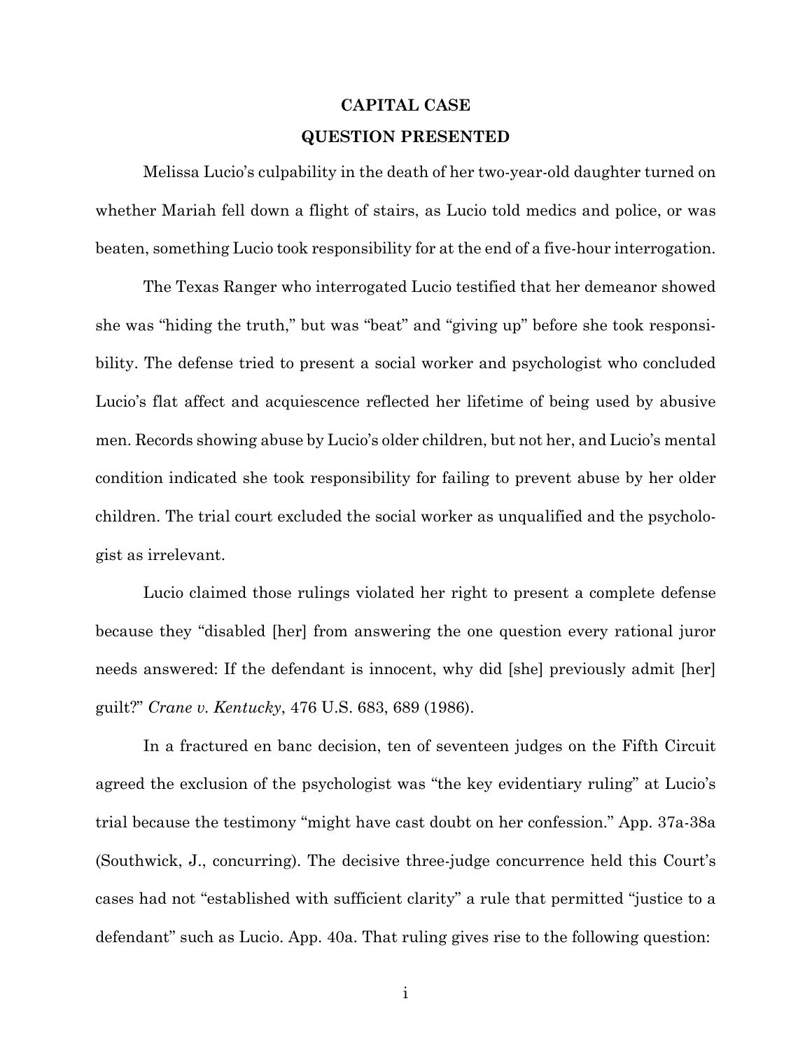**CAPITAL CASE**

**QUESTION PRESENTED**

Melissa Lucio's culpability in the death of her two-year-old daughter turned on whether Mariah fell down a flight of stairs, as Lucio told medics and police, or was beaten, something Lucio took responsibility for at the end of a five-hour interrogation.

The Texas Ranger who interrogated Lucio testified that her demeanor showed she was "hiding the truth," but was "beat" and "giving up" before she took responsibility. The defense tried to present a social worker and psychologist who concluded Lucio's flat affect and acquiescence reflected her lifetime of being used by abusive men. Records showing abuse by Lucio's older children, but not her, and Lucio's mental condition indicated she took responsibility for failing to prevent abuse by her older children. The trial court excluded the social worker as unqualified and the psychologist as irrelevant.

Lucio claimed those rulings violated her right to present a complete defense because they "disabled [her] from answering the one question every rational juror needs answered: If the defendant is innocent, why did [she] previously admit [her] guilt?" *Crane v. Kentucky*, 476 U.S. 683, 689 (1986).

In a fractured en banc decision, ten of seventeen judges on the Fifth Circuit agreed the exclusion of the psychologist was "the key evidentiary ruling" at Lucio's trial because the testimony "might have cast doubt on her confession." App. 37a-38a (Southwick, J., concurring). The decisive three-judge concurrence held this Court's cases had not "established with sufficient clarity" a rule that permitted "justice to a defendant" such as Lucio. App. 40a. That ruling gives rise to the following question: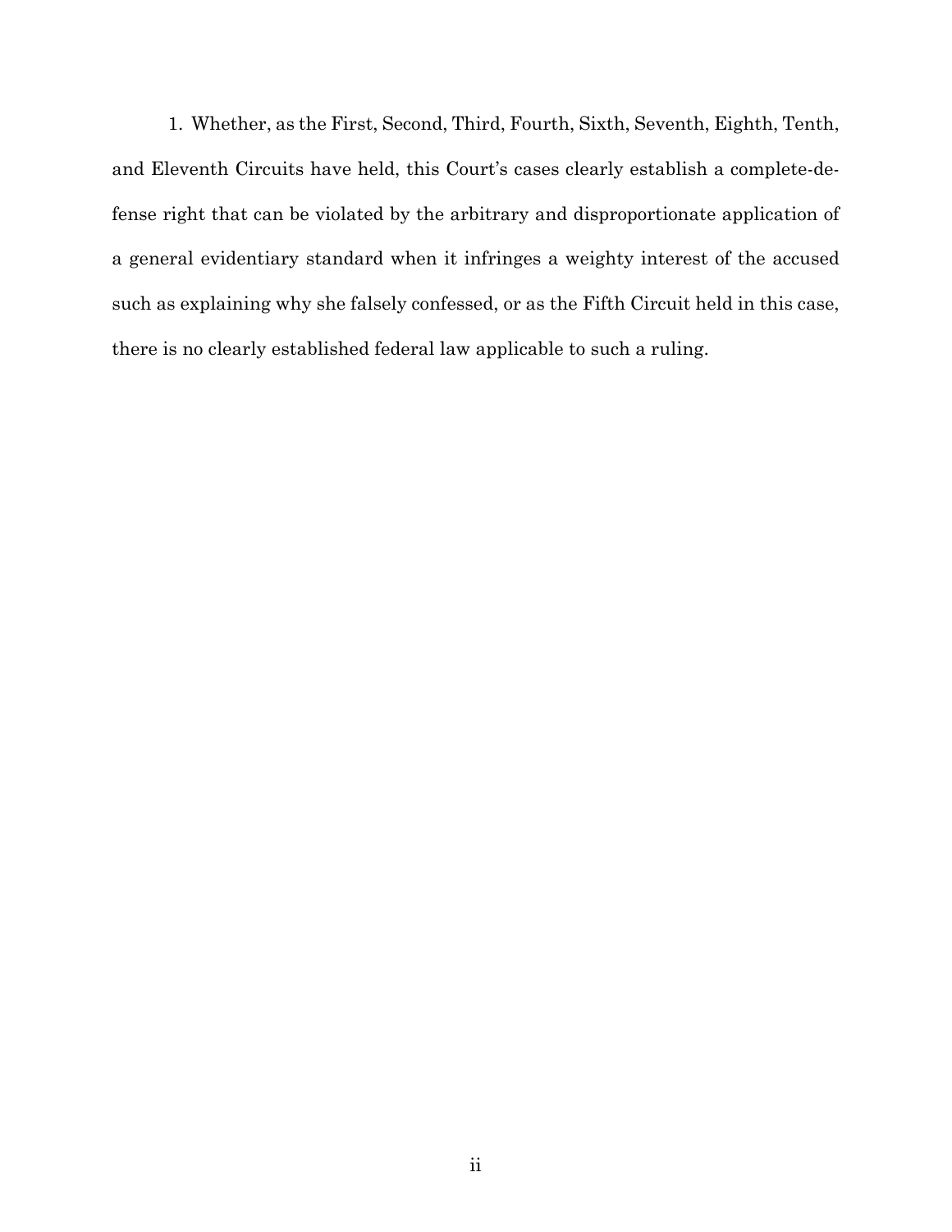1. Whether, as the First, Second, Third, Fourth, Sixth, Seventh, Eighth, Tenth, and Eleventh Circuits have held, this Court's cases clearly establish a complete-defense right that can be violated by the arbitrary and disproportionate application of a general evidentiary standard when it infringes a weighty interest of the accused such as explaining why she falsely confessed, or as the Fifth Circuit held in this case, there is no clearly established federal law applicable to such a ruling.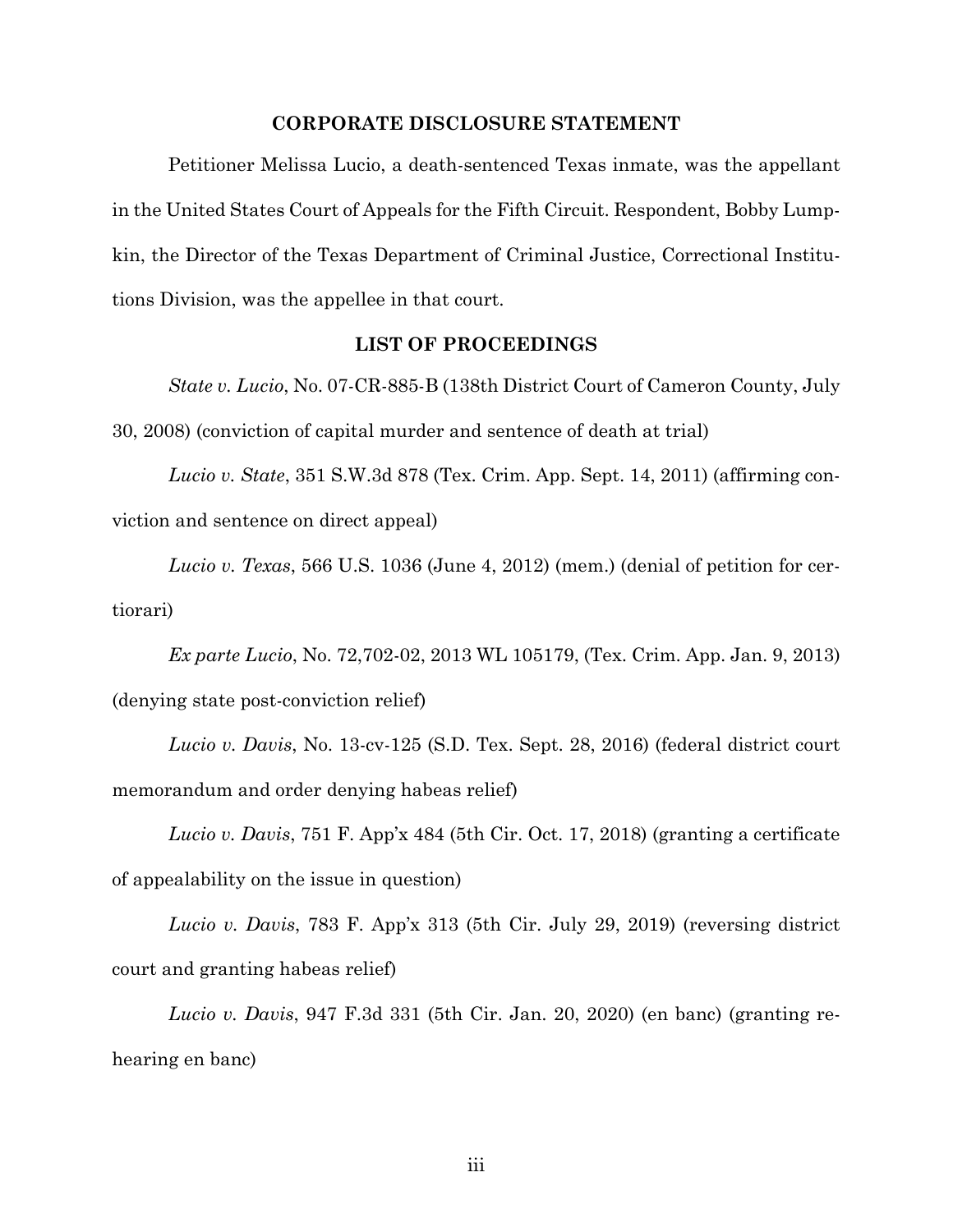## CORPORATE DISCLOSURE STATEMENT

Petitioner Melissa Lucio, a death-sentenced Texas inmate, was the appellant in the United States Court of Appeals for the Fifth Circuit. Respondent, Bobby Lumpkin, the Director of the Texas Department of Criminal Justice, Correctional Institutions Division, was the appellee in that court.

## LIST OF PROCEEDINGS

*State v. Lucio*, No. 07-CR-885-B (138th District Court of Cameron County, July 30, 2008) (conviction of capital murder and sentence of death at trial)

*Lucio v. State*, 351 S.W.3d 878 (Tex. Crim. App. Sept. 14, 2011) (affirming conviction and sentence on direct appeal)

*Lucio v. Texas*, 566 U.S. 1036 (June 4, 2012) (mem.) (denial of petition for certiorari)

*Ex parte Lucio*, No. 72,702-02, 2013 WL 105179, (Tex. Crim. App. Jan. 9, 2013) (denying state post-conviction relief)

*Lucio v. Davis*, No. 13-cv-125 (S.D. Tex. Sept. 28, 2016) (federal district court memorandum and order denying habeas relief)

*Lucio v. Davis*, 751 F. App'x 484 (5th Cir. Oct. 17, 2018) (granting a certificate of appealability on the issue in question)

*Lucio v. Davis*, 783 F. App'x 313 (5th Cir. July 29, 2019) (reversing district court and granting habeas relief)

*Lucio v. Davis*, 947 F.3d 331 (5th Cir. Jan. 20, 2020) (en banc) (granting rehearing en banc)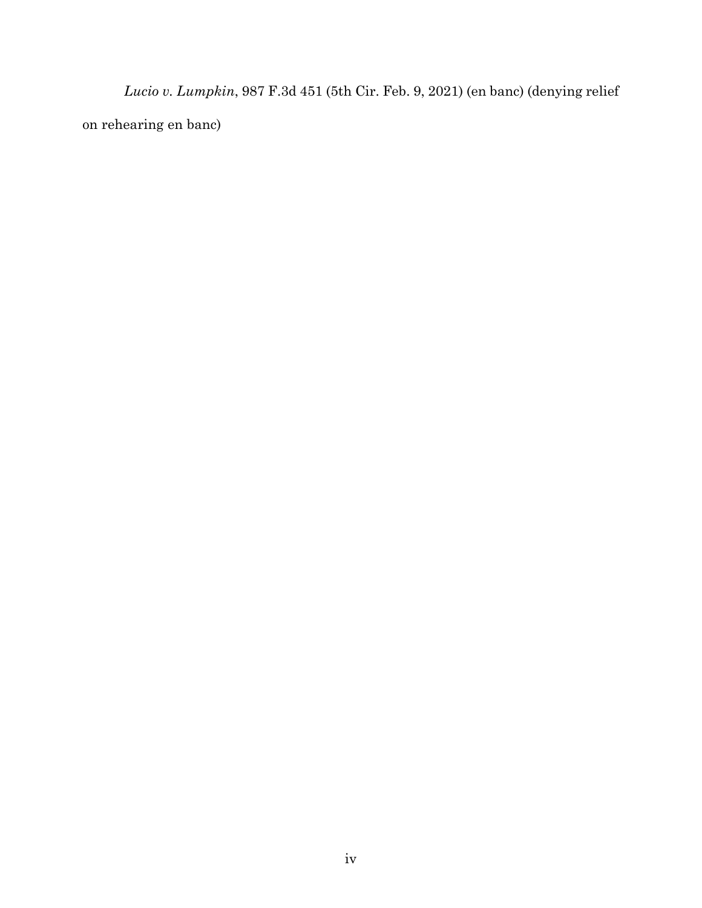*Lucio v. Lumpkin*, 987 F.3d 451 (5th Cir. Feb. 9, 2021) (en banc) (denying relief on rehearing en banc)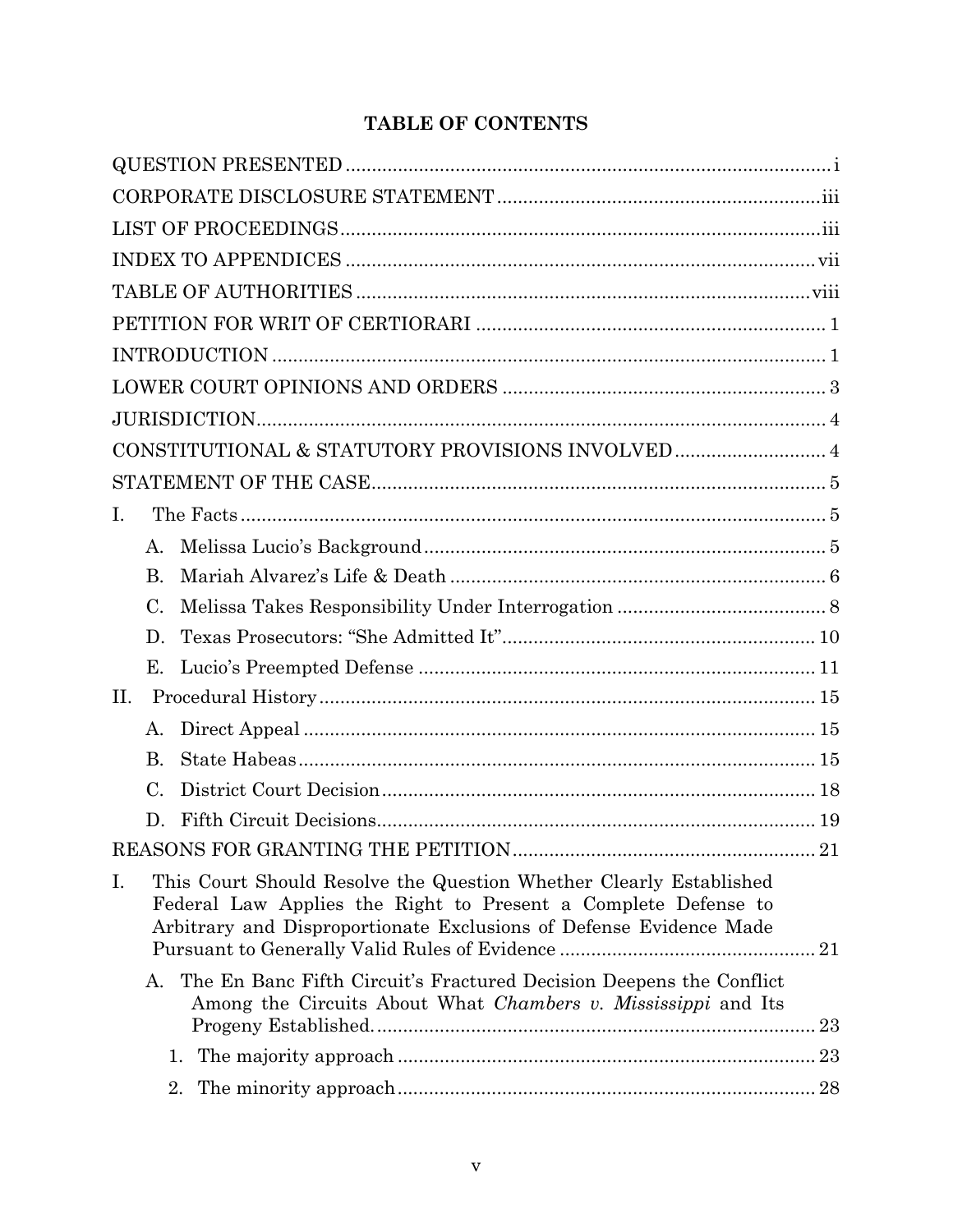# TABLE OF CONTENTS

QUESTION PRESENTED ..... i

CORPORATE DISCLOSURE STATEMENT ..... iii

LIST OF PROCEEDINGS ..... iii

INDEX TO APPENDICES ..... vii

TABLE OF AUTHORITIES ..... viii

PETITION FOR WRIT OF CERTIORARI ..... 1

INTRODUCTION ..... 1

LOWER COURT OPINIONS AND ORDERS ..... 3

JURISDICTION ..... 4

CONSTITUTIONAL & STATUTORY PROVISIONS INVOLVED ..... 4

STATEMENT OF THE CASE ..... 5

- I. The Facts ..... 5
  - A. Melissa Lucio's Background ..... 5
  - B. Mariah Alvarez's Life & Death ..... 6
  - C. Melissa Takes Responsibility Under Interrogation ..... 8
  - D. Texas Prosecutors: "She Admitted It" ..... 10
  - E. Lucio's Preempted Defense ..... 11
- II. Procedural History ..... 15
  - A. Direct Appeal ..... 15
  - B. State Habeas ..... 15
  - C. District Court Decision ..... 18
  - D. Fifth Circuit Decisions ..... 19

REASONS FOR GRANTING THE PETITION ..... 21

- I. This Court Should Resolve the Question Whether Clearly Established Federal Law Applies the Right to Present a Complete Defense to Arbitrary and Disproportionate Exclusions of Defense Evidence Made Pursuant to Generally Valid Rules of Evidence ..... 21
  - A. The En Banc Fifth Circuit's Fractured Decision Deepens the Conflict Among the Circuits About What *Chambers v. Mississippi* and Its Progeny Established. ..... 23
    - 1. The majority approach ..... 23
    - 2. The minority approach ..... 28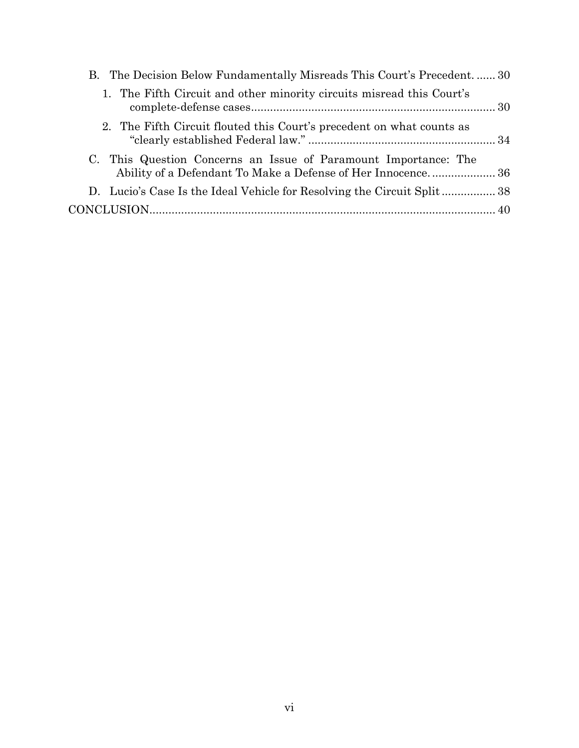B. The Decision Below Fundamentally Misreads This Court's Precedent. ...... 30

   1. The Fifth Circuit and other minority circuits misread this Court's complete-defense cases ........................................................................... 30

   2. The Fifth Circuit flouted this Court's precedent on what counts as "clearly established Federal law." ........................................................ 34

C. This Question Concerns an Issue of Paramount Importance: The Ability of a Defendant To Make a Defense of Her Innocence. .................... 36

D. Lucio's Case Is the Ideal Vehicle for Resolving the Circuit Split ................ 38

CONCLUSION ........................................................................................................ 40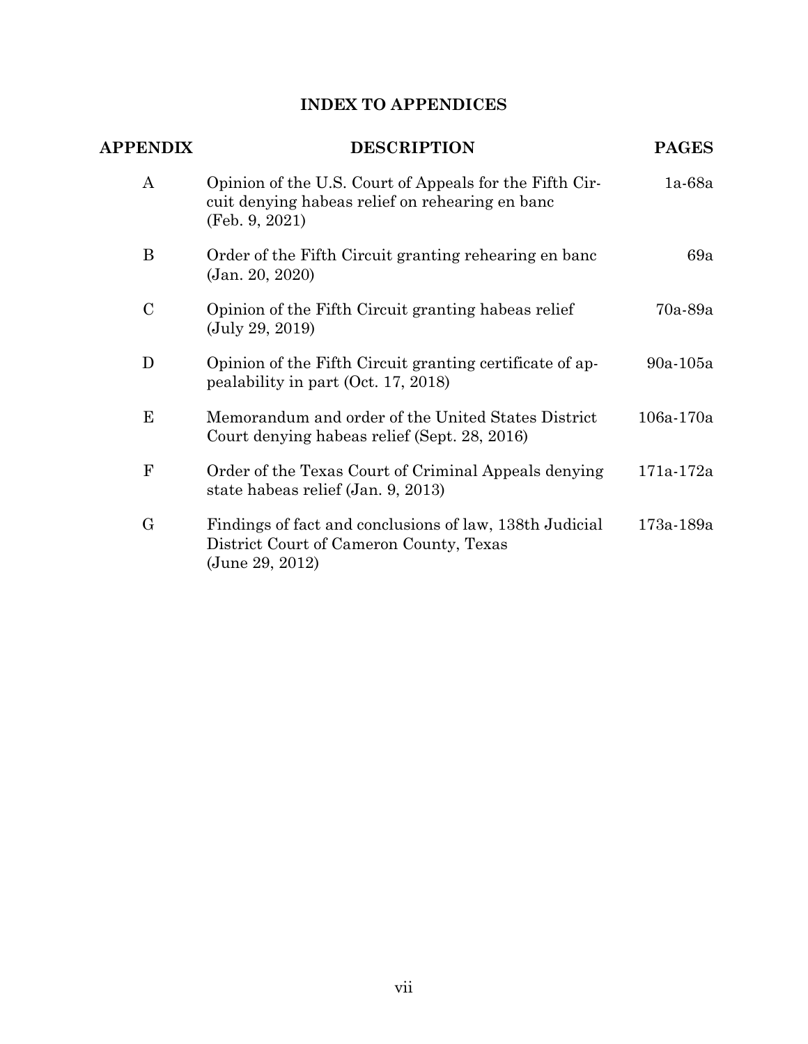## INDEX TO APPENDICES

| APPENDIX | DESCRIPTION | PAGES |
| --- | --- | --- |
| A | Opinion of the U.S. Court of Appeals for the Fifth Circuit denying habeas relief on rehearing en banc (Feb. 9, 2021) | 1a-68a |
| B | Order of the Fifth Circuit granting rehearing en banc (Jan. 20, 2020) | 69a |
| C | Opinion of the Fifth Circuit granting habeas relief (July 29, 2019) | 70a-89a |
| D | Opinion of the Fifth Circuit granting certificate of appealability in part (Oct. 17, 2018) | 90a-105a |
| E | Memorandum and order of the United States District Court denying habeas relief (Sept. 28, 2016) | 106a-170a |
| F | Order of the Texas Court of Criminal Appeals denying state habeas relief (Jan. 9, 2013) | 171a-172a |
| G | Findings of fact and conclusions of law, 138th Judicial District Court of Cameron County, Texas (June 29, 2012) | 173a-189a |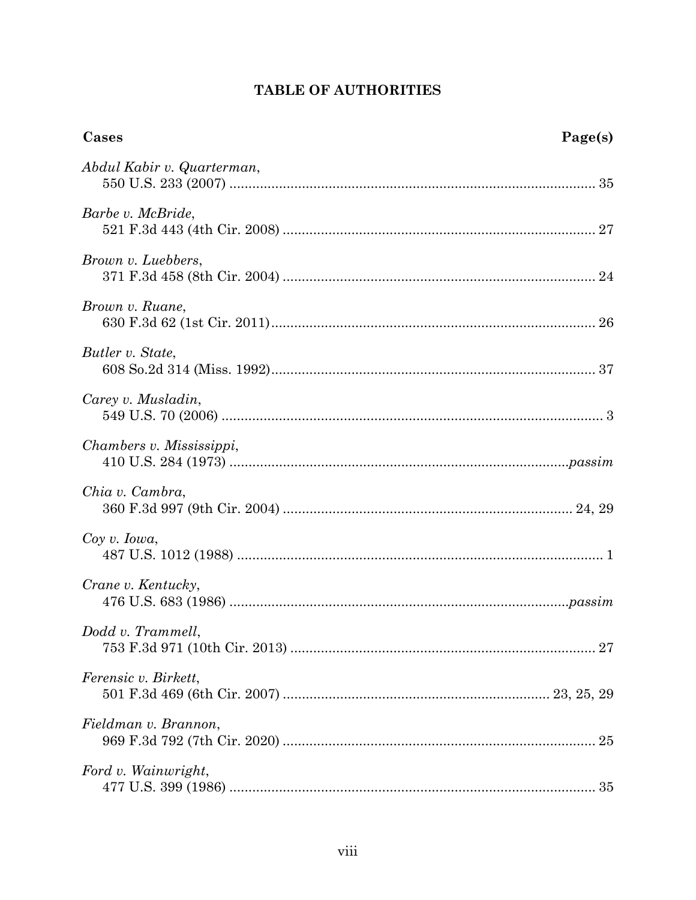## TABLE OF AUTHORITIES

**Cases** **Page(s)**

*Abdul Kabir v. Quarterman*,
550 U.S. 233 (2007) .............................................................................................. 35

*Barbe v. McBride*,
521 F.3d 443 (4th Cir. 2008) ................................................................................ 27

*Brown v. Luebbers*,
371 F.3d 458 (8th Cir. 2004) ................................................................................ 24

*Brown v. Ruane*,
630 F.3d 62 (1st Cir. 2011).................................................................................... 26

*Butler v. State*,
608 So.2d 314 (Miss. 1992).................................................................................... 37

*Carey v. Musladin*,
549 U.S. 70 (2006) .................................................................................................. 3

*Chambers v. Mississippi*,
410 U.S. 284 (1973) .....................................................................................*passim*

*Chia v. Cambra*,
360 F.3d 997 (9th Cir. 2004) .......................................................................... 24, 29

*Coy v. Iowa*,
487 U.S. 1012 (1988) ............................................................................................... 1

*Crane v. Kentucky*,
476 U.S. 683 (1986) .......................................................................................*passim*

*Dodd v. Trammell*,
753 F.3d 971 (10th Cir. 2013) .............................................................................. 27

*Ferensic v. Birkett*,
501 F.3d 469 (6th Cir. 2007) .................................................................... 23, 25, 29

*Fieldman v. Brannon*,
969 F.3d 792 (7th Cir. 2020) ................................................................................ 25

*Ford v. Wainwright*,
477 U.S. 399 (1986) .............................................................................................. 35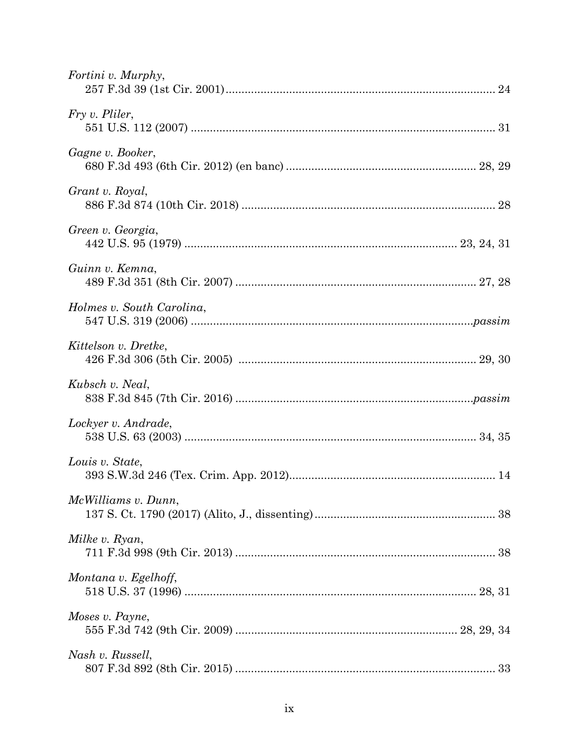*Fortini v. Murphy*,
257 F.3d 39 (1st Cir. 2001)....................................................................................... 24

*Fry v. Pliler*,
551 U.S. 112 (2007) ................................................................................................ 31

*Gagne v. Booker*,
680 F.3d 493 (6th Cir. 2012) (en banc) ........................................................... 28, 29

*Grant v. Royal*,
886 F.3d 874 (10th Cir. 2018) ............................................................................... 28

*Green v. Georgia*,
442 U.S. 95 (1979) ...................................................................................... 23, 24, 31

*Guinn v. Kemna*,
489 F.3d 351 (8th Cir. 2007) ........................................................................... 27, 28

*Holmes v. South Carolina*,
547 U.S. 319 (2006) ........................................................................................*passim*

*Kittelson v. Dretke*,
426 F.3d 306 (5th Cir. 2005) ......................................................................... 29, 30

*Kubsch v. Neal*,
838 F.3d 845 (7th Cir. 2016) ...........................................................................*passim*

*Lockyer v. Andrade*,
538 U.S. 63 (2003) ........................................................................................... 34, 35

*Louis v. State*,
393 S.W.3d 246 (Tex. Crim. App. 2012)................................................................ 14

*McWilliams v. Dunn*,
137 S. Ct. 1790 (2017) (Alito, J., dissenting)........................................................ 38

*Milke v. Ryan*,
711 F.3d 998 (9th Cir. 2013) ................................................................................. 38

*Montana v. Egelhoff*,
518 U.S. 37 (1996) ........................................................................................... 28, 31

*Moses v. Payne*,
555 F.3d 742 (9th Cir. 2009) ..................................................................... 28, 29, 34

*Nash v. Russell*,
807 F.3d 892 (8th Cir. 2015) ................................................................................. 33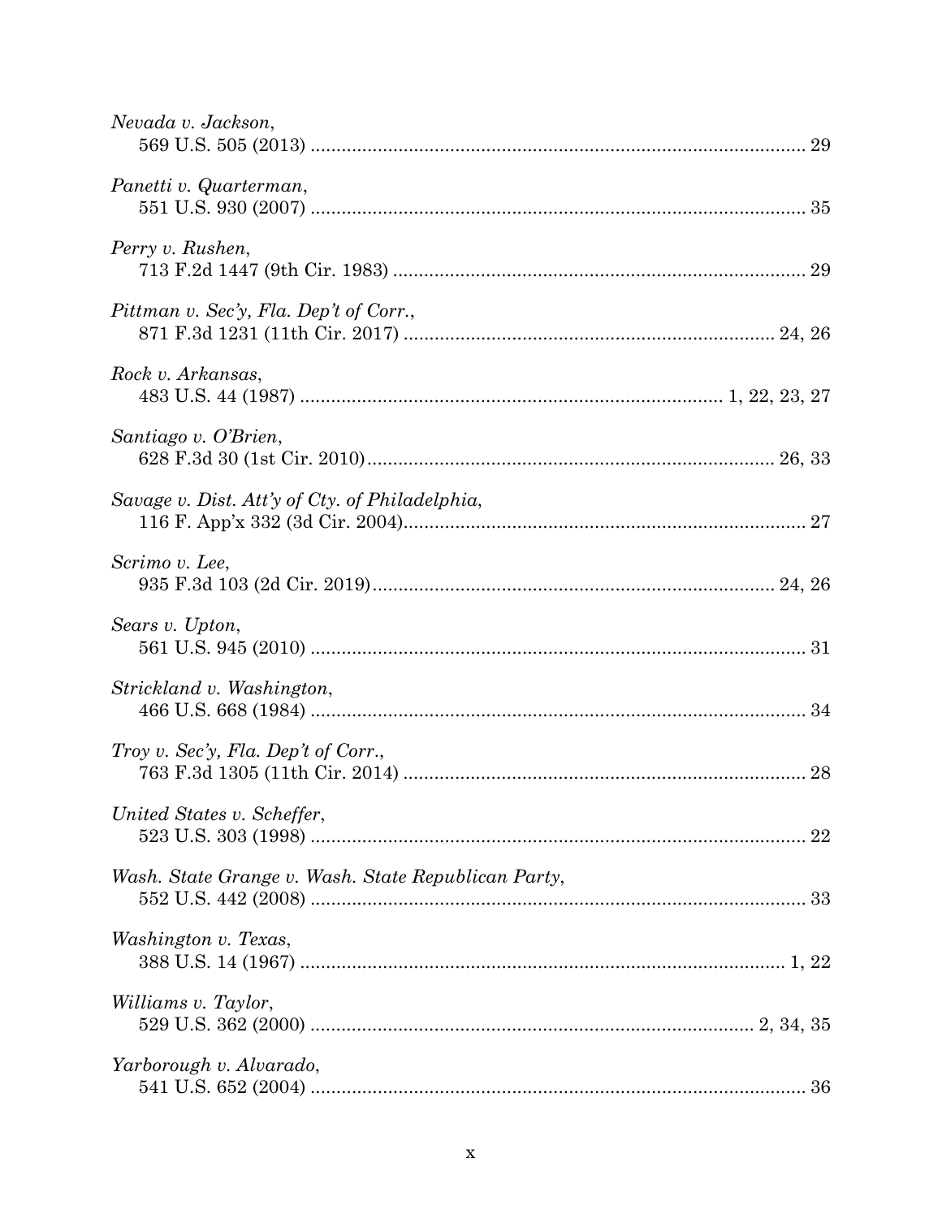*Nevada v. Jackson*,
569 U.S. 505 (2013) .................................................................................................. 29

*Panetti v. Quarterman*,
551 U.S. 930 (2007) .................................................................................................. 35

*Perry v. Rushen*,
713 F.2d 1447 (9th Cir. 1983) ................................................................................. 29

*Pittman v. Sec'y, Fla. Dep't of Corr.*,
871 F.3d 1231 (11th Cir. 2017) ......................................................................... 24, 26

*Rock v. Arkansas*,
483 U.S. 44 (1987) ................................................................................. 1, 22, 23, 27

*Santiago v. O'Brien*,
628 F.3d 30 (1st Cir. 2010)................................................................................ 26, 33

*Savage v. Dist. Att'y of Cty. of Philadelphia*,
116 F. App'x 332 (3d Cir. 2004)............................................................................. 27

*Scrimo v. Lee*,
935 F.3d 103 (2d Cir. 2019)................................................................................ 24, 26

*Sears v. Upton*,
561 U.S. 945 (2010) .................................................................................................. 31

*Strickland v. Washington*,
466 U.S. 668 (1984) .................................................................................................. 34

*Troy v. Sec'y, Fla. Dep't of Corr.*,
763 F.3d 1305 (11th Cir. 2014) .............................................................................. 28

*United States v. Scheffer*,
523 U.S. 303 (1998) .................................................................................................. 22

*Wash. State Grange v. Wash. State Republican Party*,
552 U.S. 442 (2008) .................................................................................................. 33

*Washington v. Texas*,
388 U.S. 14 (1967) ............................................................................................... 1, 22

*Williams v. Taylor*,
529 U.S. 362 (2000) ..................................................................................... 2, 34, 35

*Yarborough v. Alvarado*,
541 U.S. 652 (2004) .................................................................................................. 36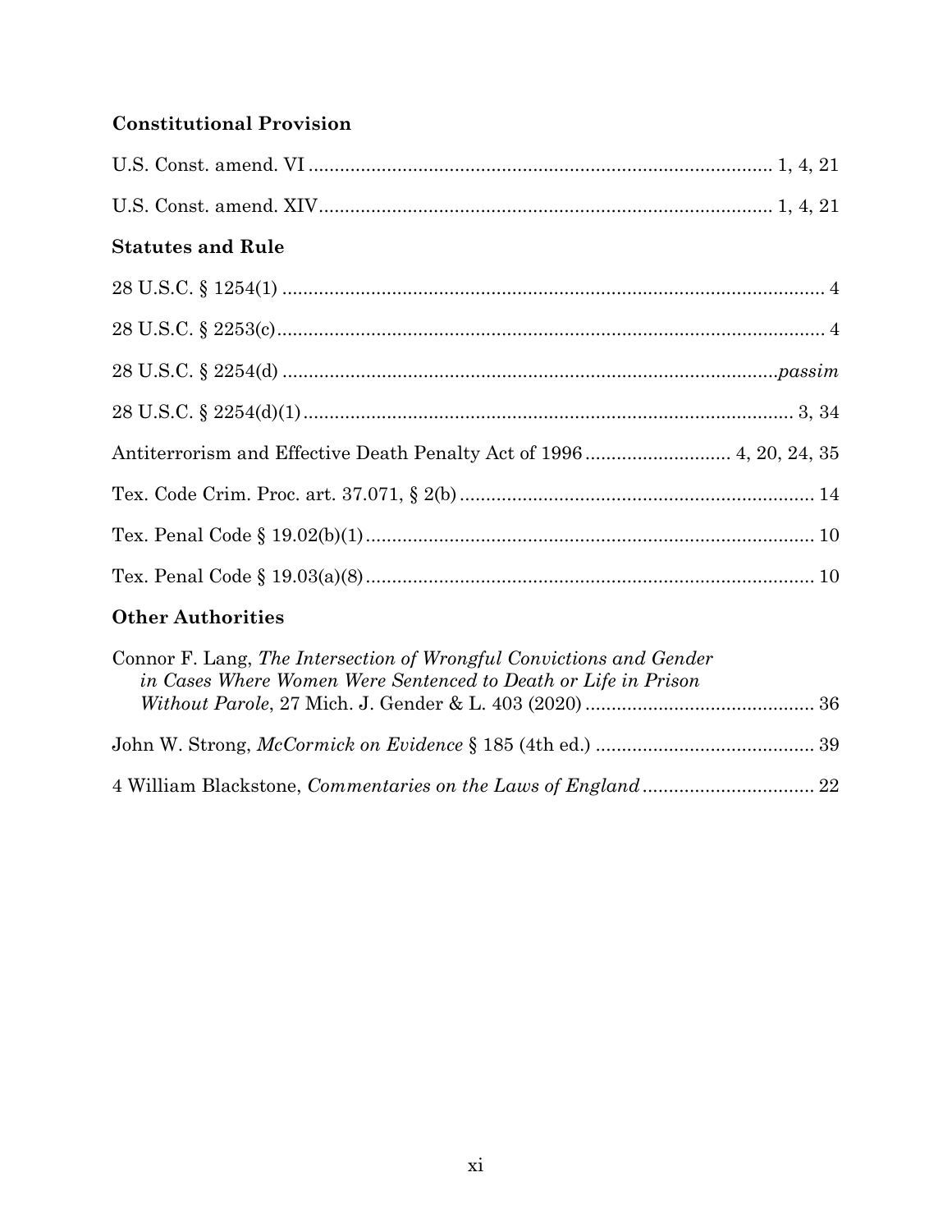### Constitutional Provision

U.S. Const. amend. VI ........................................................................................ 1, 4, 21

U.S. Const. amend. XIV...................................................................................... 1, 4, 21

### Statutes and Rule

28 U.S.C. § 1254(1) ........................................................................................................ 4

28 U.S.C. § 2253(c).......................................................................................................... 4

28 U.S.C. § 2254(d) ..............................................................................................*passim*

28 U.S.C. § 2254(d)(1)............................................................................................. 3, 34

Antiterrorism and Effective Death Penalty Act of 1996 ........................... 4, 20, 24, 35

Tex. Code Crim. Proc. art. 37.071, § 2(b) ................................................................... 14

Tex. Penal Code § 19.02(b)(1)...................................................................................... 10

Tex. Penal Code § 19.03(a)(8)...................................................................................... 10

### Other Authorities

Connor F. Lang, *The Intersection of Wrongful Convictions and Gender in Cases Where Women Were Sentenced to Death or Life in Prison Without Parole*, 27 Mich. J. Gender & L. 403 (2020) ........................................... 36

John W. Strong, *McCormick on Evidence* § 185 (4th ed.) .......................................... 39

4 William Blackstone, *Commentaries on the Laws of England* ................................ 22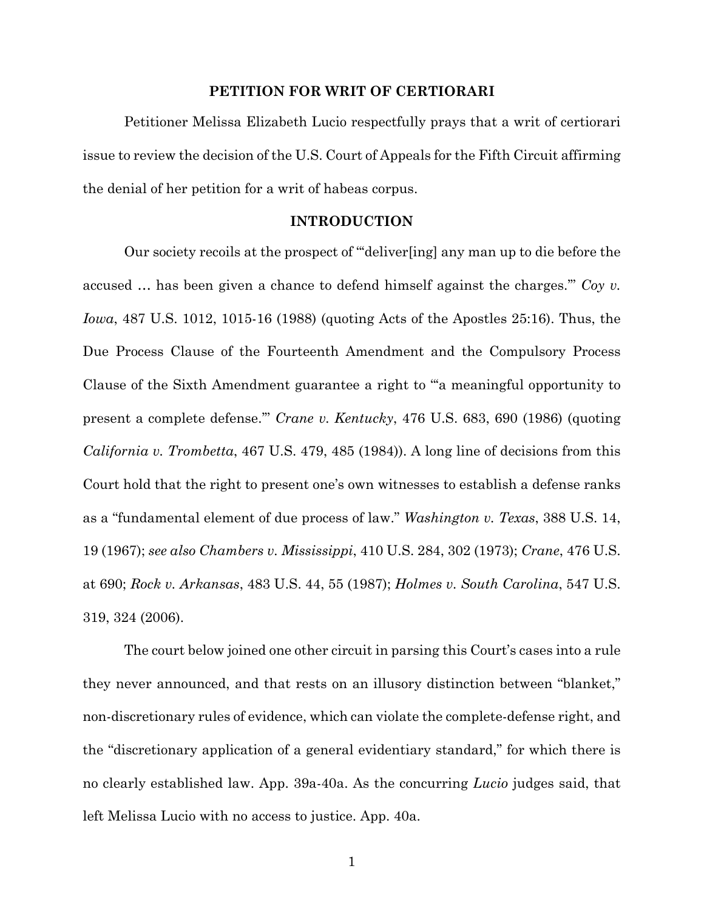## PETITION FOR WRIT OF CERTIORARI

Petitioner Melissa Elizabeth Lucio respectfully prays that a writ of certiorari issue to review the decision of the U.S. Court of Appeals for the Fifth Circuit affirming the denial of her petition for a writ of habeas corpus.

## INTRODUCTION

Our society recoils at the prospect of "'deliver[ing] any man up to die before the accused … has been given a chance to defend himself against the charges.'" *Coy v. Iowa*, 487 U.S. 1012, 1015-16 (1988) (quoting Acts of the Apostles 25:16). Thus, the Due Process Clause of the Fourteenth Amendment and the Compulsory Process Clause of the Sixth Amendment guarantee a right to "'a meaningful opportunity to present a complete defense.'" *Crane v. Kentucky*, 476 U.S. 683, 690 (1986) (quoting *California v. Trombetta*, 467 U.S. 479, 485 (1984)). A long line of decisions from this Court hold that the right to present one's own witnesses to establish a defense ranks as a "fundamental element of due process of law." *Washington v. Texas*, 388 U.S. 14, 19 (1967); *see also Chambers v. Mississippi*, 410 U.S. 284, 302 (1973); *Crane*, 476 U.S. at 690; *Rock v. Arkansas*, 483 U.S. 44, 55 (1987); *Holmes v. South Carolina*, 547 U.S. 319, 324 (2006).

The court below joined one other circuit in parsing this Court's cases into a rule they never announced, and that rests on an illusory distinction between "blanket," non-discretionary rules of evidence, which can violate the complete-defense right, and the "discretionary application of a general evidentiary standard," for which there is no clearly established law. App. 39a-40a. As the concurring *Lucio* judges said, that left Melissa Lucio with no access to justice. App. 40a.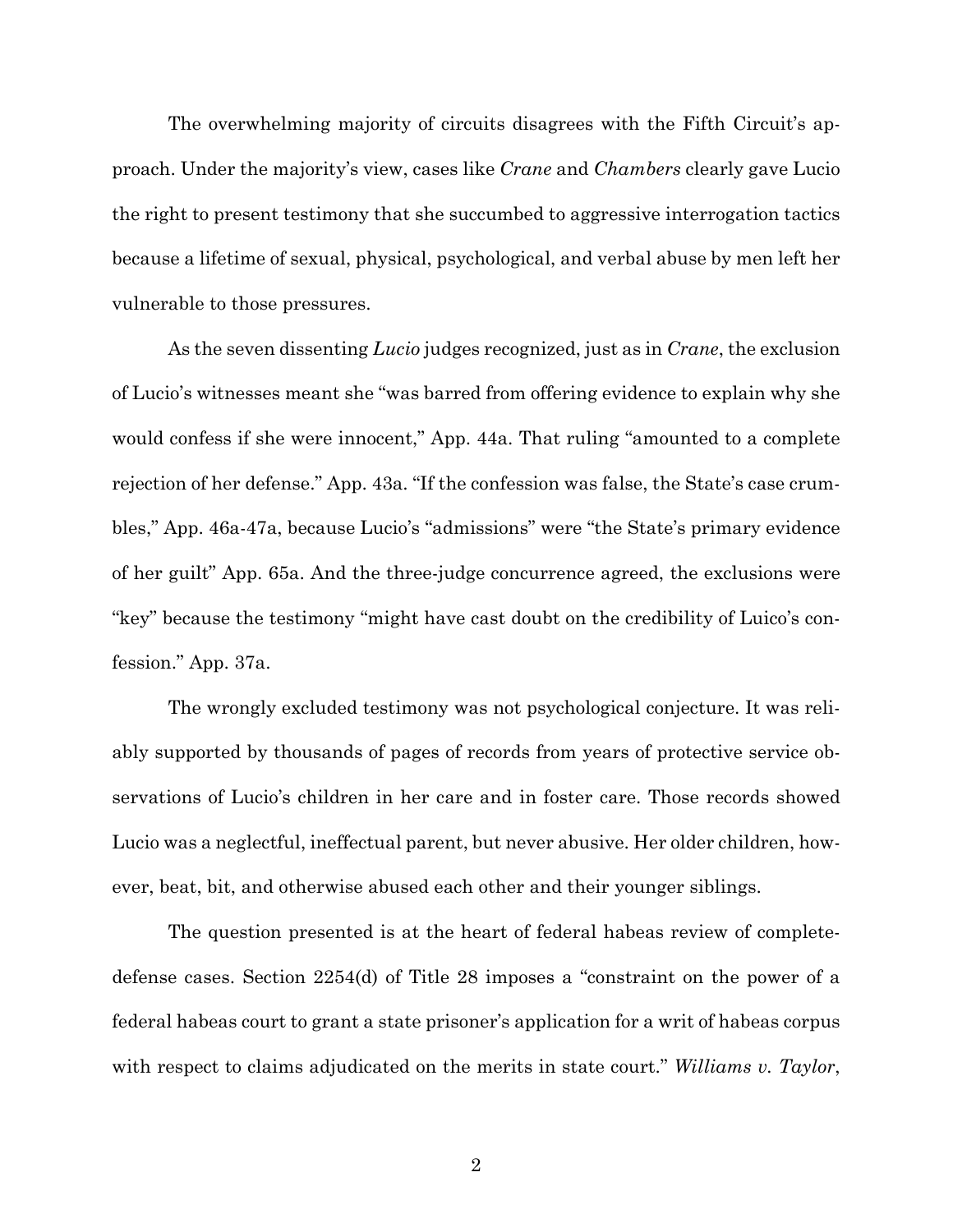The overwhelming majority of circuits disagrees with the Fifth Circuit's approach. Under the majority's view, cases like *Crane* and *Chambers* clearly gave Lucio the right to present testimony that she succumbed to aggressive interrogation tactics because a lifetime of sexual, physical, psychological, and verbal abuse by men left her vulnerable to those pressures.

As the seven dissenting *Lucio* judges recognized, just as in *Crane*, the exclusion of Lucio's witnesses meant she "was barred from offering evidence to explain why she would confess if she were innocent," App. 44a. That ruling "amounted to a complete rejection of her defense." App. 43a. "If the confession was false, the State's case crumbles," App. 46a-47a, because Lucio's "admissions" were "the State's primary evidence of her guilt" App. 65a. And the three-judge concurrence agreed, the exclusions were "key" because the testimony "might have cast doubt on the credibility of Luico's confession." App. 37a.

The wrongly excluded testimony was not psychological conjecture. It was reliably supported by thousands of pages of records from years of protective service observations of Lucio's children in her care and in foster care. Those records showed Lucio was a neglectful, ineffectual parent, but never abusive. Her older children, however, beat, bit, and otherwise abused each other and their younger siblings.

The question presented is at the heart of federal habeas review of complete-defense cases. Section 2254(d) of Title 28 imposes a "constraint on the power of a federal habeas court to grant a state prisoner's application for a writ of habeas corpus with respect to claims adjudicated on the merits in state court." *Williams v. Taylor*,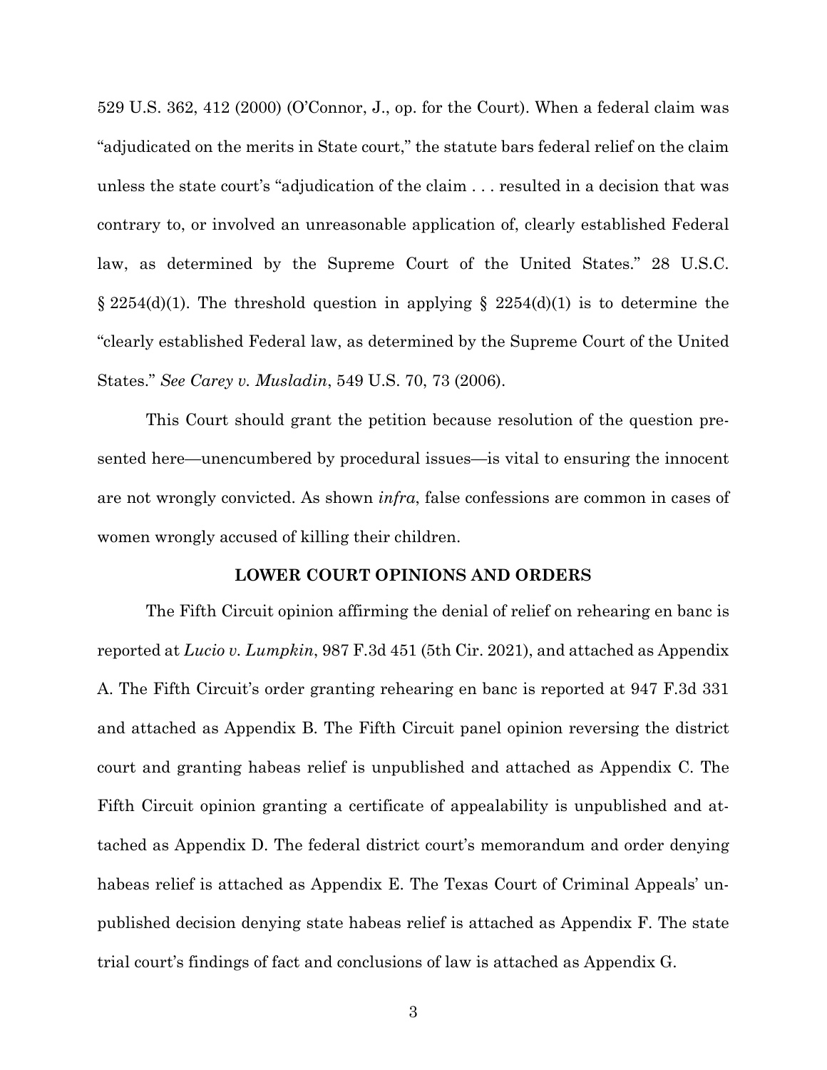529 U.S. 362, 412 (2000) (O'Connor, J., op. for the Court). When a federal claim was "adjudicated on the merits in State court," the statute bars federal relief on the claim unless the state court's "adjudication of the claim . . . resulted in a decision that was contrary to, or involved an unreasonable application of, clearly established Federal law, as determined by the Supreme Court of the United States." 28 U.S.C. § 2254(d)(1). The threshold question in applying § 2254(d)(1) is to determine the "clearly established Federal law, as determined by the Supreme Court of the United States." *See Carey v. Musladin*, 549 U.S. 70, 73 (2006).

This Court should grant the petition because resolution of the question presented here—unencumbered by procedural issues—is vital to ensuring the innocent are not wrongly convicted. As shown *infra*, false confessions are common in cases of women wrongly accused of killing their children.

## LOWER COURT OPINIONS AND ORDERS

The Fifth Circuit opinion affirming the denial of relief on rehearing en banc is reported at *Lucio v. Lumpkin*, 987 F.3d 451 (5th Cir. 2021), and attached as Appendix A. The Fifth Circuit's order granting rehearing en banc is reported at 947 F.3d 331 and attached as Appendix B. The Fifth Circuit panel opinion reversing the district court and granting habeas relief is unpublished and attached as Appendix C. The Fifth Circuit opinion granting a certificate of appealability is unpublished and attached as Appendix D. The federal district court's memorandum and order denying habeas relief is attached as Appendix E. The Texas Court of Criminal Appeals' unpublished decision denying state habeas relief is attached as Appendix F. The state trial court's findings of fact and conclusions of law is attached as Appendix G.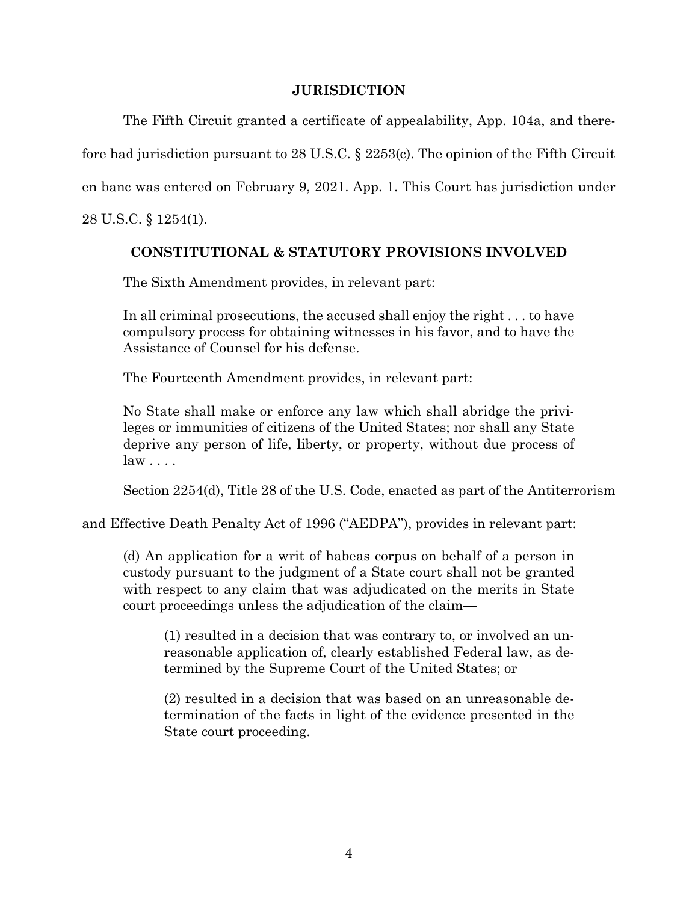## JURISDICTION

The Fifth Circuit granted a certificate of appealability, App. 104a, and therefore had jurisdiction pursuant to 28 U.S.C. § 2253(c). The opinion of the Fifth Circuit en banc was entered on February 9, 2021. App. 1. This Court has jurisdiction under 28 U.S.C. § 1254(1).

## CONSTITUTIONAL & STATUTORY PROVISIONS INVOLVED

The Sixth Amendment provides, in relevant part:

> In all criminal prosecutions, the accused shall enjoy the right . . . to have compulsory process for obtaining witnesses in his favor, and to have the Assistance of Counsel for his defense.

The Fourteenth Amendment provides, in relevant part:

> No State shall make or enforce any law which shall abridge the privileges or immunities of citizens of the United States; nor shall any State deprive any person of life, liberty, or property, without due process of law . . . .

Section 2254(d), Title 28 of the U.S. Code, enacted as part of the Antiterrorism and Effective Death Penalty Act of 1996 ("AEDPA"), provides in relevant part:

> (d) An application for a writ of habeas corpus on behalf of a person in custody pursuant to the judgment of a State court shall not be granted with respect to any claim that was adjudicated on the merits in State court proceedings unless the adjudication of the claim—
>
>> (1) resulted in a decision that was contrary to, or involved an unreasonable application of, clearly established Federal law, as determined by the Supreme Court of the United States; or
>>
>> (2) resulted in a decision that was based on an unreasonable determination of the facts in light of the evidence presented in the State court proceeding.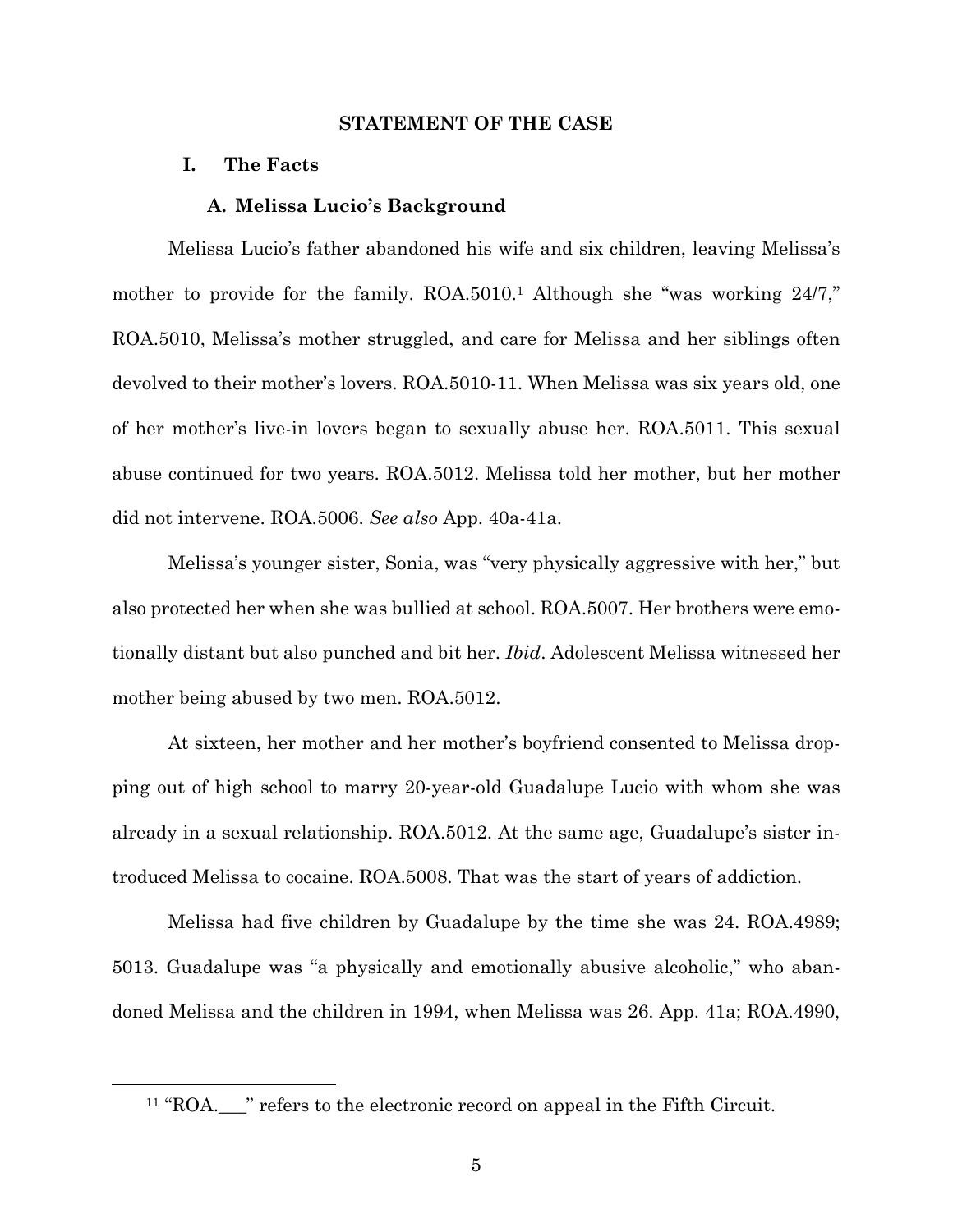## STATEMENT OF THE CASE

### I. The Facts

#### A. Melissa Lucio's Background

Melissa Lucio's father abandoned his wife and six children, leaving Melissa's mother to provide for the family. ROA.5010.[1] Although she "was working 24/7," ROA.5010, Melissa's mother struggled, and care for Melissa and her siblings often devolved to their mother's lovers. ROA.5010-11. When Melissa was six years old, one of her mother's live-in lovers began to sexually abuse her. ROA.5011. This sexual abuse continued for two years. ROA.5012. Melissa told her mother, but her mother did not intervene. ROA.5006. *See also* App. 40a-41a.

Melissa's younger sister, Sonia, was "very physically aggressive with her," but also protected her when she was bullied at school. ROA.5007. Her brothers were emotionally distant but also punched and bit her. *Ibid*. Adolescent Melissa witnessed her mother being abused by two men. ROA.5012.

At sixteen, her mother and her mother's boyfriend consented to Melissa dropping out of high school to marry 20-year-old Guadalupe Lucio with whom she was already in a sexual relationship. ROA.5012. At the same age, Guadalupe's sister introduced Melissa to cocaine. ROA.5008. That was the start of years of addiction.

Melissa had five children by Guadalupe by the time she was 24. ROA.4989; 5013. Guadalupe was "a physically and emotionally abusive alcoholic," who abandoned Melissa and the children in 1994, when Melissa was 26. App. 41a; ROA.4990,

---

[1] "ROA.___" refers to the electronic record on appeal in the Fifth Circuit.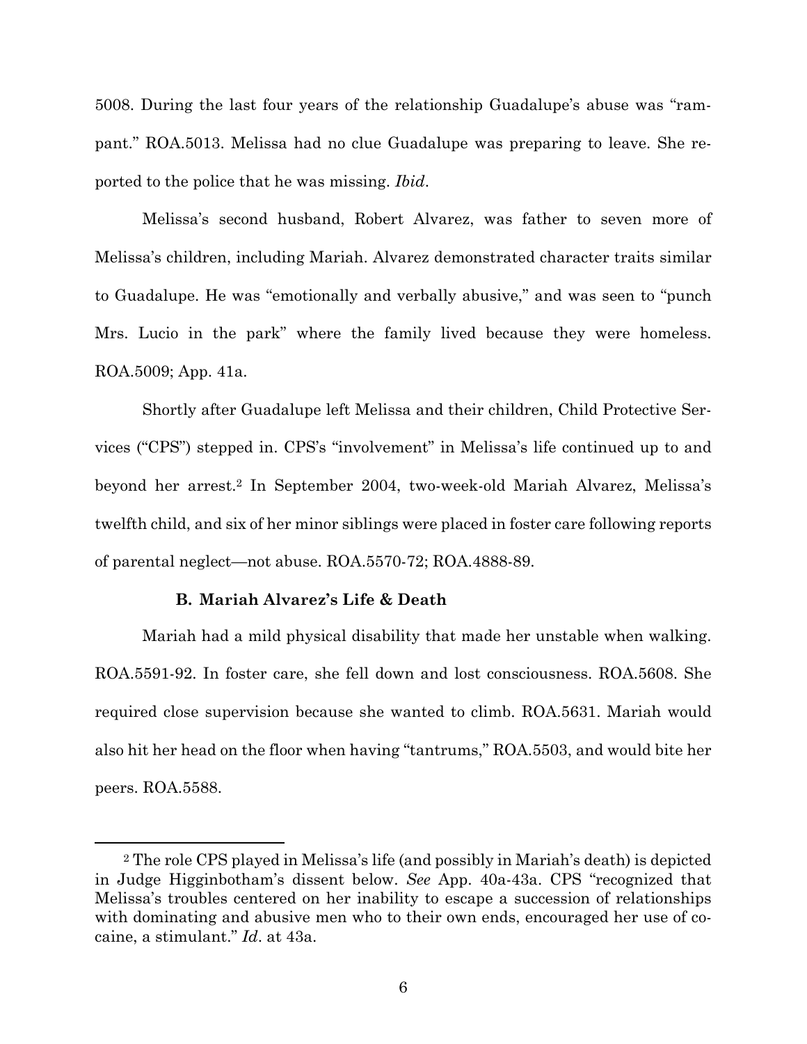5008. During the last four years of the relationship Guadalupe's abuse was "rampant." ROA.5013. Melissa had no clue Guadalupe was preparing to leave. She reported to the police that he was missing. *Ibid*.

Melissa's second husband, Robert Alvarez, was father to seven more of Melissa's children, including Mariah. Alvarez demonstrated character traits similar to Guadalupe. He was "emotionally and verbally abusive," and was seen to "punch Mrs. Lucio in the park" where the family lived because they were homeless. ROA.5009; App. 41a.

Shortly after Guadalupe left Melissa and their children, Child Protective Services ("CPS") stepped in. CPS's "involvement" in Melissa's life continued up to and beyond her arrest.[2] In September 2004, two-week-old Mariah Alvarez, Melissa's twelfth child, and six of her minor siblings were placed in foster care following reports of parental neglect—not abuse. ROA.5570-72; ROA.4888-89.

### B. Mariah Alvarez's Life & Death

Mariah had a mild physical disability that made her unstable when walking. ROA.5591-92. In foster care, she fell down and lost consciousness. ROA.5608. She required close supervision because she wanted to climb. ROA.5631. Mariah would also hit her head on the floor when having "tantrums," ROA.5503, and would bite her peers. ROA.5588.

---

[2] The role CPS played in Melissa's life (and possibly in Mariah's death) is depicted in Judge Higginbotham's dissent below. *See* App. 40a-43a. CPS "recognized that Melissa's troubles centered on her inability to escape a succession of relationships with dominating and abusive men who to their own ends, encouraged her use of cocaine, a stimulant." *Id*. at 43a.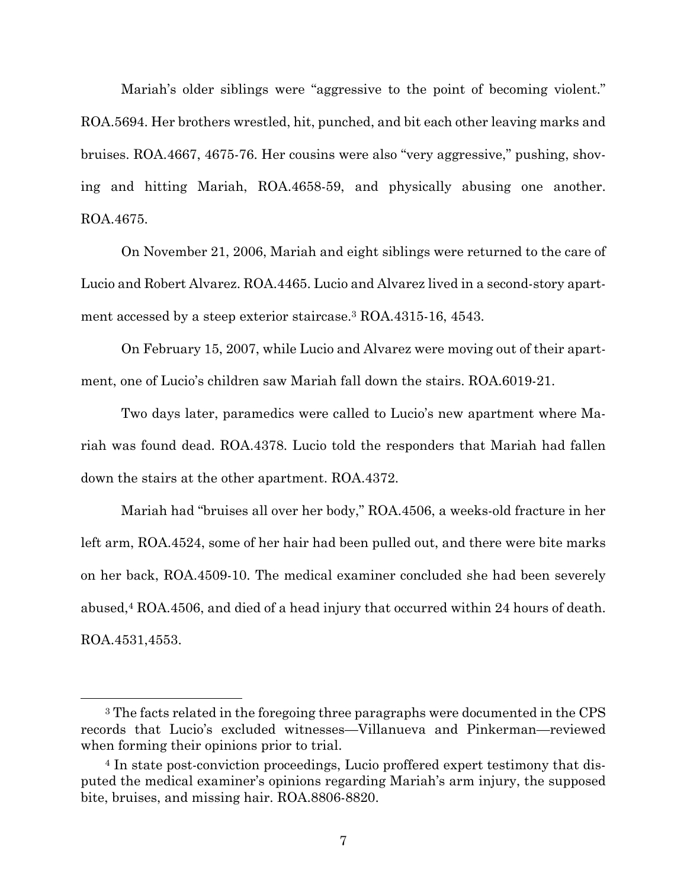Mariah's older siblings were "aggressive to the point of becoming violent." ROA.5694. Her brothers wrestled, hit, punched, and bit each other leaving marks and bruises. ROA.4667, 4675-76. Her cousins were also "very aggressive," pushing, shoving and hitting Mariah, ROA.4658-59, and physically abusing one another. ROA.4675.

On November 21, 2006, Mariah and eight siblings were returned to the care of Lucio and Robert Alvarez. ROA.4465. Lucio and Alvarez lived in a second-story apartment accessed by a steep exterior staircase.[3] ROA.4315-16, 4543.

On February 15, 2007, while Lucio and Alvarez were moving out of their apartment, one of Lucio's children saw Mariah fall down the stairs. ROA.6019-21.

Two days later, paramedics were called to Lucio's new apartment where Mariah was found dead. ROA.4378. Lucio told the responders that Mariah had fallen down the stairs at the other apartment. ROA.4372.

Mariah had "bruises all over her body," ROA.4506, a weeks-old fracture in her left arm, ROA.4524, some of her hair had been pulled out, and there were bite marks on her back, ROA.4509-10. The medical examiner concluded she had been severely abused,[4] ROA.4506, and died of a head injury that occurred within 24 hours of death. ROA.4531,4553.

---

[3] The facts related in the foregoing three paragraphs were documented in the CPS records that Lucio's excluded witnesses—Villanueva and Pinkerman—reviewed when forming their opinions prior to trial.

[4] In state post-conviction proceedings, Lucio proffered expert testimony that disputed the medical examiner's opinions regarding Mariah's arm injury, the supposed bite, bruises, and missing hair. ROA.8806-8820.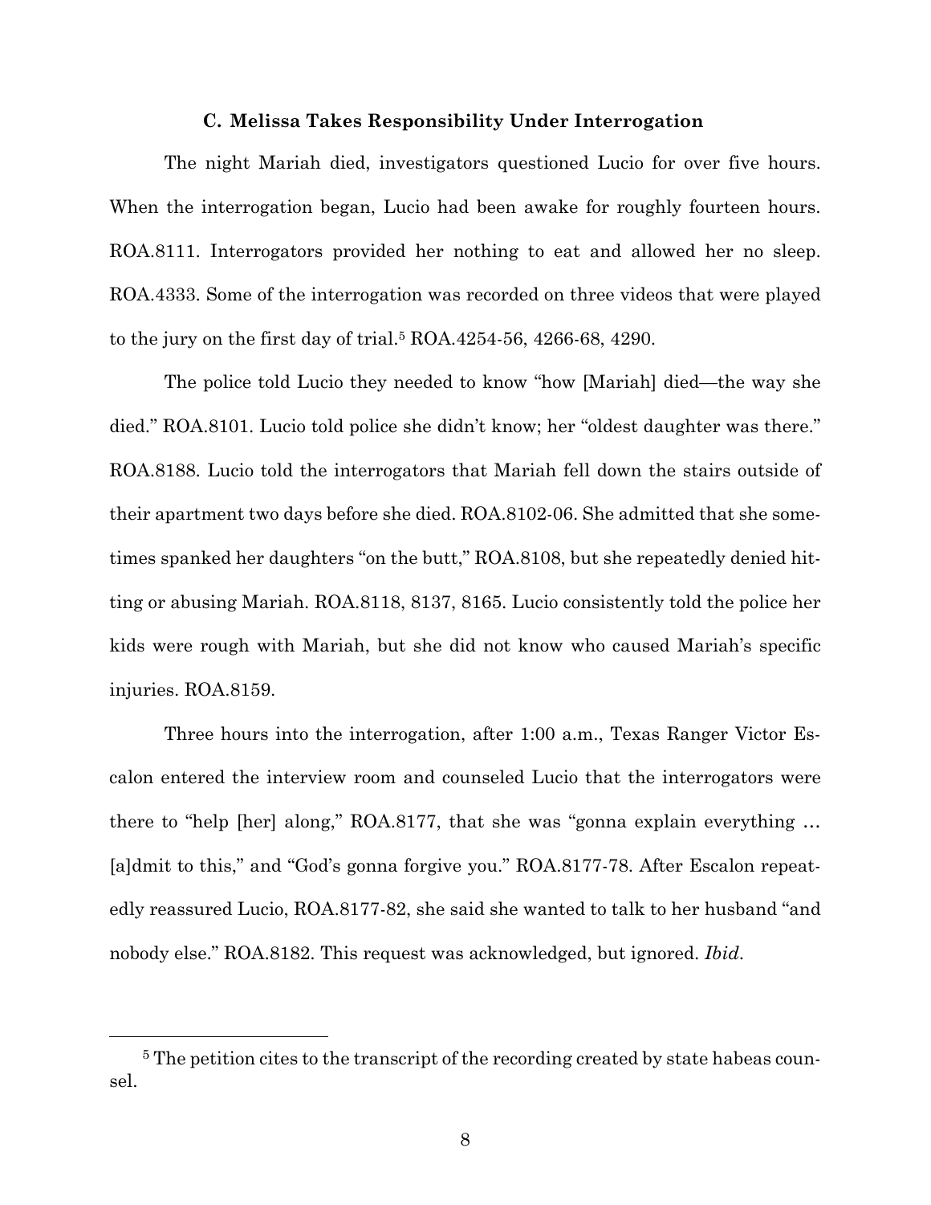### C. Melissa Takes Responsibility Under Interrogation

The night Mariah died, investigators questioned Lucio for over five hours. When the interrogation began, Lucio had been awake for roughly fourteen hours. ROA.8111. Interrogators provided her nothing to eat and allowed her no sleep. ROA.4333. Some of the interrogation was recorded on three videos that were played to the jury on the first day of trial.[5] ROA.4254-56, 4266-68, 4290.

The police told Lucio they needed to know "how [Mariah] died—the way she died." ROA.8101. Lucio told police she didn't know; her "oldest daughter was there." ROA.8188. Lucio told the interrogators that Mariah fell down the stairs outside of their apartment two days before she died. ROA.8102-06. She admitted that she sometimes spanked her daughters "on the butt," ROA.8108, but she repeatedly denied hitting or abusing Mariah. ROA.8118, 8137, 8165. Lucio consistently told the police her kids were rough with Mariah, but she did not know who caused Mariah's specific injuries. ROA.8159.

Three hours into the interrogation, after 1:00 a.m., Texas Ranger Victor Escalon entered the interview room and counseled Lucio that the interrogators were there to "help [her] along," ROA.8177, that she was "gonna explain everything … [a]dmit to this," and "God's gonna forgive you." ROA.8177-78. After Escalon repeatedly reassured Lucio, ROA.8177-82, she said she wanted to talk to her husband "and nobody else." ROA.8182. This request was acknowledged, but ignored. *Ibid*.

---

[5] The petition cites to the transcript of the recording created by state habeas counsel.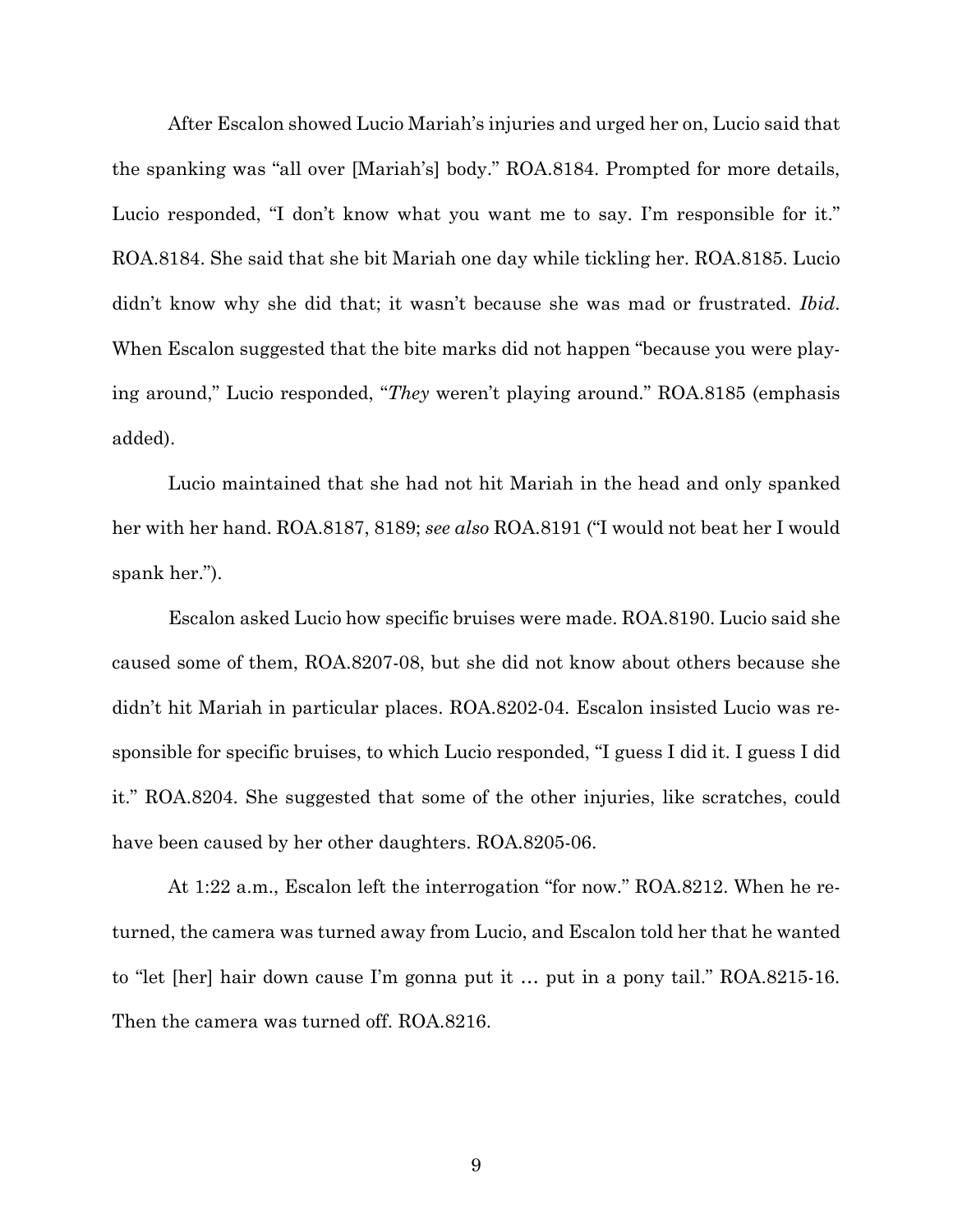After Escalon showed Lucio Mariah's injuries and urged her on, Lucio said that the spanking was "all over [Mariah's] body." ROA.8184. Prompted for more details, Lucio responded, "I don't know what you want me to say. I'm responsible for it." ROA.8184. She said that she bit Mariah one day while tickling her. ROA.8185. Lucio didn't know why she did that; it wasn't because she was mad or frustrated. *Ibid*. When Escalon suggested that the bite marks did not happen "because you were playing around," Lucio responded, "*They* weren't playing around." ROA.8185 (emphasis added).

Lucio maintained that she had not hit Mariah in the head and only spanked her with her hand. ROA.8187, 8189; *see also* ROA.8191 ("I would not beat her I would spank her.").

Escalon asked Lucio how specific bruises were made. ROA.8190. Lucio said she caused some of them, ROA.8207-08, but she did not know about others because she didn't hit Mariah in particular places. ROA.8202-04. Escalon insisted Lucio was responsible for specific bruises, to which Lucio responded, "I guess I did it. I guess I did it." ROA.8204. She suggested that some of the other injuries, like scratches, could have been caused by her other daughters. ROA.8205-06.

At 1:22 a.m., Escalon left the interrogation "for now." ROA.8212. When he returned, the camera was turned away from Lucio, and Escalon told her that he wanted to "let [her] hair down cause I'm gonna put it … put in a pony tail." ROA.8215-16. Then the camera was turned off. ROA.8216.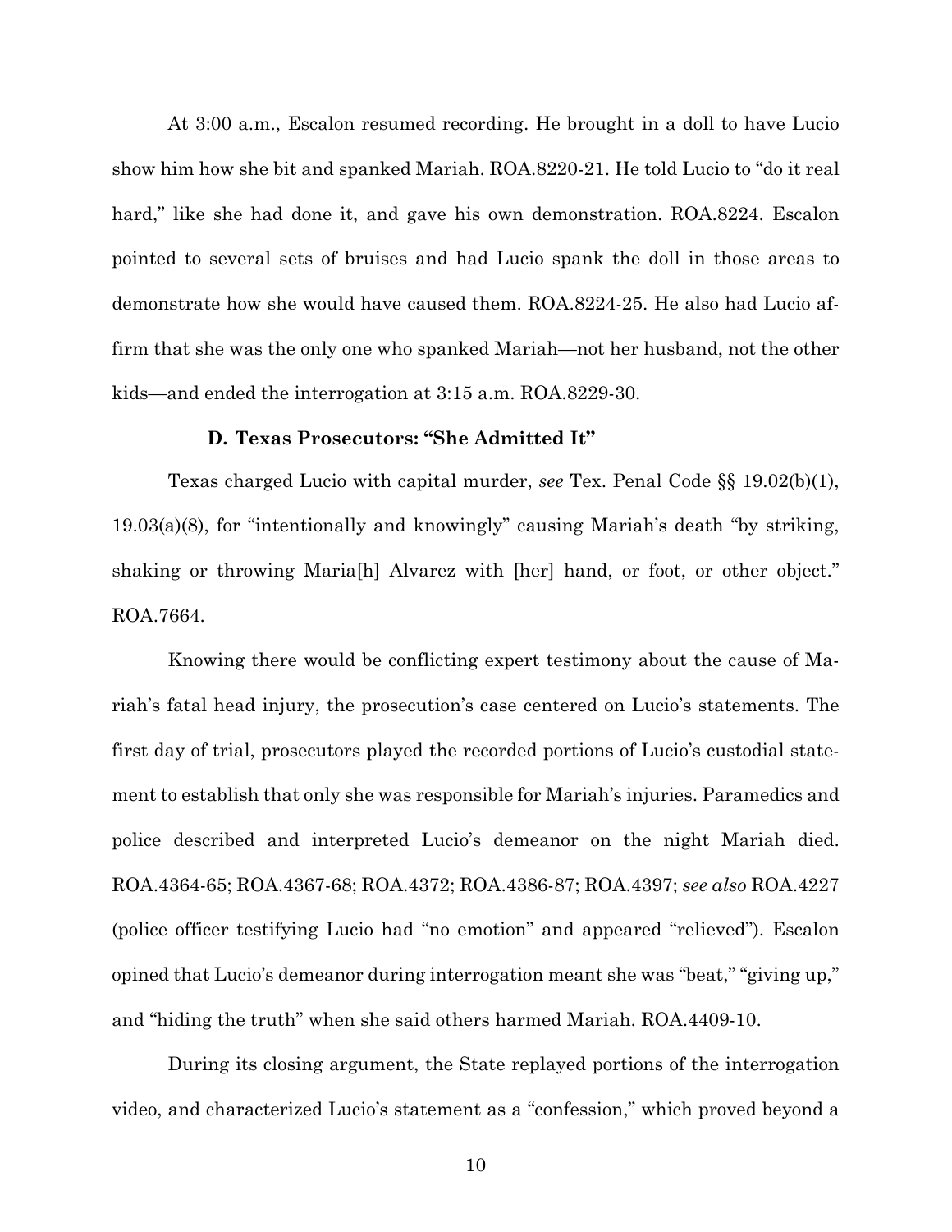At 3:00 a.m., Escalon resumed recording. He brought in a doll to have Lucio show him how she bit and spanked Mariah. ROA.8220-21. He told Lucio to "do it real hard," like she had done it, and gave his own demonstration. ROA.8224. Escalon pointed to several sets of bruises and had Lucio spank the doll in those areas to demonstrate how she would have caused them. ROA.8224-25. He also had Lucio affirm that she was the only one who spanked Mariah—not her husband, not the other kids—and ended the interrogation at 3:15 a.m. ROA.8229-30.

### D. Texas Prosecutors: "She Admitted It"

Texas charged Lucio with capital murder, *see* Tex. Penal Code §§ 19.02(b)(1), 19.03(a)(8), for "intentionally and knowingly" causing Mariah's death "by striking, shaking or throwing Maria[h] Alvarez with [her] hand, or foot, or other object." ROA.7664.

Knowing there would be conflicting expert testimony about the cause of Mariah's fatal head injury, the prosecution's case centered on Lucio's statements. The first day of trial, prosecutors played the recorded portions of Lucio's custodial statement to establish that only she was responsible for Mariah's injuries. Paramedics and police described and interpreted Lucio's demeanor on the night Mariah died. ROA.4364-65; ROA.4367-68; ROA.4372; ROA.4386-87; ROA.4397; *see also* ROA.4227 (police officer testifying Lucio had "no emotion" and appeared "relieved"). Escalon opined that Lucio's demeanor during interrogation meant she was "beat," "giving up," and "hiding the truth" when she said others harmed Mariah. ROA.4409-10.

During its closing argument, the State replayed portions of the interrogation video, and characterized Lucio's statement as a "confession," which proved beyond a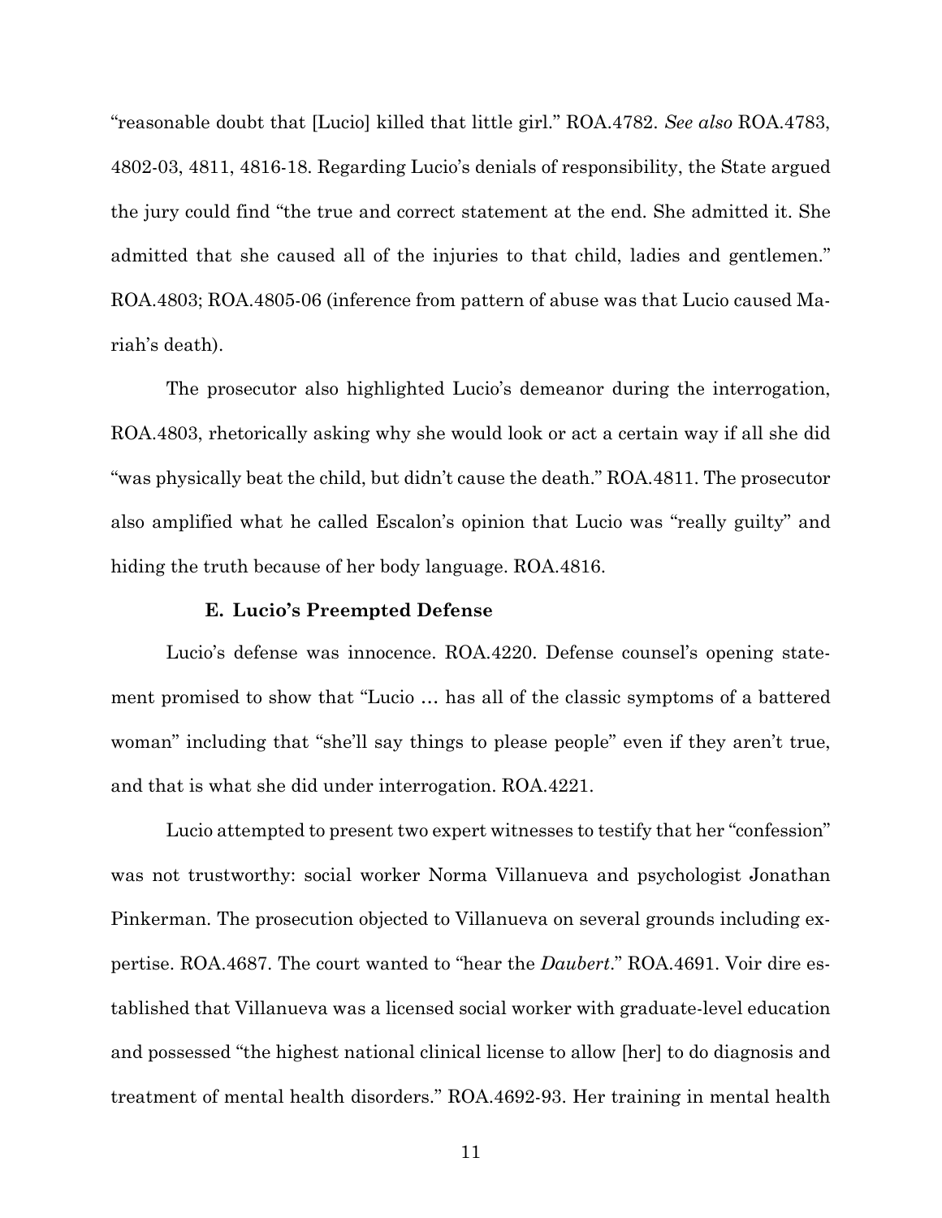"reasonable doubt that [Lucio] killed that little girl." ROA.4782. *See also* ROA.4783, 4802-03, 4811, 4816-18. Regarding Lucio's denials of responsibility, the State argued the jury could find "the true and correct statement at the end. She admitted it. She admitted that she caused all of the injuries to that child, ladies and gentlemen." ROA.4803; ROA.4805-06 (inference from pattern of abuse was that Lucio caused Mariah's death).

The prosecutor also highlighted Lucio's demeanor during the interrogation, ROA.4803, rhetorically asking why she would look or act a certain way if all she did "was physically beat the child, but didn't cause the death." ROA.4811. The prosecutor also amplified what he called Escalon's opinion that Lucio was "really guilty" and hiding the truth because of her body language. ROA.4816.

### E. Lucio's Preempted Defense

Lucio's defense was innocence. ROA.4220. Defense counsel's opening statement promised to show that "Lucio … has all of the classic symptoms of a battered woman" including that "she'll say things to please people" even if they aren't true, and that is what she did under interrogation. ROA.4221.

Lucio attempted to present two expert witnesses to testify that her "confession" was not trustworthy: social worker Norma Villanueva and psychologist Jonathan Pinkerman. The prosecution objected to Villanueva on several grounds including expertise. ROA.4687. The court wanted to "hear the *Daubert*." ROA.4691. Voir dire established that Villanueva was a licensed social worker with graduate-level education and possessed "the highest national clinical license to allow [her] to do diagnosis and treatment of mental health disorders." ROA.4692-93. Her training in mental health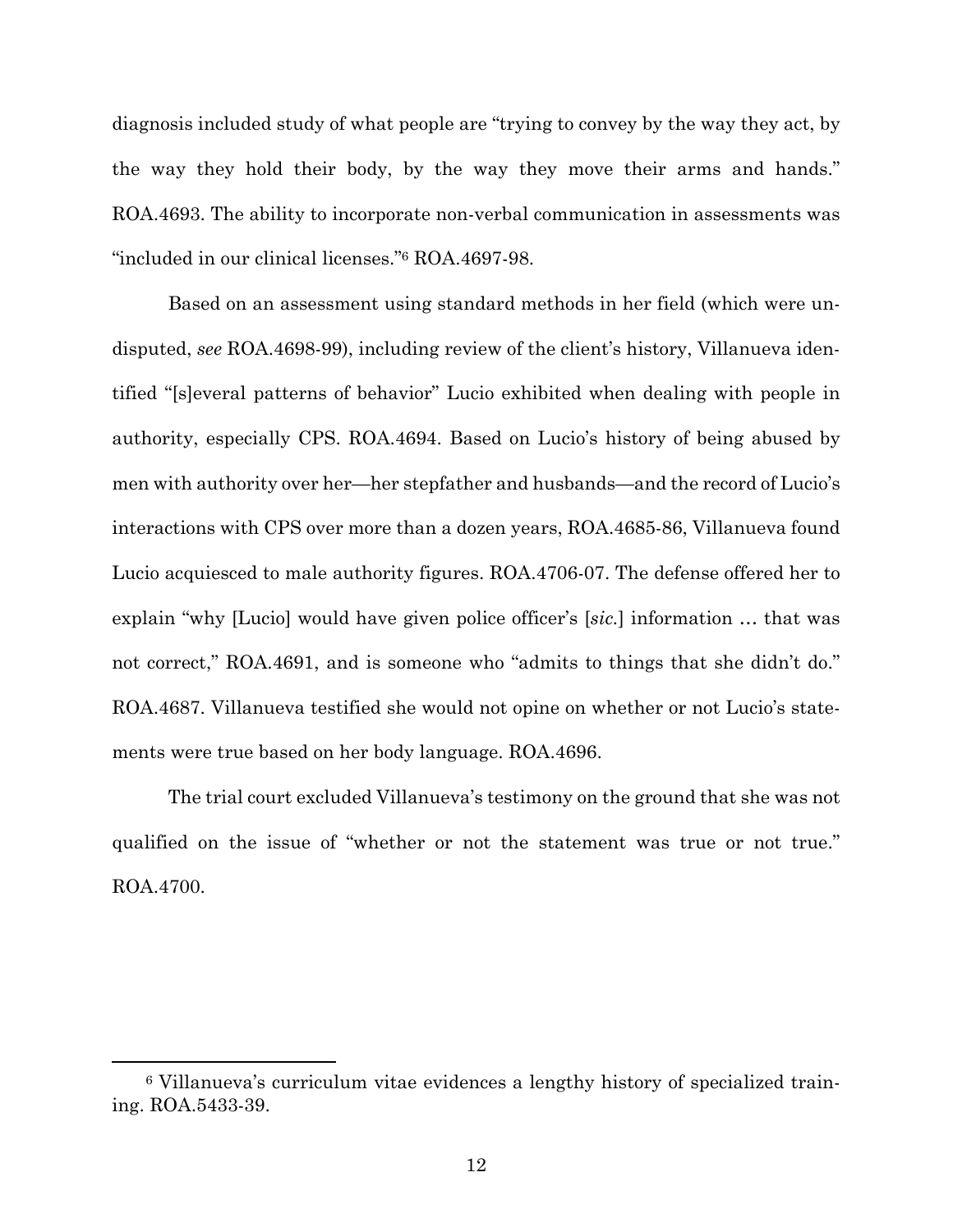diagnosis included study of what people are "trying to convey by the way they act, by the way they hold their body, by the way they move their arms and hands." ROA.4693. The ability to incorporate non-verbal communication in assessments was "included in our clinical licenses."[6] ROA.4697-98.

Based on an assessment using standard methods in her field (which were undisputed, *see* ROA.4698-99), including review of the client's history, Villanueva identified "[s]everal patterns of behavior" Lucio exhibited when dealing with people in authority, especially CPS. ROA.4694. Based on Lucio's history of being abused by men with authority over her—her stepfather and husbands—and the record of Lucio's interactions with CPS over more than a dozen years, ROA.4685-86, Villanueva found Lucio acquiesced to male authority figures. ROA.4706-07. The defense offered her to explain "why [Lucio] would have given police officer's [*sic.*] information … that was not correct," ROA.4691, and is someone who "admits to things that she didn't do." ROA.4687. Villanueva testified she would not opine on whether or not Lucio's statements were true based on her body language. ROA.4696.

The trial court excluded Villanueva's testimony on the ground that she was not qualified on the issue of "whether or not the statement was true or not true." ROA.4700.

---

[6] Villanueva's curriculum vitae evidences a lengthy history of specialized training. ROA.5433-39.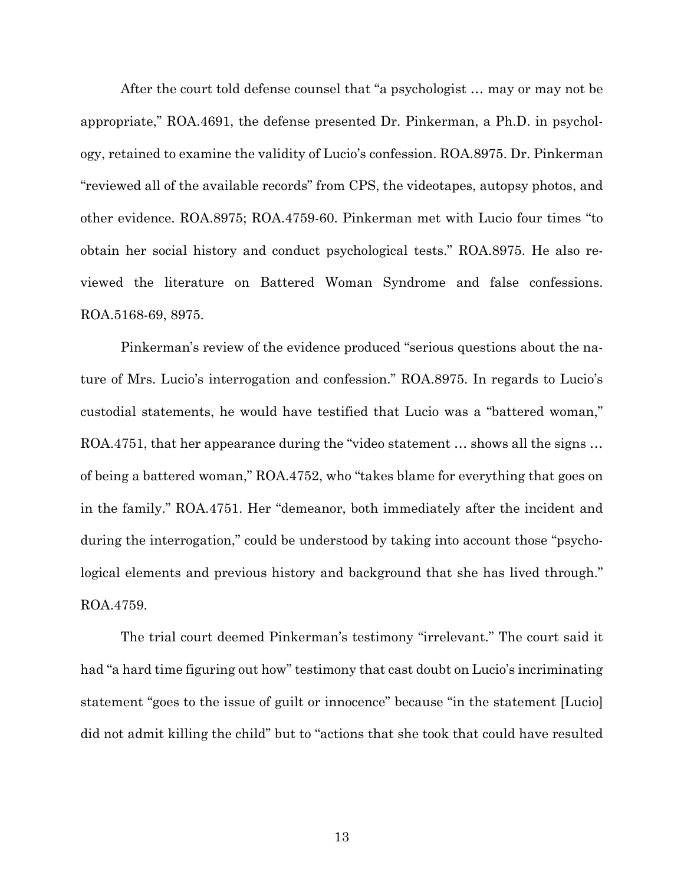After the court told defense counsel that "a psychologist … may or may not be appropriate," ROA.4691, the defense presented Dr. Pinkerman, a Ph.D. in psychology, retained to examine the validity of Lucio's confession. ROA.8975. Dr. Pinkerman "reviewed all of the available records" from CPS, the videotapes, autopsy photos, and other evidence. ROA.8975; ROA.4759-60. Pinkerman met with Lucio four times "to obtain her social history and conduct psychological tests." ROA.8975. He also reviewed the literature on Battered Woman Syndrome and false confessions. ROA.5168-69, 8975.

Pinkerman's review of the evidence produced "serious questions about the nature of Mrs. Lucio's interrogation and confession." ROA.8975. In regards to Lucio's custodial statements, he would have testified that Lucio was a "battered woman," ROA.4751, that her appearance during the "video statement … shows all the signs … of being a battered woman," ROA.4752, who "takes blame for everything that goes on in the family." ROA.4751. Her "demeanor, both immediately after the incident and during the interrogation," could be understood by taking into account those "psychological elements and previous history and background that she has lived through." ROA.4759.

The trial court deemed Pinkerman's testimony "irrelevant." The court said it had "a hard time figuring out how" testimony that cast doubt on Lucio's incriminating statement "goes to the issue of guilt or innocence" because "in the statement [Lucio] did not admit killing the child" but to "actions that she took that could have resulted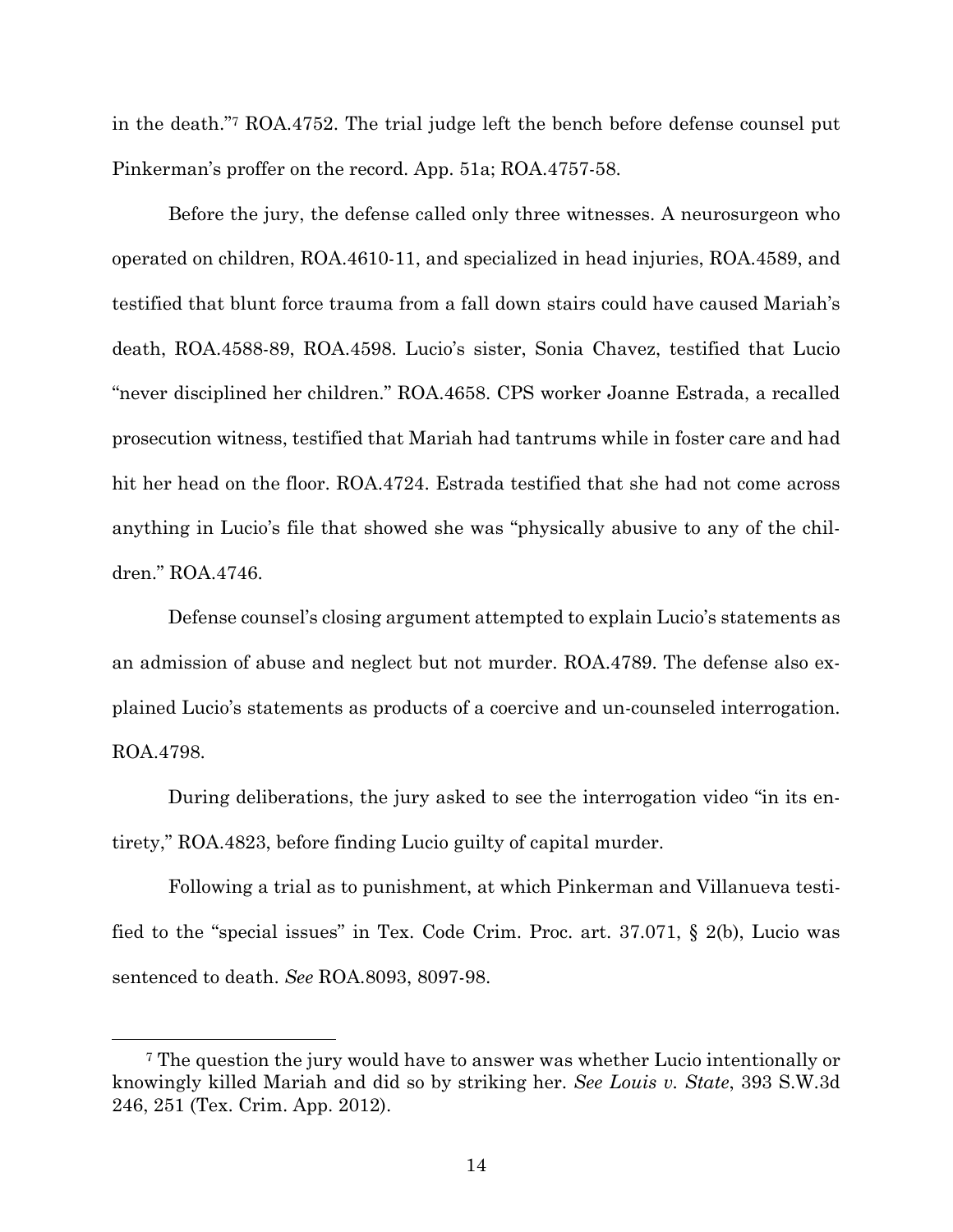in the death."[7] ROA.4752. The trial judge left the bench before defense counsel put Pinkerman's proffer on the record. App. 51a; ROA.4757-58.

Before the jury, the defense called only three witnesses. A neurosurgeon who operated on children, ROA.4610-11, and specialized in head injuries, ROA.4589, and testified that blunt force trauma from a fall down stairs could have caused Mariah's death, ROA.4588-89, ROA.4598. Lucio's sister, Sonia Chavez, testified that Lucio "never disciplined her children." ROA.4658. CPS worker Joanne Estrada, a recalled prosecution witness, testified that Mariah had tantrums while in foster care and had hit her head on the floor. ROA.4724. Estrada testified that she had not come across anything in Lucio's file that showed she was "physically abusive to any of the children." ROA.4746.

Defense counsel's closing argument attempted to explain Lucio's statements as an admission of abuse and neglect but not murder. ROA.4789. The defense also explained Lucio's statements as products of a coercive and un-counseled interrogation. ROA.4798.

During deliberations, the jury asked to see the interrogation video "in its entirety," ROA.4823, before finding Lucio guilty of capital murder.

Following a trial as to punishment, at which Pinkerman and Villanueva testified to the "special issues" in Tex. Code Crim. Proc. art. 37.071, § 2(b), Lucio was sentenced to death. *See* ROA.8093, 8097-98.

---

[7] The question the jury would have to answer was whether Lucio intentionally or knowingly killed Mariah and did so by striking her. *See Louis v. State*, 393 S.W.3d 246, 251 (Tex. Crim. App. 2012).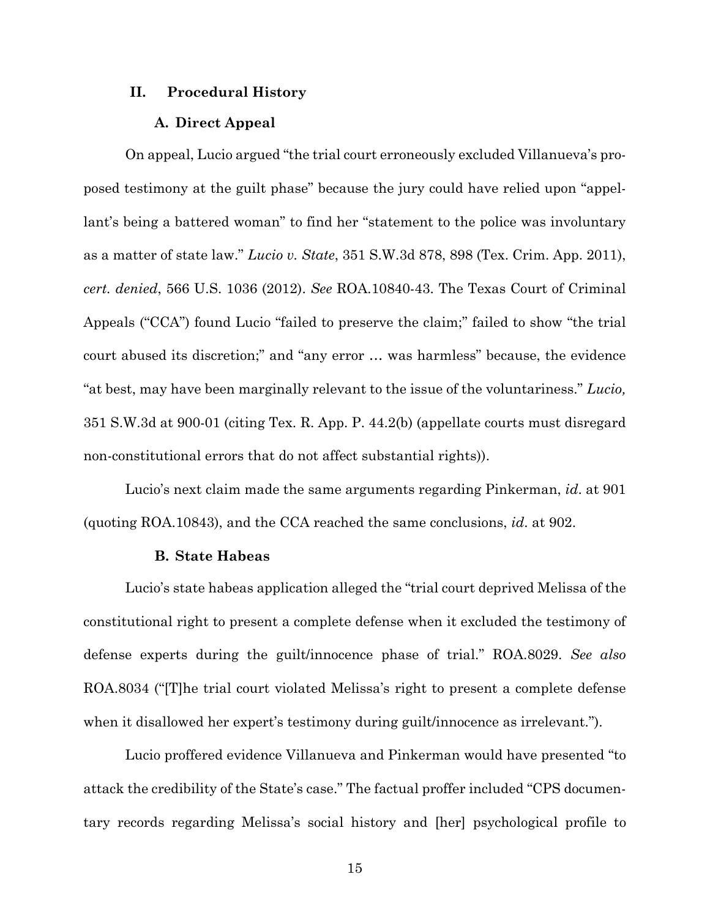## II. Procedural History

### A. Direct Appeal

On appeal, Lucio argued "the trial court erroneously excluded Villanueva's proposed testimony at the guilt phase" because the jury could have relied upon "appellant's being a battered woman" to find her "statement to the police was involuntary as a matter of state law." *Lucio v. State*, 351 S.W.3d 878, 898 (Tex. Crim. App. 2011), *cert. denied*, 566 U.S. 1036 (2012). *See* ROA.10840-43. The Texas Court of Criminal Appeals ("CCA") found Lucio "failed to preserve the claim;" failed to show "the trial court abused its discretion;" and "any error … was harmless" because, the evidence "at best, may have been marginally relevant to the issue of the voluntariness." *Lucio,* 351 S.W.3d at 900-01 (citing Tex. R. App. P. 44.2(b) (appellate courts must disregard non-constitutional errors that do not affect substantial rights)).

Lucio's next claim made the same arguments regarding Pinkerman, *id*. at 901 (quoting ROA.10843), and the CCA reached the same conclusions, *id*. at 902.

### B. State Habeas

Lucio's state habeas application alleged the "trial court deprived Melissa of the constitutional right to present a complete defense when it excluded the testimony of defense experts during the guilt/innocence phase of trial." ROA.8029. *See also* ROA.8034 ("[T]he trial court violated Melissa's right to present a complete defense when it disallowed her expert's testimony during guilt/innocence as irrelevant.").

Lucio proffered evidence Villanueva and Pinkerman would have presented "to attack the credibility of the State's case." The factual proffer included "CPS documentary records regarding Melissa's social history and [her] psychological profile to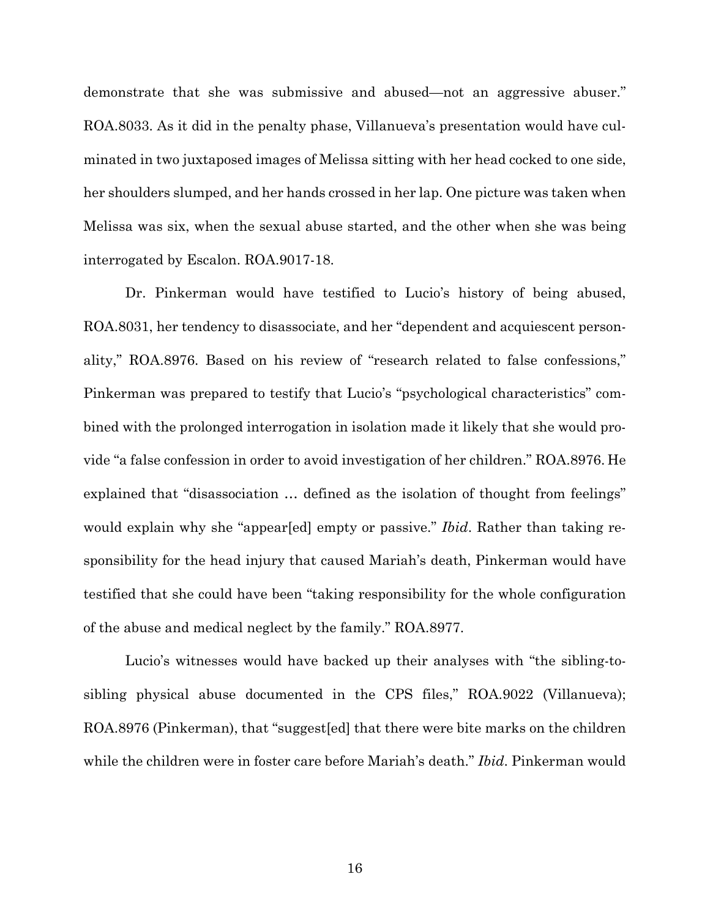demonstrate that she was submissive and abused—not an aggressive abuser." ROA.8033. As it did in the penalty phase, Villanueva's presentation would have culminated in two juxtaposed images of Melissa sitting with her head cocked to one side, her shoulders slumped, and her hands crossed in her lap. One picture was taken when Melissa was six, when the sexual abuse started, and the other when she was being interrogated by Escalon. ROA.9017-18.

Dr. Pinkerman would have testified to Lucio's history of being abused, ROA.8031, her tendency to disassociate, and her "dependent and acquiescent personality," ROA.8976. Based on his review of "research related to false confessions," Pinkerman was prepared to testify that Lucio's "psychological characteristics" combined with the prolonged interrogation in isolation made it likely that she would provide "a false confession in order to avoid investigation of her children." ROA.8976. He explained that "disassociation … defined as the isolation of thought from feelings" would explain why she "appear[ed] empty or passive." *Ibid*. Rather than taking responsibility for the head injury that caused Mariah's death, Pinkerman would have testified that she could have been "taking responsibility for the whole configuration of the abuse and medical neglect by the family." ROA.8977.

Lucio's witnesses would have backed up their analyses with "the sibling-to-sibling physical abuse documented in the CPS files," ROA.9022 (Villanueva); ROA.8976 (Pinkerman), that "suggest[ed] that there were bite marks on the children while the children were in foster care before Mariah's death." *Ibid*. Pinkerman would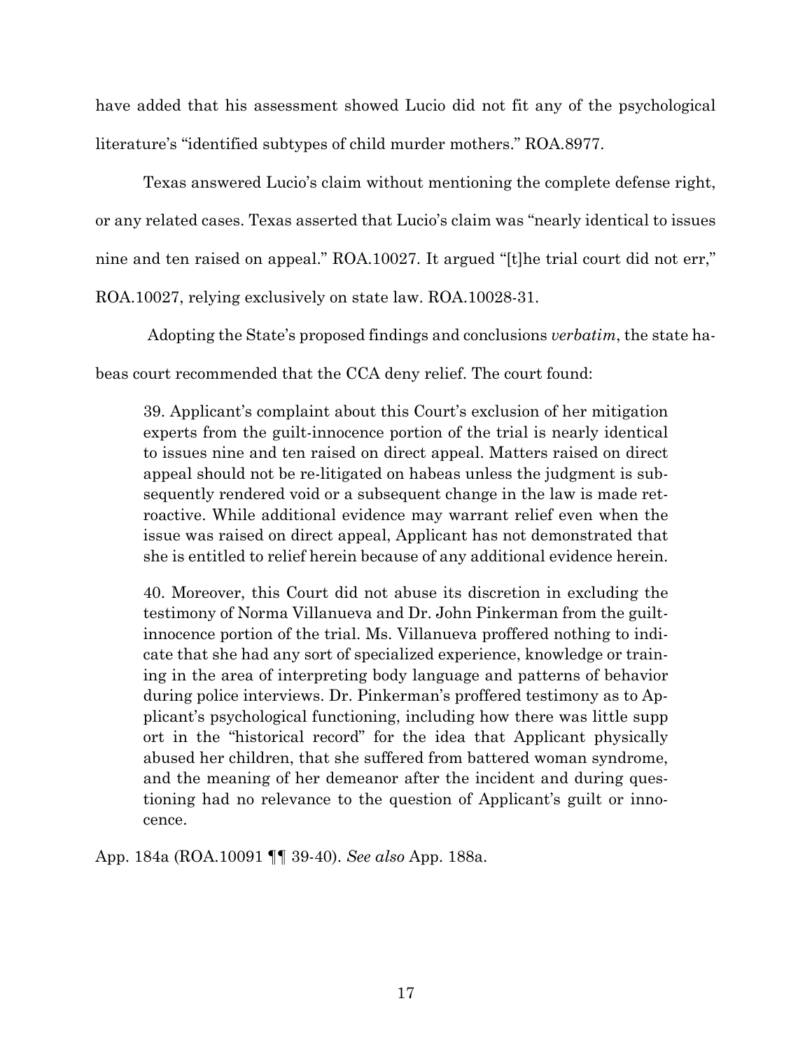have added that his assessment showed Lucio did not fit any of the psychological literature's "identified subtypes of child murder mothers." ROA.8977.

Texas answered Lucio's claim without mentioning the complete defense right, or any related cases. Texas asserted that Lucio's claim was "nearly identical to issues nine and ten raised on appeal." ROA.10027. It argued "[t]he trial court did not err," ROA.10027, relying exclusively on state law. ROA.10028-31.

Adopting the State's proposed findings and conclusions *verbatim*, the state habeas court recommended that the CCA deny relief. The court found:

> 39. Applicant's complaint about this Court's exclusion of her mitigation experts from the guilt-innocence portion of the trial is nearly identical to issues nine and ten raised on direct appeal. Matters raised on direct appeal should not be re-litigated on habeas unless the judgment is subsequently rendered void or a subsequent change in the law is made retroactive. While additional evidence may warrant relief even when the issue was raised on direct appeal, Applicant has not demonstrated that she is entitled to relief herein because of any additional evidence herein.
>
> 40. Moreover, this Court did not abuse its discretion in excluding the testimony of Norma Villanueva and Dr. John Pinkerman from the guilt-innocence portion of the trial. Ms. Villanueva proffered nothing to indicate that she had any sort of specialized experience, knowledge or training in the area of interpreting body language and patterns of behavior during police interviews. Dr. Pinkerman's proffered testimony as to Applicant's psychological functioning, including how there was little supp ort in the "historical record" for the idea that Applicant physically abused her children, that she suffered from battered woman syndrome, and the meaning of her demeanor after the incident and during questioning had no relevance to the question of Applicant's guilt or innocence.

App. 184a (ROA.10091 ¶¶ 39-40). *See also* App. 188a.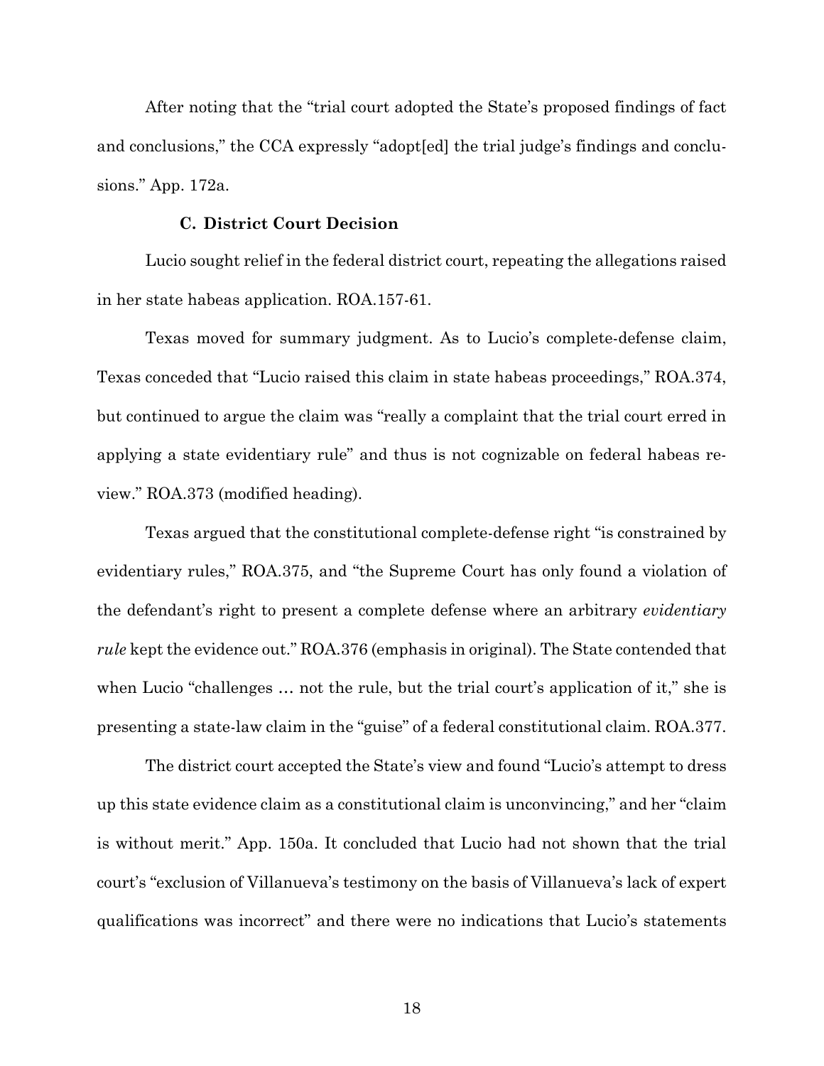After noting that the "trial court adopted the State's proposed findings of fact and conclusions," the CCA expressly "adopt[ed] the trial judge's findings and conclusions." App. 172a.

### C. District Court Decision

Lucio sought relief in the federal district court, repeating the allegations raised in her state habeas application. ROA.157-61.

Texas moved for summary judgment. As to Lucio's complete-defense claim, Texas conceded that "Lucio raised this claim in state habeas proceedings," ROA.374, but continued to argue the claim was "really a complaint that the trial court erred in applying a state evidentiary rule" and thus is not cognizable on federal habeas review." ROA.373 (modified heading).

Texas argued that the constitutional complete-defense right "is constrained by evidentiary rules," ROA.375, and "the Supreme Court has only found a violation of the defendant's right to present a complete defense where an arbitrary *evidentiary rule* kept the evidence out." ROA.376 (emphasis in original). The State contended that when Lucio "challenges … not the rule, but the trial court's application of it," she is presenting a state-law claim in the "guise" of a federal constitutional claim. ROA.377.

The district court accepted the State's view and found "Lucio's attempt to dress up this state evidence claim as a constitutional claim is unconvincing," and her "claim is without merit." App. 150a. It concluded that Lucio had not shown that the trial court's "exclusion of Villanueva's testimony on the basis of Villanueva's lack of expert qualifications was incorrect" and there were no indications that Lucio's statements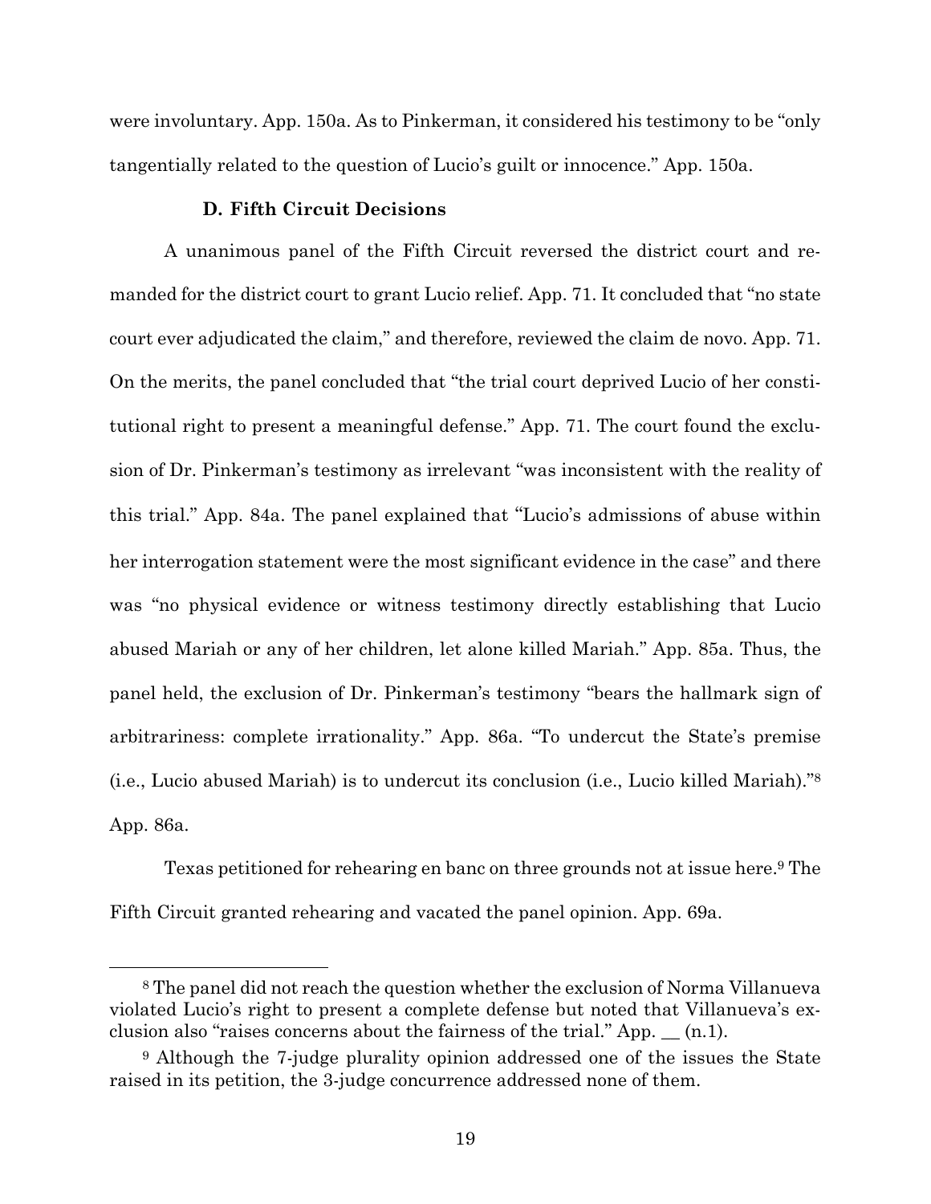were involuntary. App. 150a. As to Pinkerman, it considered his testimony to be "only tangentially related to the question of Lucio's guilt or innocence." App. 150a.

### D. Fifth Circuit Decisions

A unanimous panel of the Fifth Circuit reversed the district court and remanded for the district court to grant Lucio relief. App. 71. It concluded that "no state court ever adjudicated the claim," and therefore, reviewed the claim de novo. App. 71. On the merits, the panel concluded that "the trial court deprived Lucio of her constitutional right to present a meaningful defense." App. 71. The court found the exclusion of Dr. Pinkerman's testimony as irrelevant "was inconsistent with the reality of this trial." App. 84a. The panel explained that "Lucio's admissions of abuse within her interrogation statement were the most significant evidence in the case" and there was "no physical evidence or witness testimony directly establishing that Lucio abused Mariah or any of her children, let alone killed Mariah." App. 85a. Thus, the panel held, the exclusion of Dr. Pinkerman's testimony "bears the hallmark sign of arbitrariness: complete irrationality." App. 86a. "To undercut the State's premise (i.e., Lucio abused Mariah) is to undercut its conclusion (i.e., Lucio killed Mariah)."[8] App. 86a.

Texas petitioned for rehearing en banc on three grounds not at issue here.[9] The Fifth Circuit granted rehearing and vacated the panel opinion. App. 69a.

---

[8] The panel did not reach the question whether the exclusion of Norma Villanueva violated Lucio's right to present a complete defense but noted that Villanueva's exclusion also "raises concerns about the fairness of the trial." App. __ (n.1).

[9] Although the 7-judge plurality opinion addressed one of the issues the State raised in its petition, the 3-judge concurrence addressed none of them.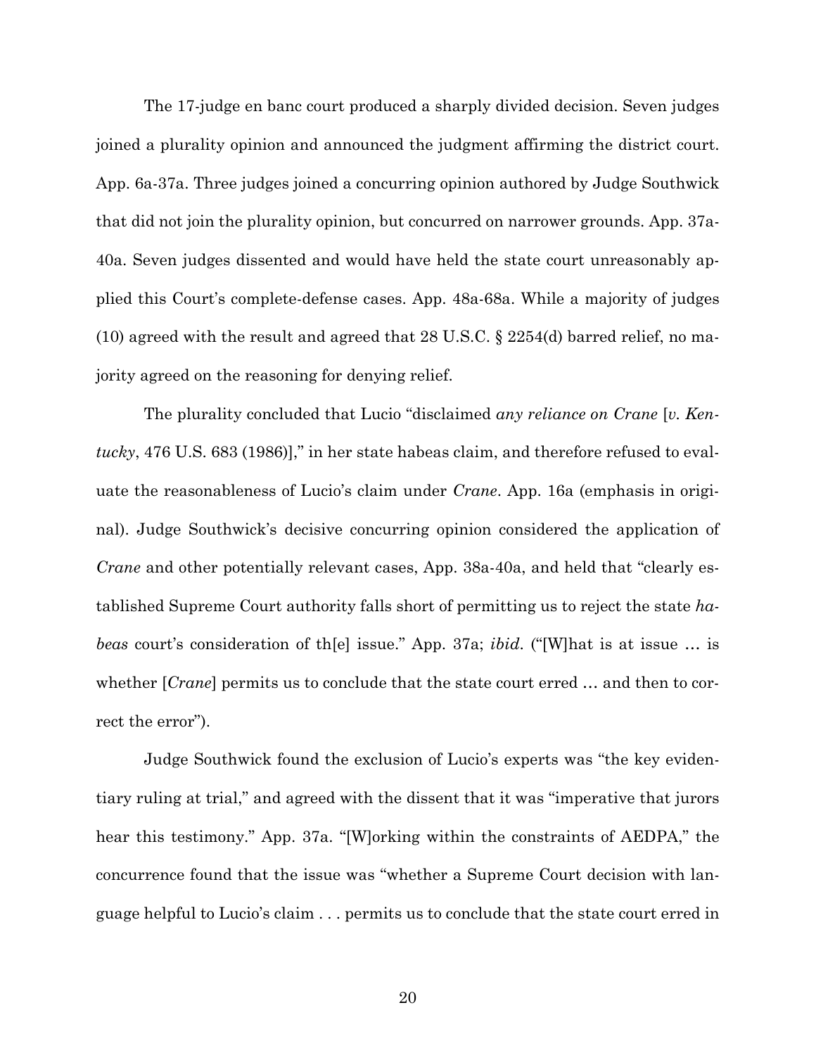The 17-judge en banc court produced a sharply divided decision. Seven judges joined a plurality opinion and announced the judgment affirming the district court. App. 6a-37a. Three judges joined a concurring opinion authored by Judge Southwick that did not join the plurality opinion, but concurred on narrower grounds. App. 37a-40a. Seven judges dissented and would have held the state court unreasonably applied this Court's complete-defense cases. App. 48a-68a. While a majority of judges (10) agreed with the result and agreed that 28 U.S.C. § 2254(d) barred relief, no majority agreed on the reasoning for denying relief.

The plurality concluded that Lucio "disclaimed *any reliance on Crane* [*v. Kentucky*, 476 U.S. 683 (1986)]," in her state habeas claim, and therefore refused to evaluate the reasonableness of Lucio's claim under *Crane*. App. 16a (emphasis in original). Judge Southwick's decisive concurring opinion considered the application of *Crane* and other potentially relevant cases, App. 38a-40a, and held that "clearly established Supreme Court authority falls short of permitting us to reject the state *habeas* court's consideration of th[e] issue." App. 37a; *ibid*. ("[W]hat is at issue … is whether [*Crane*] permits us to conclude that the state court erred … and then to correct the error").

Judge Southwick found the exclusion of Lucio's experts was "the key evidentiary ruling at trial," and agreed with the dissent that it was "imperative that jurors hear this testimony." App. 37a. "[W]orking within the constraints of AEDPA," the concurrence found that the issue was "whether a Supreme Court decision with language helpful to Lucio's claim . . . permits us to conclude that the state court erred in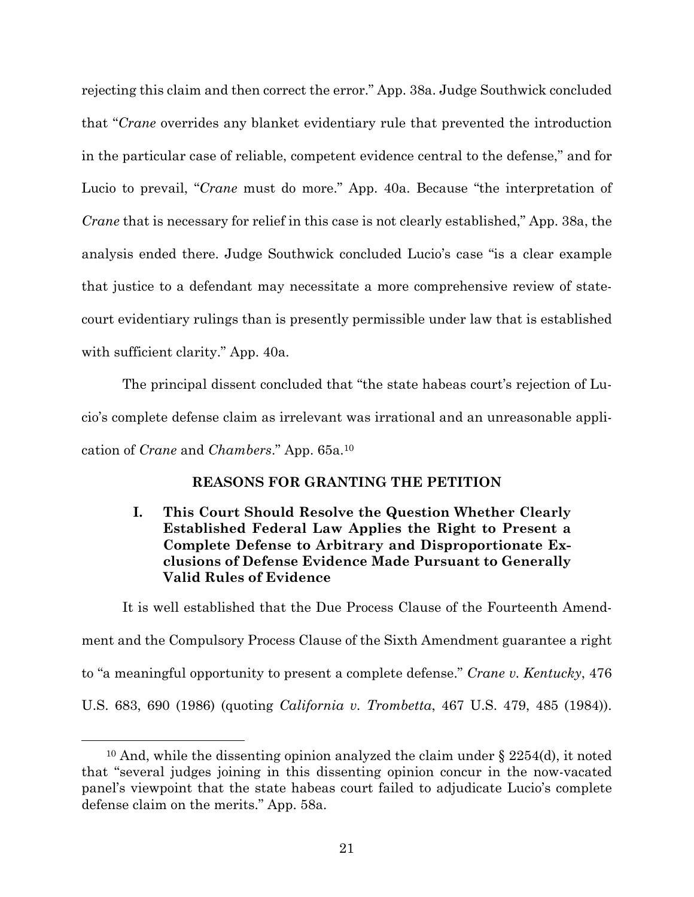rejecting this claim and then correct the error." App. 38a. Judge Southwick concluded that "*Crane* overrides any blanket evidentiary rule that prevented the introduction in the particular case of reliable, competent evidence central to the defense," and for Lucio to prevail, "*Crane* must do more." App. 40a. Because "the interpretation of *Crane* that is necessary for relief in this case is not clearly established," App. 38a, the analysis ended there. Judge Southwick concluded Lucio's case "is a clear example that justice to a defendant may necessitate a more comprehensive review of state-court evidentiary rulings than is presently permissible under law that is established with sufficient clarity." App. 40a.

The principal dissent concluded that "the state habeas court's rejection of Lucio's complete defense claim as irrelevant was irrational and an unreasonable application of *Crane* and *Chambers*." App. 65a.[10]

## REASONS FOR GRANTING THE PETITION

### I. This Court Should Resolve the Question Whether Clearly Established Federal Law Applies the Right to Present a Complete Defense to Arbitrary and Disproportionate Exclusions of Defense Evidence Made Pursuant to Generally Valid Rules of Evidence

It is well established that the Due Process Clause of the Fourteenth Amendment and the Compulsory Process Clause of the Sixth Amendment guarantee a right to "a meaningful opportunity to present a complete defense." *Crane v. Kentucky*, 476 U.S. 683, 690 (1986) (quoting *California v. Trombetta*, 467 U.S. 479, 485 (1984)).

---

[10] And, while the dissenting opinion analyzed the claim under § 2254(d), it noted that "several judges joining in this dissenting opinion concur in the now-vacated panel's viewpoint that the state habeas court failed to adjudicate Lucio's complete defense claim on the merits." App. 58a.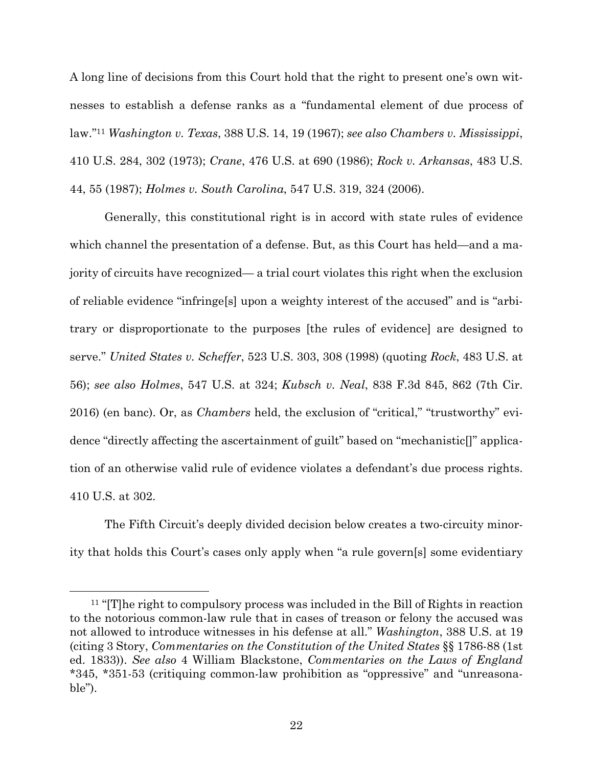A long line of decisions from this Court hold that the right to present one's own witnesses to establish a defense ranks as a "fundamental element of due process of law."[11] *Washington v. Texas*, 388 U.S. 14, 19 (1967); *see also Chambers v. Mississippi*, 410 U.S. 284, 302 (1973); *Crane*, 476 U.S. at 690 (1986); *Rock v. Arkansas*, 483 U.S. 44, 55 (1987); *Holmes v. South Carolina*, 547 U.S. 319, 324 (2006).

Generally, this constitutional right is in accord with state rules of evidence which channel the presentation of a defense. But, as this Court has held—and a majority of circuits have recognized— a trial court violates this right when the exclusion of reliable evidence "infringe[s] upon a weighty interest of the accused" and is "arbitrary or disproportionate to the purposes [the rules of evidence] are designed to serve." *United States v. Scheffer*, 523 U.S. 303, 308 (1998) (quoting *Rock*, 483 U.S. at 56); *see also Holmes*, 547 U.S. at 324; *Kubsch v. Neal*, 838 F.3d 845, 862 (7th Cir. 2016) (en banc). Or, as *Chambers* held, the exclusion of "critical," "trustworthy" evidence "directly affecting the ascertainment of guilt" based on "mechanistic[]" application of an otherwise valid rule of evidence violates a defendant's due process rights. 410 U.S. at 302.

The Fifth Circuit's deeply divided decision below creates a two-circuity minority that holds this Court's cases only apply when "a rule govern[s] some evidentiary

---

[11] "[T]he right to compulsory process was included in the Bill of Rights in reaction to the notorious common-law rule that in cases of treason or felony the accused was not allowed to introduce witnesses in his defense at all." *Washington*, 388 U.S. at 19 (citing 3 Story, *Commentaries on the Constitution of the United States* §§ 1786-88 (1st ed. 1833)). *See also* 4 William Blackstone, *Commentaries on the Laws of England* *345, *351-53 (critiquing common-law prohibition as "oppressive" and "unreasonable").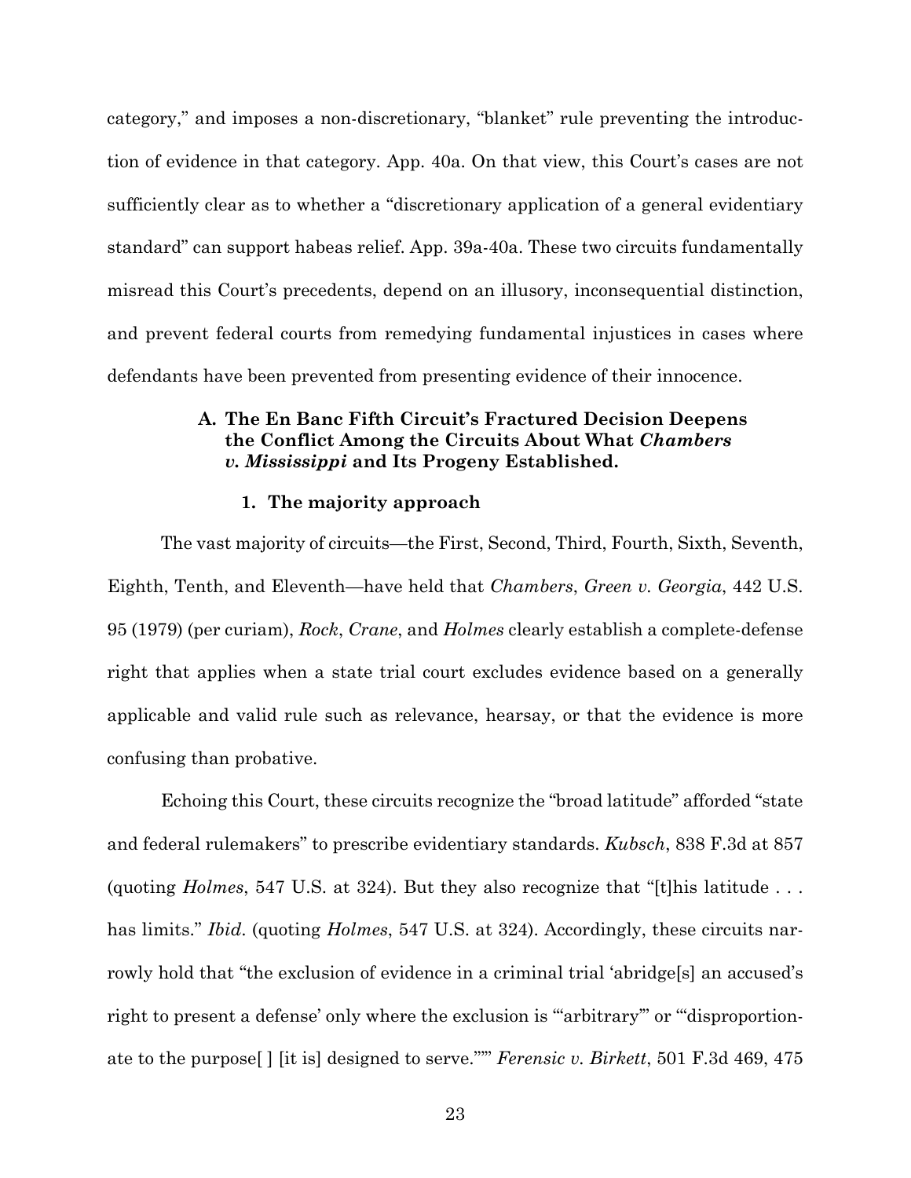category," and imposes a non-discretionary, "blanket" rule preventing the introduction of evidence in that category. App. 40a. On that view, this Court's cases are not sufficiently clear as to whether a "discretionary application of a general evidentiary standard" can support habeas relief. App. 39a-40a. These two circuits fundamentally misread this Court's precedents, depend on an illusory, inconsequential distinction, and prevent federal courts from remedying fundamental injustices in cases where defendants have been prevented from presenting evidence of their innocence.

### A. The En Banc Fifth Circuit's Fractured Decision Deepens the Conflict Among the Circuits About What *Chambers v. Mississippi* and Its Progeny Established.

#### 1. The majority approach

The vast majority of circuits—the First, Second, Third, Fourth, Sixth, Seventh, Eighth, Tenth, and Eleventh—have held that *Chambers*, *Green v. Georgia*, 442 U.S. 95 (1979) (per curiam), *Rock*, *Crane*, and *Holmes* clearly establish a complete-defense right that applies when a state trial court excludes evidence based on a generally applicable and valid rule such as relevance, hearsay, or that the evidence is more confusing than probative.

Echoing this Court, these circuits recognize the "broad latitude" afforded "state and federal rulemakers" to prescribe evidentiary standards. *Kubsch*, 838 F.3d at 857 (quoting *Holmes*, 547 U.S. at 324). But they also recognize that "[t]his latitude . . . has limits." *Ibid*. (quoting *Holmes*, 547 U.S. at 324). Accordingly, these circuits narrowly hold that "the exclusion of evidence in a criminal trial 'abridge[s] an accused's right to present a defense' only where the exclusion is '"arbitrary"' or '"disproportionate to the purpose[ ] [it is] designed to serve."'" *Ferensic v. Birkett*, 501 F.3d 469, 475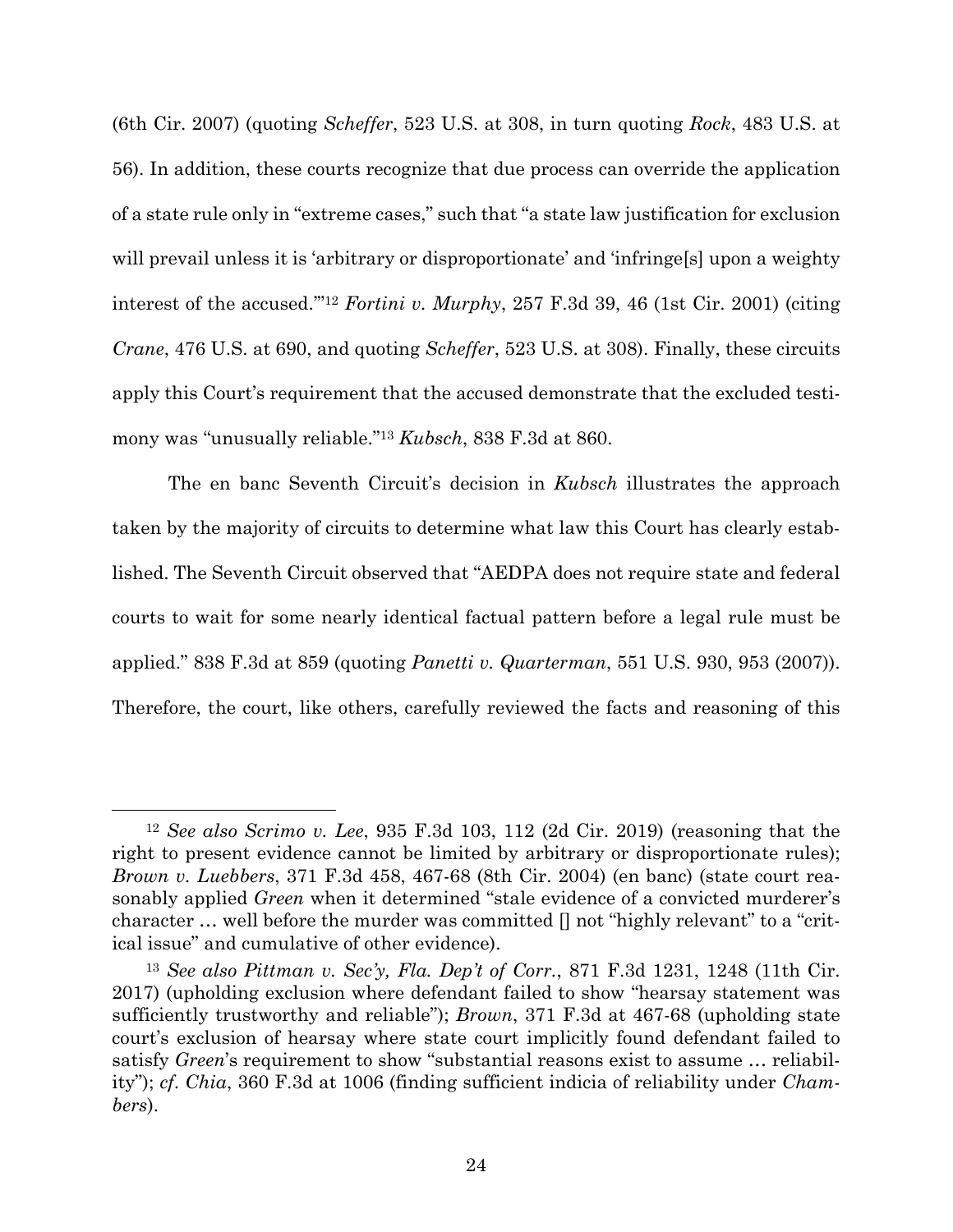(6th Cir. 2007) (quoting *Scheffer*, 523 U.S. at 308, in turn quoting *Rock*, 483 U.S. at 56). In addition, these courts recognize that due process can override the application of a state rule only in "extreme cases," such that "a state law justification for exclusion will prevail unless it is 'arbitrary or disproportionate' and 'infringe[s] upon a weighty interest of the accused.'"[12] *Fortini v. Murphy*, 257 F.3d 39, 46 (1st Cir. 2001) (citing *Crane*, 476 U.S. at 690, and quoting *Scheffer*, 523 U.S. at 308). Finally, these circuits apply this Court's requirement that the accused demonstrate that the excluded testimony was "unusually reliable."[13] *Kubsch*, 838 F.3d at 860.

The en banc Seventh Circuit's decision in *Kubsch* illustrates the approach taken by the majority of circuits to determine what law this Court has clearly established. The Seventh Circuit observed that "AEDPA does not require state and federal courts to wait for some nearly identical factual pattern before a legal rule must be applied." 838 F.3d at 859 (quoting *Panetti v. Quarterman*, 551 U.S. 930, 953 (2007)). Therefore, the court, like others, carefully reviewed the facts and reasoning of this

---

[12] *See also Scrimo v. Lee*, 935 F.3d 103, 112 (2d Cir. 2019) (reasoning that the right to present evidence cannot be limited by arbitrary or disproportionate rules); *Brown v. Luebbers*, 371 F.3d 458, 467-68 (8th Cir. 2004) (en banc) (state court reasonably applied *Green* when it determined "stale evidence of a convicted murderer's character … well before the murder was committed [] not "highly relevant" to a "critical issue" and cumulative of other evidence).

[13] *See also Pittman v. Sec'y, Fla. Dep't of Corr.*, 871 F.3d 1231, 1248 (11th Cir. 2017) (upholding exclusion where defendant failed to show "hearsay statement was sufficiently trustworthy and reliable"); *Brown*, 371 F.3d at 467-68 (upholding state court's exclusion of hearsay where state court implicitly found defendant failed to satisfy *Green*'s requirement to show "substantial reasons exist to assume … reliability"); *cf. Chia*, 360 F.3d at 1006 (finding sufficient indicia of reliability under *Chambers*).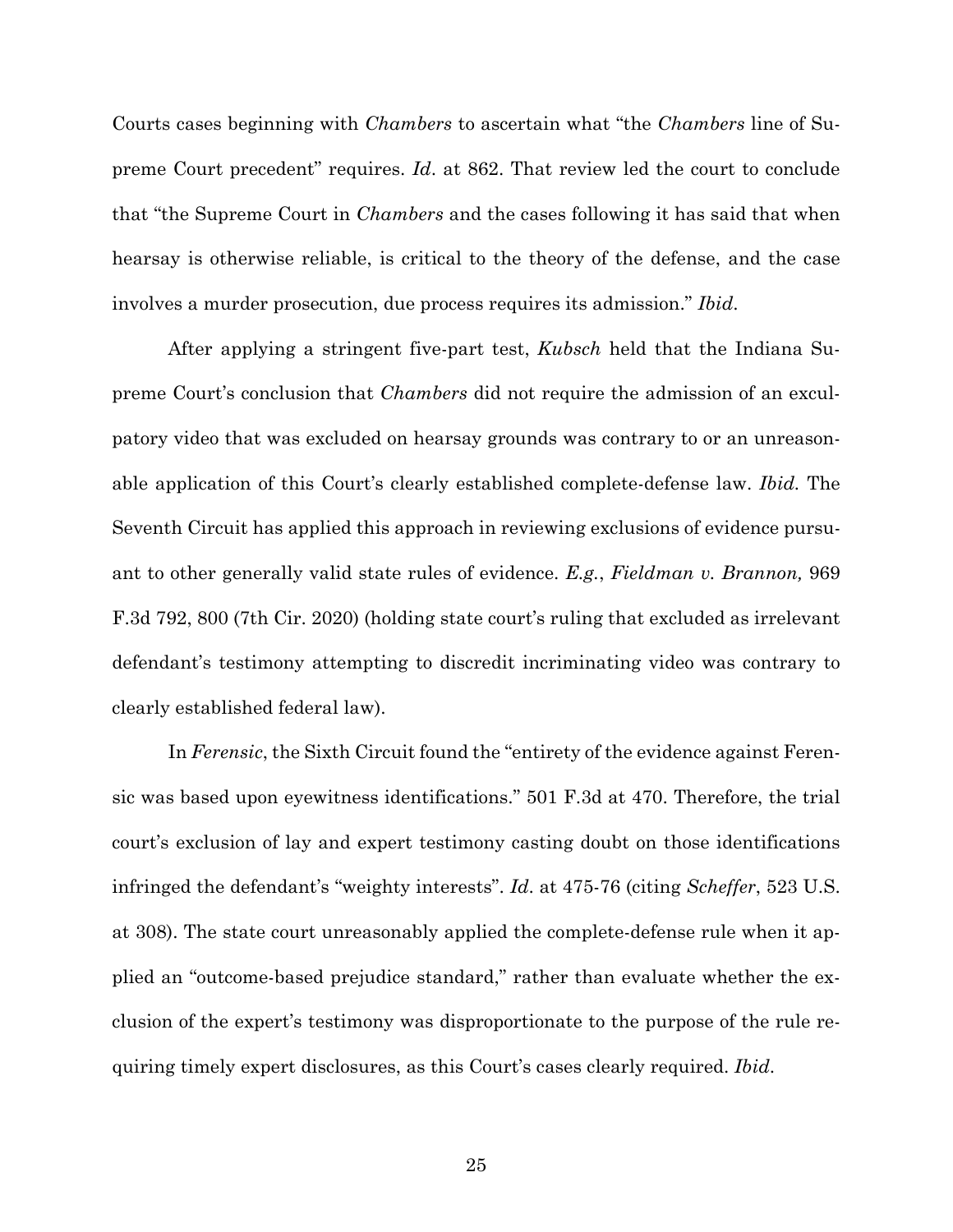Courts cases beginning with *Chambers* to ascertain what "the *Chambers* line of Supreme Court precedent" requires. *Id*. at 862. That review led the court to conclude that "the Supreme Court in *Chambers* and the cases following it has said that when hearsay is otherwise reliable, is critical to the theory of the defense, and the case involves a murder prosecution, due process requires its admission." *Ibid*.

After applying a stringent five-part test, *Kubsch* held that the Indiana Supreme Court's conclusion that *Chambers* did not require the admission of an exculpatory video that was excluded on hearsay grounds was contrary to or an unreasonable application of this Court's clearly established complete-defense law. *Ibid.* The Seventh Circuit has applied this approach in reviewing exclusions of evidence pursuant to other generally valid state rules of evidence. *E.g.*, *Fieldman v. Brannon,* 969 F.3d 792, 800 (7th Cir. 2020) (holding state court's ruling that excluded as irrelevant defendant's testimony attempting to discredit incriminating video was contrary to clearly established federal law).

In *Ferensic*, the Sixth Circuit found the "entirety of the evidence against Ferensic was based upon eyewitness identifications." 501 F.3d at 470. Therefore, the trial court's exclusion of lay and expert testimony casting doubt on those identifications infringed the defendant's "weighty interests". *Id*. at 475-76 (citing *Scheffer*, 523 U.S. at 308). The state court unreasonably applied the complete-defense rule when it applied an "outcome-based prejudice standard," rather than evaluate whether the exclusion of the expert's testimony was disproportionate to the purpose of the rule requiring timely expert disclosures, as this Court's cases clearly required. *Ibid*.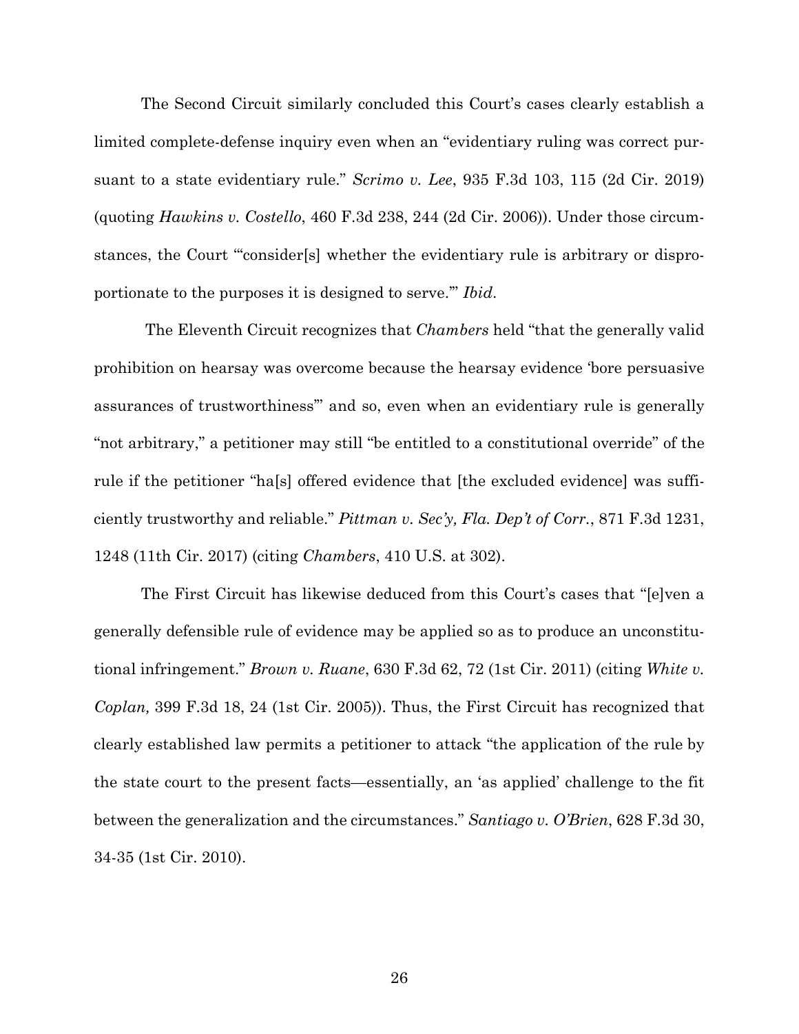The Second Circuit similarly concluded this Court's cases clearly establish a limited complete-defense inquiry even when an "evidentiary ruling was correct pursuant to a state evidentiary rule." *Scrimo v. Lee*, 935 F.3d 103, 115 (2d Cir. 2019) (quoting *Hawkins v. Costello*, 460 F.3d 238, 244 (2d Cir. 2006)). Under those circumstances, the Court "'consider[s] whether the evidentiary rule is arbitrary or disproportionate to the purposes it is designed to serve.'" *Ibid*.

The Eleventh Circuit recognizes that *Chambers* held "that the generally valid prohibition on hearsay was overcome because the hearsay evidence 'bore persuasive assurances of trustworthiness'" and so, even when an evidentiary rule is generally "not arbitrary," a petitioner may still "be entitled to a constitutional override" of the rule if the petitioner "ha[s] offered evidence that [the excluded evidence] was sufficiently trustworthy and reliable." *Pittman v. Sec'y, Fla. Dep't of Corr.*, 871 F.3d 1231, 1248 (11th Cir. 2017) (citing *Chambers*, 410 U.S. at 302).

The First Circuit has likewise deduced from this Court's cases that "[e]ven a generally defensible rule of evidence may be applied so as to produce an unconstitutional infringement." *Brown v. Ruane*, 630 F.3d 62, 72 (1st Cir. 2011) (citing *White v. Coplan,* 399 F.3d 18, 24 (1st Cir. 2005)). Thus, the First Circuit has recognized that clearly established law permits a petitioner to attack "the application of the rule by the state court to the present facts—essentially, an 'as applied' challenge to the fit between the generalization and the circumstances." *Santiago v. O'Brien*, 628 F.3d 30, 34-35 (1st Cir. 2010).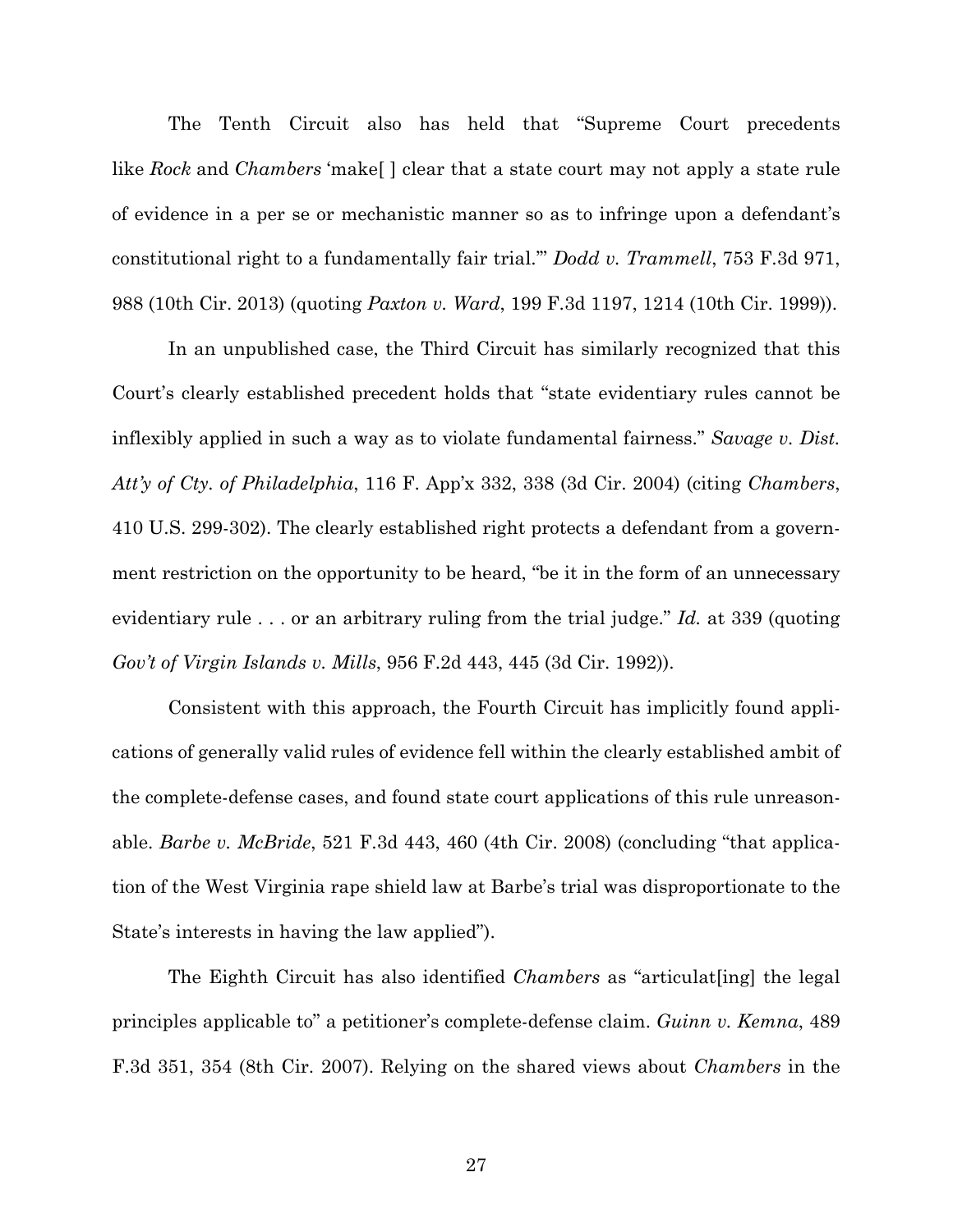The Tenth Circuit also has held that "Supreme Court precedents like *Rock* and *Chambers* 'make[ ] clear that a state court may not apply a state rule of evidence in a per se or mechanistic manner so as to infringe upon a defendant's constitutional right to a fundamentally fair trial.'" *Dodd v. Trammell*, 753 F.3d 971, 988 (10th Cir. 2013) (quoting *Paxton v. Ward*, 199 F.3d 1197, 1214 (10th Cir. 1999)).

In an unpublished case, the Third Circuit has similarly recognized that this Court's clearly established precedent holds that "state evidentiary rules cannot be inflexibly applied in such a way as to violate fundamental fairness." *Savage v. Dist. Att'y of Cty. of Philadelphia*, 116 F. App'x 332, 338 (3d Cir. 2004) (citing *Chambers*, 410 U.S. 299-302). The clearly established right protects a defendant from a government restriction on the opportunity to be heard, "be it in the form of an unnecessary evidentiary rule . . . or an arbitrary ruling from the trial judge." *Id.* at 339 (quoting *Gov't of Virgin Islands v. Mills*, 956 F.2d 443, 445 (3d Cir. 1992)).

Consistent with this approach, the Fourth Circuit has implicitly found applications of generally valid rules of evidence fell within the clearly established ambit of the complete-defense cases, and found state court applications of this rule unreasonable. *Barbe v. McBride*, 521 F.3d 443, 460 (4th Cir. 2008) (concluding "that application of the West Virginia rape shield law at Barbe's trial was disproportionate to the State's interests in having the law applied").

The Eighth Circuit has also identified *Chambers* as "articulat[ing] the legal principles applicable to" a petitioner's complete-defense claim. *Guinn v. Kemna*, 489 F.3d 351, 354 (8th Cir. 2007). Relying on the shared views about *Chambers* in the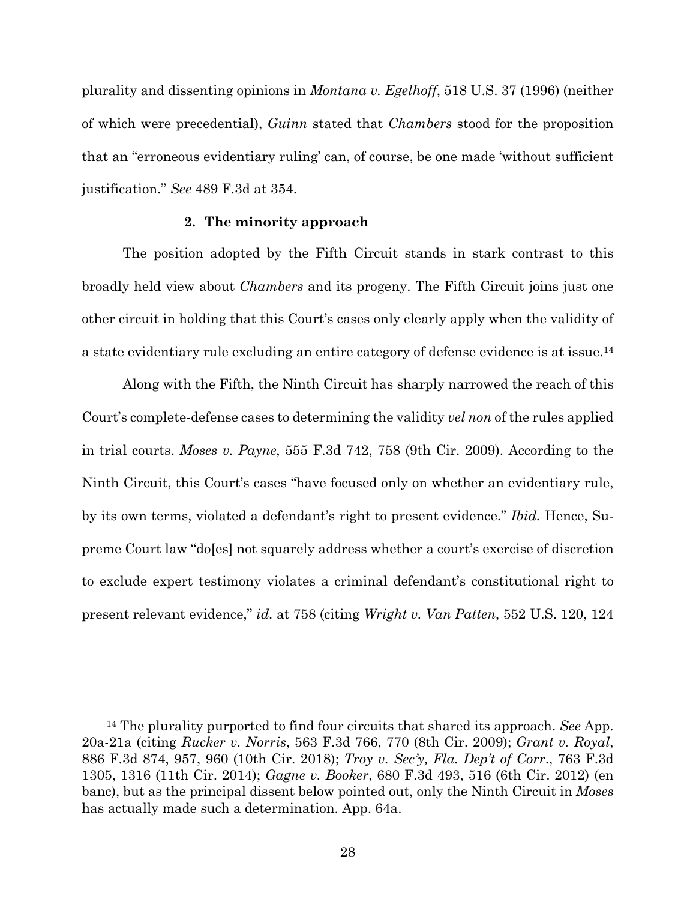plurality and dissenting opinions in *Montana v. Egelhoff*, 518 U.S. 37 (1996) (neither of which were precedential), *Guinn* stated that *Chambers* stood for the proposition that an "erroneous evidentiary ruling' can, of course, be one made 'without sufficient justification." *See* 489 F.3d at 354.

**2. The minority approach**

The position adopted by the Fifth Circuit stands in stark contrast to this broadly held view about *Chambers* and its progeny. The Fifth Circuit joins just one other circuit in holding that this Court's cases only clearly apply when the validity of a state evidentiary rule excluding an entire category of defense evidence is at issue.[14]

Along with the Fifth, the Ninth Circuit has sharply narrowed the reach of this Court's complete-defense cases to determining the validity *vel non* of the rules applied in trial courts. *Moses v. Payne*, 555 F.3d 742, 758 (9th Cir. 2009). According to the Ninth Circuit, this Court's cases "have focused only on whether an evidentiary rule, by its own terms, violated a defendant's right to present evidence." *Ibid.* Hence, Supreme Court law "do[es] not squarely address whether a court's exercise of discretion to exclude expert testimony violates a criminal defendant's constitutional right to present relevant evidence," *id.* at 758 (citing *Wright v. Van Patten*, 552 U.S. 120, 124

---

[14] The plurality purported to find four circuits that shared its approach. *See* App. 20a-21a (citing *Rucker v. Norris*, 563 F.3d 766, 770 (8th Cir. 2009); *Grant v. Royal*, 886 F.3d 874, 957, 960 (10th Cir. 2018); *Troy v. Sec'y, Fla. Dep't of Corr.*, 763 F.3d 1305, 1316 (11th Cir. 2014); *Gagne v. Booker*, 680 F.3d 493, 516 (6th Cir. 2012) (en banc), but as the principal dissent below pointed out, only the Ninth Circuit in *Moses* has actually made such a determination. App. 64a.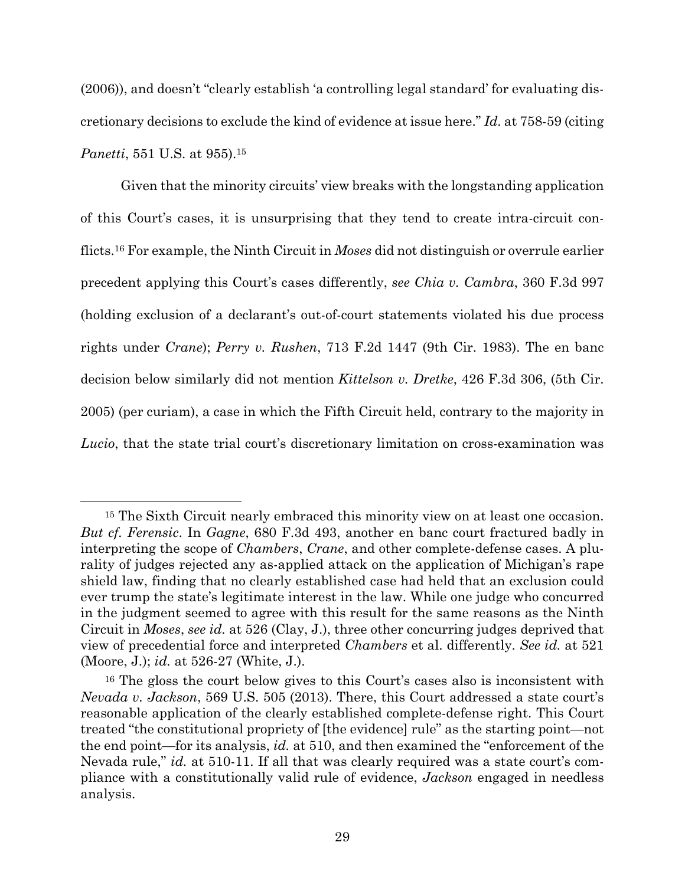(2006)), and doesn't "clearly establish 'a controlling legal standard' for evaluating discretionary decisions to exclude the kind of evidence at issue here." *Id.* at 758-59 (citing *Panetti*, 551 U.S. at 955).[15]

Given that the minority circuits' view breaks with the longstanding application of this Court's cases, it is unsurprising that they tend to create intra-circuit conflicts.[16] For example, the Ninth Circuit in *Moses* did not distinguish or overrule earlier precedent applying this Court's cases differently, *see Chia v. Cambra*, 360 F.3d 997 (holding exclusion of a declarant's out-of-court statements violated his due process rights under *Crane*); *Perry v. Rushen*, 713 F.2d 1447 (9th Cir. 1983). The en banc decision below similarly did not mention *Kittelson v. Dretke*, 426 F.3d 306, (5th Cir. 2005) (per curiam), a case in which the Fifth Circuit held, contrary to the majority in *Lucio*, that the state trial court's discretionary limitation on cross-examination was

---

[15] The Sixth Circuit nearly embraced this minority view on at least one occasion. *But cf. Ferensic*. In *Gagne*, 680 F.3d 493, another en banc court fractured badly in interpreting the scope of *Chambers*, *Crane*, and other complete-defense cases. A plurality of judges rejected any as-applied attack on the application of Michigan's rape shield law, finding that no clearly established case had held that an exclusion could ever trump the state's legitimate interest in the law. While one judge who concurred in the judgment seemed to agree with this result for the same reasons as the Ninth Circuit in *Moses*, *see id.* at 526 (Clay, J.), three other concurring judges deprived that view of precedential force and interpreted *Chambers* et al. differently. *See id.* at 521 (Moore, J.); *id.* at 526-27 (White, J.).

[16] The gloss the court below gives to this Court's cases also is inconsistent with *Nevada v. Jackson*, 569 U.S. 505 (2013). There, this Court addressed a state court's reasonable application of the clearly established complete-defense right. This Court treated "the constitutional propriety of [the evidence] rule" as the starting point—not the end point—for its analysis, *id.* at 510, and then examined the "enforcement of the Nevada rule," *id.* at 510-11. If all that was clearly required was a state court's compliance with a constitutionally valid rule of evidence, *Jackson* engaged in needless analysis.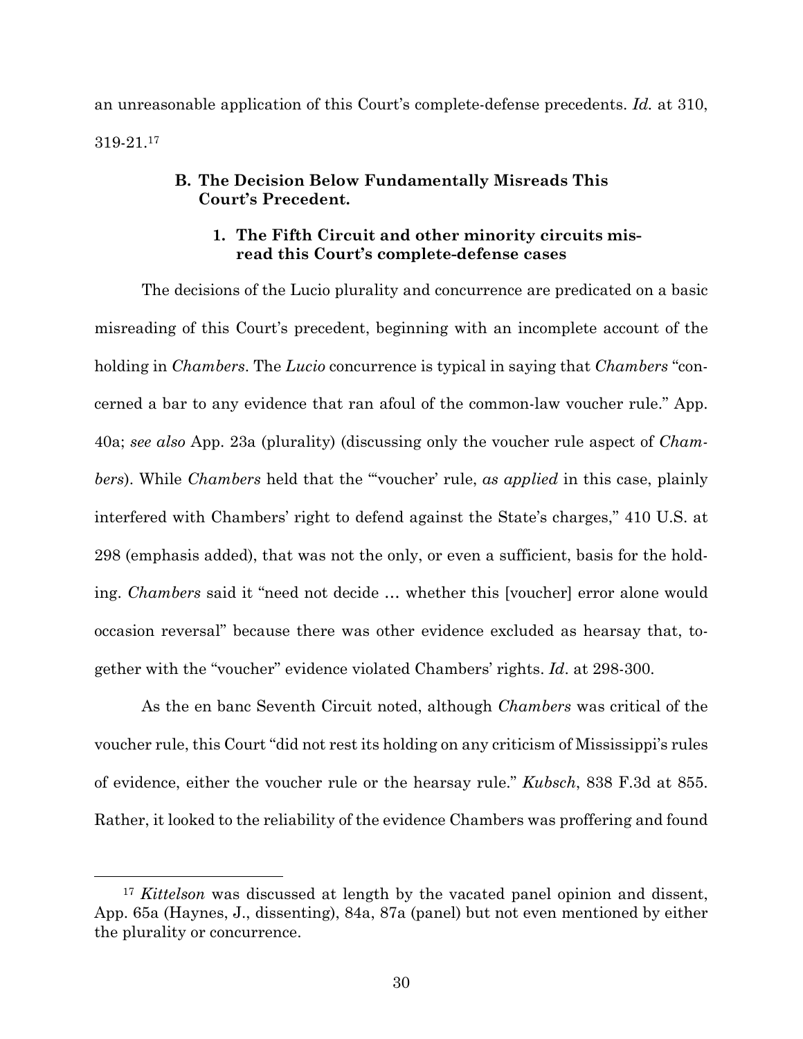an unreasonable application of this Court's complete-defense precedents. *Id.* at 310, 319-21.[17]

### B. The Decision Below Fundamentally Misreads This Court's Precedent.

#### 1. The Fifth Circuit and other minority circuits misread this Court's complete-defense cases

The decisions of the Lucio plurality and concurrence are predicated on a basic misreading of this Court's precedent, beginning with an incomplete account of the holding in *Chambers*. The *Lucio* concurrence is typical in saying that *Chambers* "concerned a bar to any evidence that ran afoul of the common-law voucher rule." App. 40a; *see also* App. 23a (plurality) (discussing only the voucher rule aspect of *Chambers*). While *Chambers* held that the "'voucher' rule, *as applied* in this case, plainly interfered with Chambers' right to defend against the State's charges," 410 U.S. at 298 (emphasis added), that was not the only, or even a sufficient, basis for the holding. *Chambers* said it "need not decide … whether this [voucher] error alone would occasion reversal" because there was other evidence excluded as hearsay that, together with the "voucher" evidence violated Chambers' rights. *Id*. at 298-300.

As the en banc Seventh Circuit noted, although *Chambers* was critical of the voucher rule, this Court "did not rest its holding on any criticism of Mississippi's rules of evidence, either the voucher rule or the hearsay rule." *Kubsch*, 838 F.3d at 855. Rather, it looked to the reliability of the evidence Chambers was proffering and found

[17] *Kittelson* was discussed at length by the vacated panel opinion and dissent, App. 65a (Haynes, J., dissenting), 84a, 87a (panel) but not even mentioned by either the plurality or concurrence.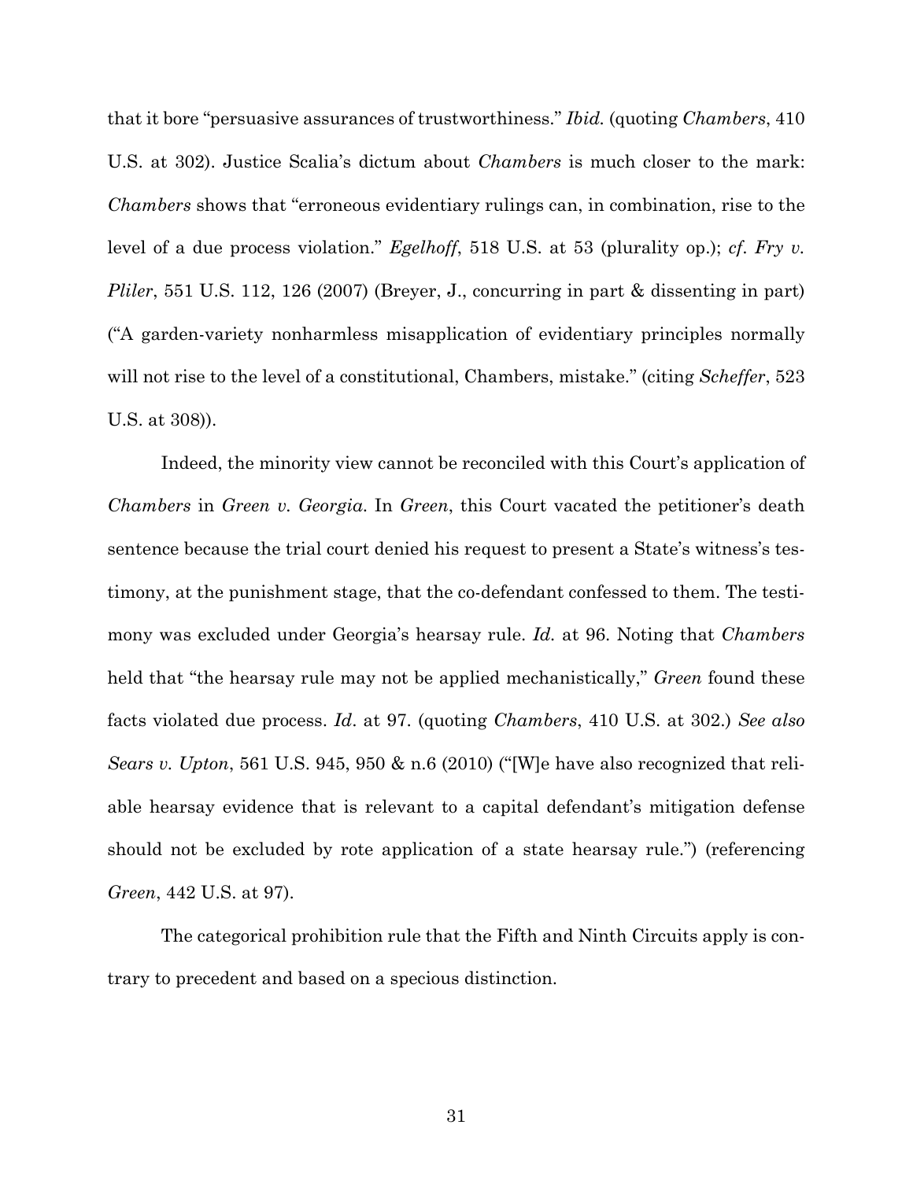that it bore "persuasive assurances of trustworthiness." *Ibid.* (quoting *Chambers*, 410 U.S. at 302). Justice Scalia's dictum about *Chambers* is much closer to the mark: *Chambers* shows that "erroneous evidentiary rulings can, in combination, rise to the level of a due process violation." *Egelhoff*, 518 U.S. at 53 (plurality op.); *cf*. *Fry v. Pliler*, 551 U.S. 112, 126 (2007) (Breyer, J., concurring in part & dissenting in part) ("A garden-variety nonharmless misapplication of evidentiary principles normally will not rise to the level of a constitutional, Chambers, mistake." (citing *Scheffer*, 523 U.S. at 308)).

Indeed, the minority view cannot be reconciled with this Court's application of *Chambers* in *Green v. Georgia*. In *Green*, this Court vacated the petitioner's death sentence because the trial court denied his request to present a State's witness's testimony, at the punishment stage, that the co-defendant confessed to them. The testimony was excluded under Georgia's hearsay rule. *Id.* at 96. Noting that *Chambers* held that "the hearsay rule may not be applied mechanistically," *Green* found these facts violated due process. *Id*. at 97. (quoting *Chambers*, 410 U.S. at 302.) *See also Sears v. Upton*, 561 U.S. 945, 950 & n.6 (2010) ("[W]e have also recognized that reliable hearsay evidence that is relevant to a capital defendant's mitigation defense should not be excluded by rote application of a state hearsay rule.") (referencing *Green*, 442 U.S. at 97).

The categorical prohibition rule that the Fifth and Ninth Circuits apply is contrary to precedent and based on a specious distinction.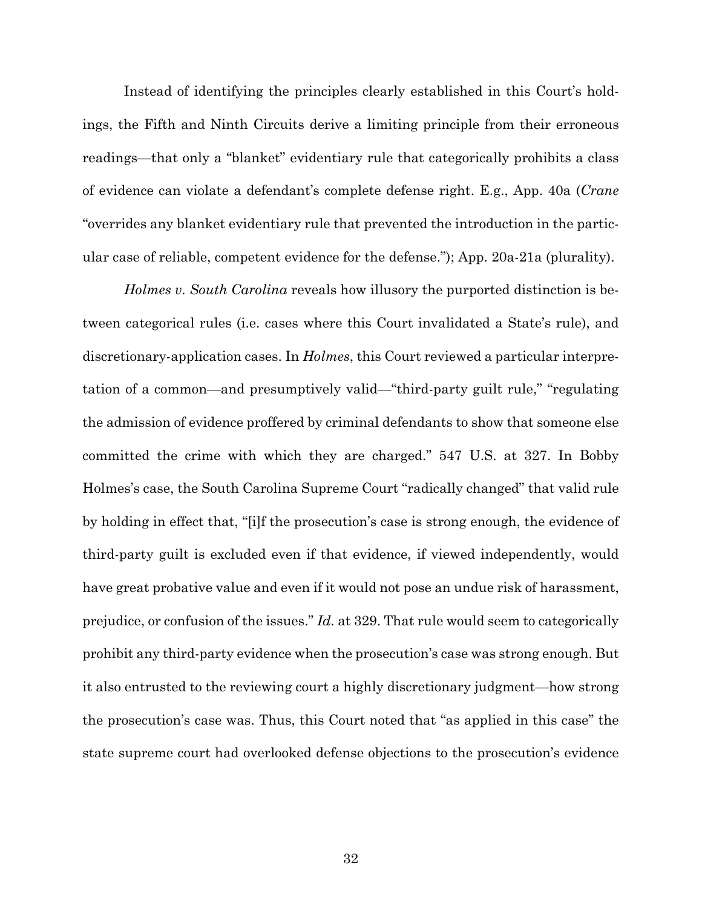Instead of identifying the principles clearly established in this Court's holdings, the Fifth and Ninth Circuits derive a limiting principle from their erroneous readings—that only a "blanket" evidentiary rule that categorically prohibits a class of evidence can violate a defendant's complete defense right. E.g., App. 40a (*Crane* "overrides any blanket evidentiary rule that prevented the introduction in the particular case of reliable, competent evidence for the defense."); App. 20a-21a (plurality).

*Holmes v. South Carolina* reveals how illusory the purported distinction is between categorical rules (i.e. cases where this Court invalidated a State's rule), and discretionary-application cases. In *Holmes*, this Court reviewed a particular interpretation of a common—and presumptively valid—"third-party guilt rule," "regulating the admission of evidence proffered by criminal defendants to show that someone else committed the crime with which they are charged." 547 U.S. at 327. In Bobby Holmes's case, the South Carolina Supreme Court "radically changed" that valid rule by holding in effect that, "[i]f the prosecution's case is strong enough, the evidence of third-party guilt is excluded even if that evidence, if viewed independently, would have great probative value and even if it would not pose an undue risk of harassment, prejudice, or confusion of the issues." *Id.* at 329. That rule would seem to categorically prohibit any third-party evidence when the prosecution's case was strong enough. But it also entrusted to the reviewing court a highly discretionary judgment—how strong the prosecution's case was. Thus, this Court noted that "as applied in this case" the state supreme court had overlooked defense objections to the prosecution's evidence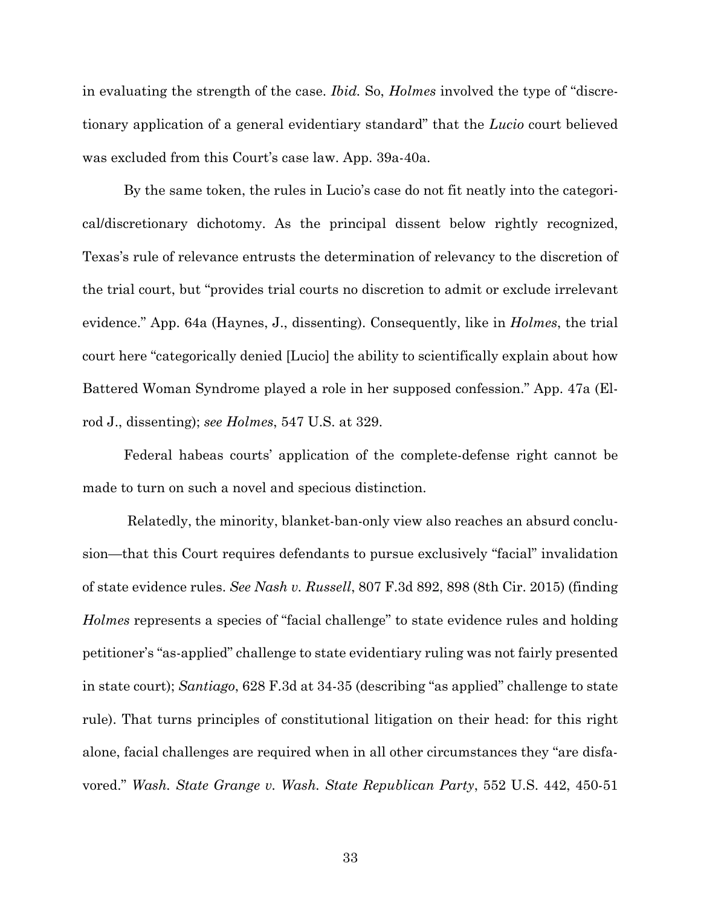in evaluating the strength of the case. *Ibid.* So, *Holmes* involved the type of "discretionary application of a general evidentiary standard" that the *Lucio* court believed was excluded from this Court's case law. App. 39a-40a.

By the same token, the rules in Lucio's case do not fit neatly into the categorical/discretionary dichotomy. As the principal dissent below rightly recognized, Texas's rule of relevance entrusts the determination of relevancy to the discretion of the trial court, but "provides trial courts no discretion to admit or exclude irrelevant evidence." App. 64a (Haynes, J., dissenting). Consequently, like in *Holmes*, the trial court here "categorically denied [Lucio] the ability to scientifically explain about how Battered Woman Syndrome played a role in her supposed confession." App. 47a (Elrod J., dissenting); *see Holmes*, 547 U.S. at 329.

Federal habeas courts' application of the complete-defense right cannot be made to turn on such a novel and specious distinction.

Relatedly, the minority, blanket-ban-only view also reaches an absurd conclusion—that this Court requires defendants to pursue exclusively "facial" invalidation of state evidence rules. *See Nash v. Russell*, 807 F.3d 892, 898 (8th Cir. 2015) (finding *Holmes* represents a species of "facial challenge" to state evidence rules and holding petitioner's "as-applied" challenge to state evidentiary ruling was not fairly presented in state court); *Santiago*, 628 F.3d at 34-35 (describing "as applied" challenge to state rule). That turns principles of constitutional litigation on their head: for this right alone, facial challenges are required when in all other circumstances they "are disfavored." *Wash. State Grange v. Wash. State Republican Party*, 552 U.S. 442, 450-51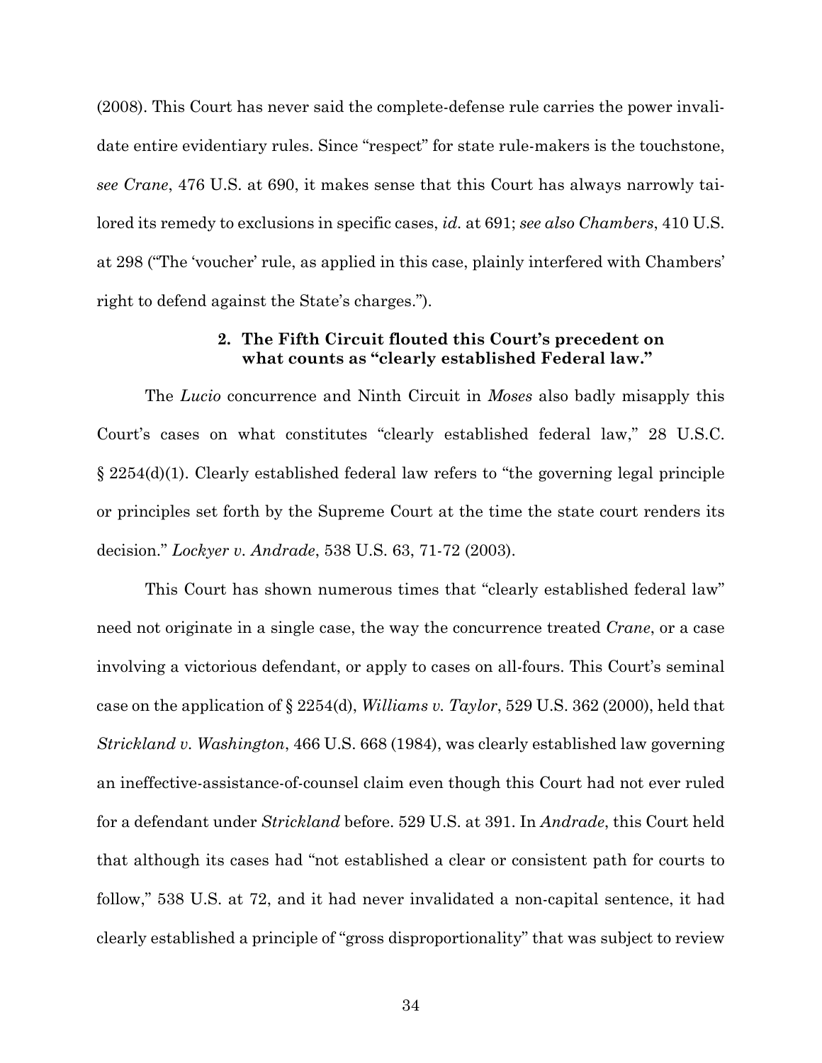(2008). This Court has never said the complete-defense rule carries the power invalidate entire evidentiary rules. Since "respect" for state rule-makers is the touchstone, *see Crane*, 476 U.S. at 690, it makes sense that this Court has always narrowly tailored its remedy to exclusions in specific cases, *id.* at 691; *see also Chambers*, 410 U.S. at 298 ("The 'voucher' rule, as applied in this case, plainly interfered with Chambers' right to defend against the State's charges.").

**2. The Fifth Circuit flouted this Court's precedent on what counts as "clearly established Federal law."**

The *Lucio* concurrence and Ninth Circuit in *Moses* also badly misapply this Court's cases on what constitutes "clearly established federal law," 28 U.S.C. § 2254(d)(1). Clearly established federal law refers to "the governing legal principle or principles set forth by the Supreme Court at the time the state court renders its decision." *Lockyer v. Andrade*, 538 U.S. 63, 71-72 (2003).

This Court has shown numerous times that "clearly established federal law" need not originate in a single case, the way the concurrence treated *Crane*, or a case involving a victorious defendant, or apply to cases on all-fours. This Court's seminal case on the application of § 2254(d), *Williams v. Taylor*, 529 U.S. 362 (2000), held that *Strickland v. Washington*, 466 U.S. 668 (1984), was clearly established law governing an ineffective-assistance-of-counsel claim even though this Court had not ever ruled for a defendant under *Strickland* before. 529 U.S. at 391. In *Andrade*, this Court held that although its cases had "not established a clear or consistent path for courts to follow," 538 U.S. at 72, and it had never invalidated a non-capital sentence, it had clearly established a principle of "gross disproportionality" that was subject to review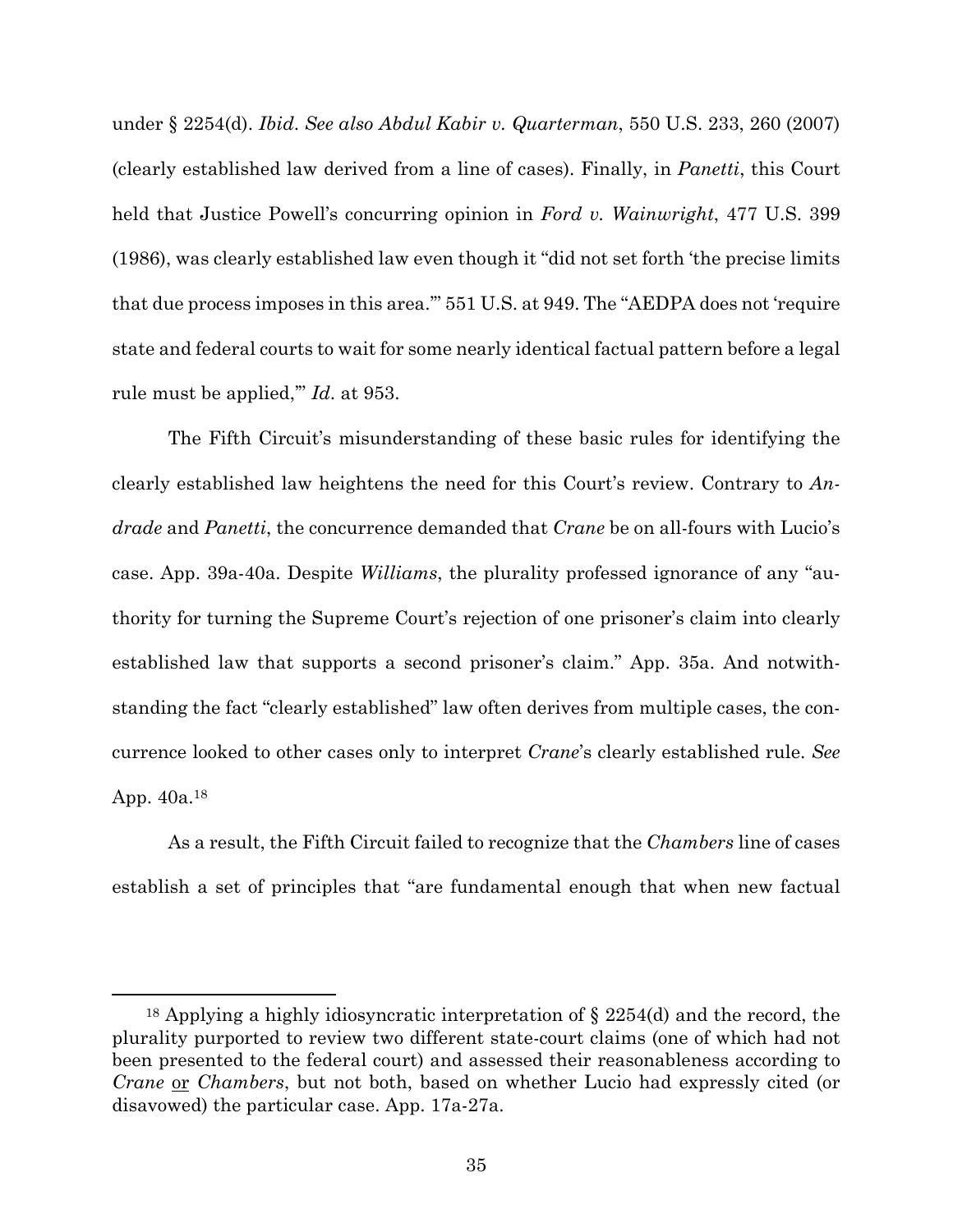under § 2254(d). *Ibid. See also Abdul Kabir v. Quarterman*, 550 U.S. 233, 260 (2007) (clearly established law derived from a line of cases). Finally, in *Panetti*, this Court held that Justice Powell's concurring opinion in *Ford v. Wainwright*, 477 U.S. 399 (1986), was clearly established law even though it "did not set forth 'the precise limits that due process imposes in this area.'" 551 U.S. at 949. The "AEDPA does not 'require state and federal courts to wait for some nearly identical factual pattern before a legal rule must be applied,'" *Id.* at 953.

The Fifth Circuit's misunderstanding of these basic rules for identifying the clearly established law heightens the need for this Court's review. Contrary to *Andrade* and *Panetti*, the concurrence demanded that *Crane* be on all-fours with Lucio's case. App. 39a-40a. Despite *Williams*, the plurality professed ignorance of any "authority for turning the Supreme Court's rejection of one prisoner's claim into clearly established law that supports a second prisoner's claim." App. 35a. And notwithstanding the fact "clearly established" law often derives from multiple cases, the concurrence looked to other cases only to interpret *Crane*'s clearly established rule. *See* App. 40a.[18]

As a result, the Fifth Circuit failed to recognize that the *Chambers* line of cases establish a set of principles that "are fundamental enough that when new factual

---

[18] Applying a highly idiosyncratic interpretation of § 2254(d) and the record, the plurality purported to review two different state-court claims (one of which had not been presented to the federal court) and assessed their reasonableness according to *Crane* <u>or</u> *Chambers*, but not both, based on whether Lucio had expressly cited (or disavowed) the particular case. App. 17a-27a.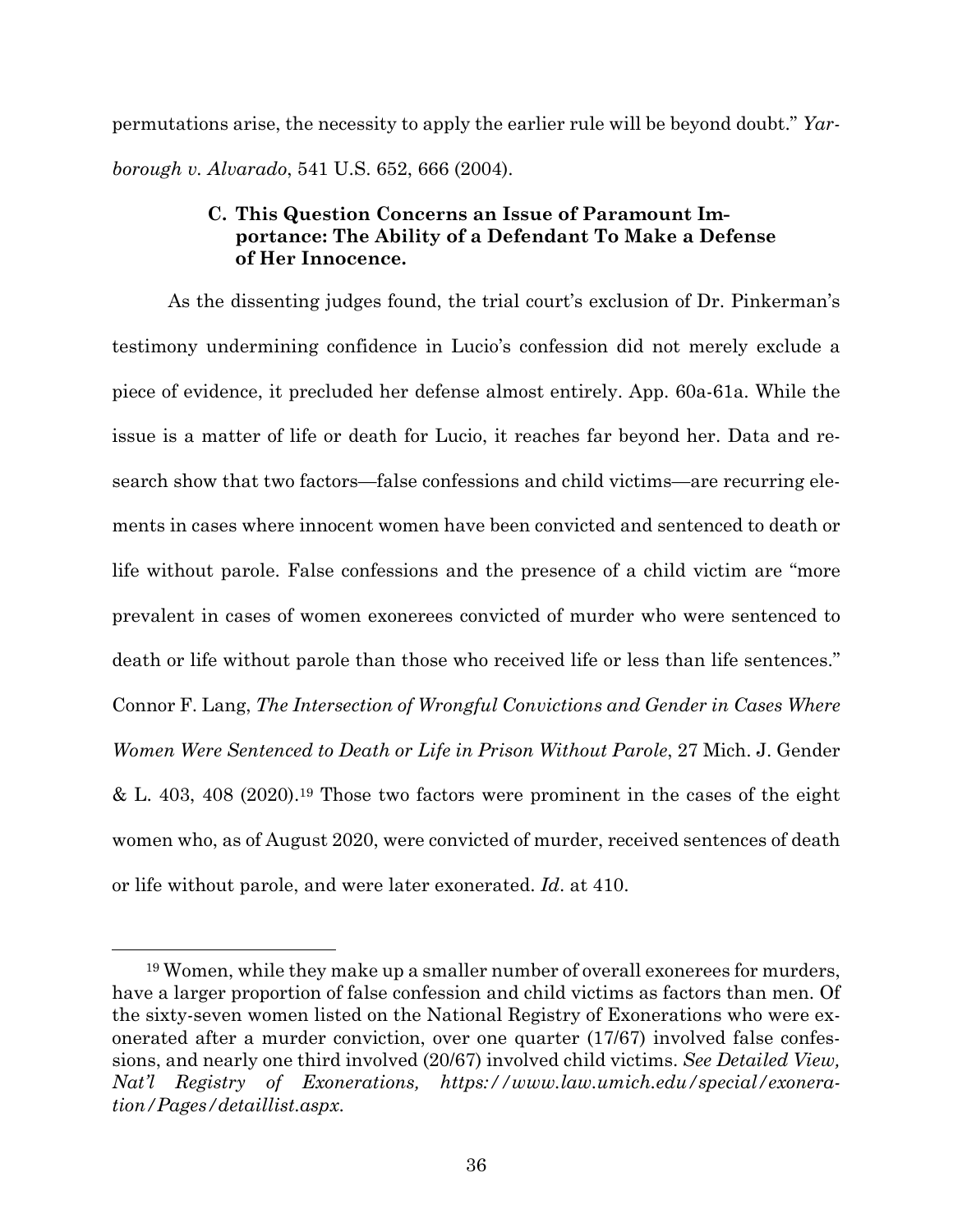permutations arise, the necessity to apply the earlier rule will be beyond doubt." *Yarborough v. Alvarado*, 541 U.S. 652, 666 (2004).

### C. This Question Concerns an Issue of Paramount Importance: The Ability of a Defendant To Make a Defense of Her Innocence.

As the dissenting judges found, the trial court's exclusion of Dr. Pinkerman's testimony undermining confidence in Lucio's confession did not merely exclude a piece of evidence, it precluded her defense almost entirely. App. 60a-61a. While the issue is a matter of life or death for Lucio, it reaches far beyond her. Data and research show that two factors—false confessions and child victims—are recurring elements in cases where innocent women have been convicted and sentenced to death or life without parole. False confessions and the presence of a child victim are "more prevalent in cases of women exonerees convicted of murder who were sentenced to death or life without parole than those who received life or less than life sentences." Connor F. Lang, *The Intersection of Wrongful Convictions and Gender in Cases Where Women Were Sentenced to Death or Life in Prison Without Parole*, 27 Mich. J. Gender & L. 403, 408 (2020).[19] Those two factors were prominent in the cases of the eight women who, as of August 2020, were convicted of murder, received sentences of death or life without parole, and were later exonerated. *Id*. at 410.

---

[19] Women, while they make up a smaller number of overall exonerees for murders, have a larger proportion of false confession and child victims as factors than men. Of the sixty-seven women listed on the National Registry of Exonerations who were exonerated after a murder conviction, over one quarter (17/67) involved false confessions, and nearly one third involved (20/67) involved child victims. *See Detailed View, Nat'l Registry of Exonerations, https://www.law.umich.edu/special/exoneration/Pages/detaillist.aspx.*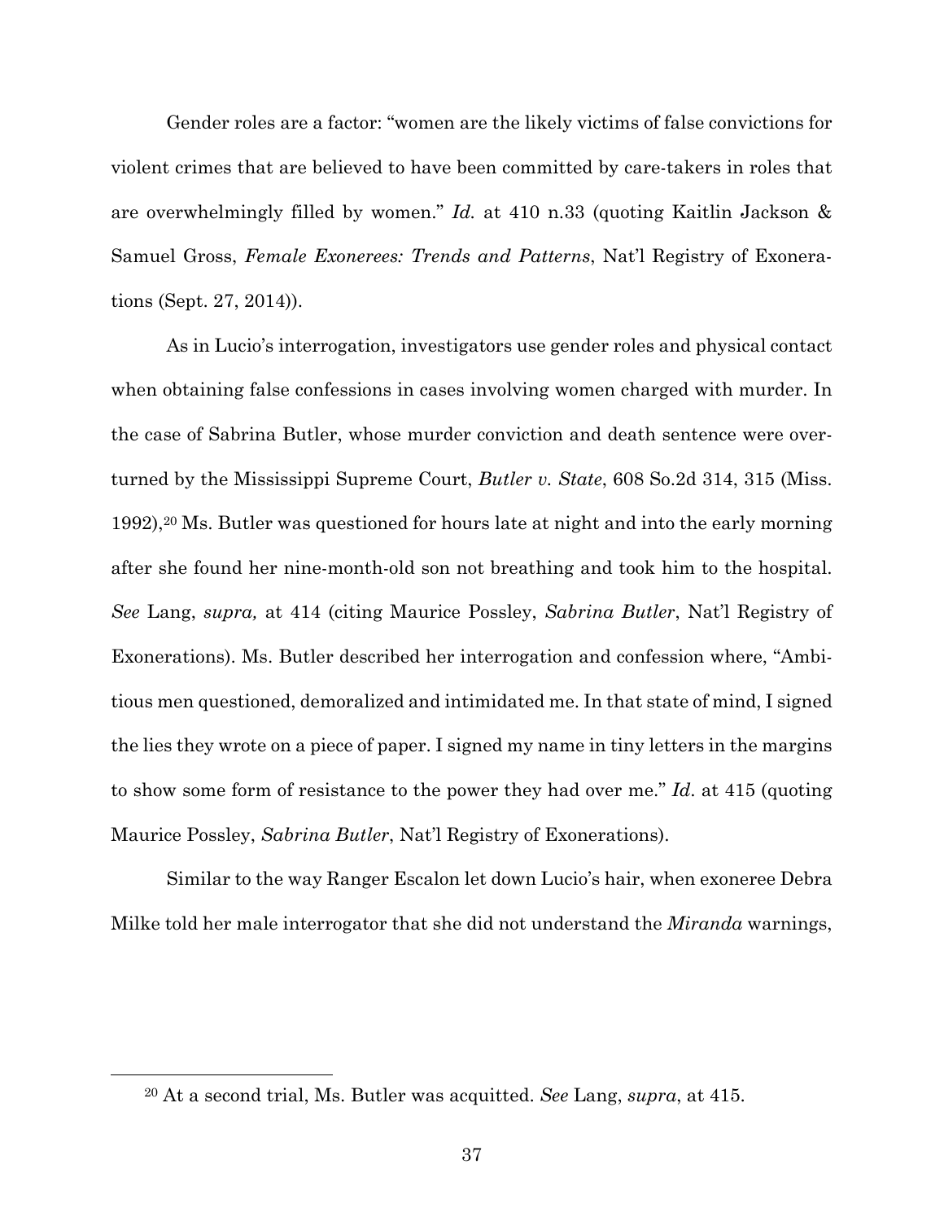Gender roles are a factor: "women are the likely victims of false convictions for violent crimes that are believed to have been committed by care-takers in roles that are overwhelmingly filled by women." *Id.* at 410 n.33 (quoting Kaitlin Jackson & Samuel Gross, *Female Exonerees: Trends and Patterns*, Nat'l Registry of Exonerations (Sept. 27, 2014)).

As in Lucio's interrogation, investigators use gender roles and physical contact when obtaining false confessions in cases involving women charged with murder. In the case of Sabrina Butler, whose murder conviction and death sentence were overturned by the Mississippi Supreme Court, *Butler v. State*, 608 So.2d 314, 315 (Miss. 1992),[20] Ms. Butler was questioned for hours late at night and into the early morning after she found her nine-month-old son not breathing and took him to the hospital. *See* Lang, *supra,* at 414 (citing Maurice Possley, *Sabrina Butler*, Nat'l Registry of Exonerations). Ms. Butler described her interrogation and confession where, "Ambitious men questioned, demoralized and intimidated me. In that state of mind, I signed the lies they wrote on a piece of paper. I signed my name in tiny letters in the margins to show some form of resistance to the power they had over me." *Id.* at 415 (quoting Maurice Possley, *Sabrina Butler*, Nat'l Registry of Exonerations).

Similar to the way Ranger Escalon let down Lucio's hair, when exoneree Debra Milke told her male interrogator that she did not understand the *Miranda* warnings,

[20] At a second trial, Ms. Butler was acquitted. *See* Lang, *supra*, at 415.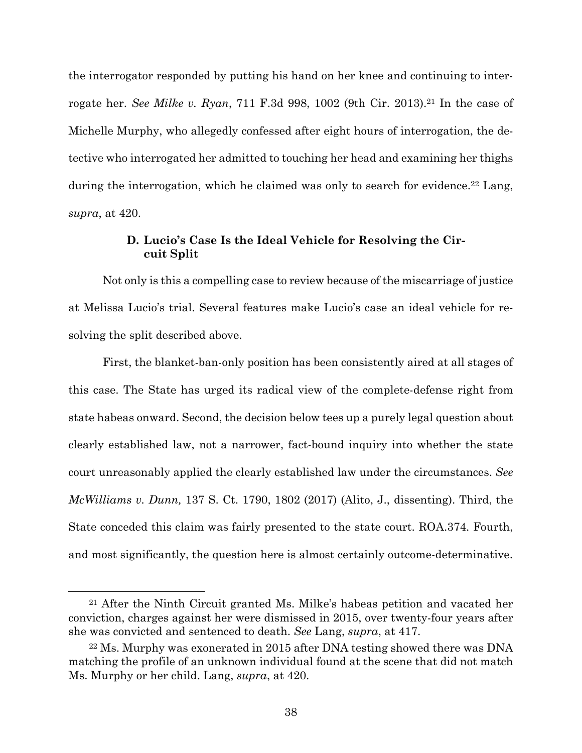the interrogator responded by putting his hand on her knee and continuing to interrogate her. *See Milke v. Ryan*, 711 F.3d 998, 1002 (9th Cir. 2013).[21] In the case of Michelle Murphy, who allegedly confessed after eight hours of interrogation, the detective who interrogated her admitted to touching her head and examining her thighs during the interrogation, which he claimed was only to search for evidence.[22] Lang, *supra*, at 420.

### D. Lucio's Case Is the Ideal Vehicle for Resolving the Circuit Split

Not only is this a compelling case to review because of the miscarriage of justice at Melissa Lucio's trial. Several features make Lucio's case an ideal vehicle for resolving the split described above.

First, the blanket-ban-only position has been consistently aired at all stages of this case. The State has urged its radical view of the complete-defense right from state habeas onward. Second, the decision below tees up a purely legal question about clearly established law, not a narrower, fact-bound inquiry into whether the state court unreasonably applied the clearly established law under the circumstances. *See McWilliams v. Dunn,* 137 S. Ct. 1790, 1802 (2017) (Alito, J., dissenting). Third, the State conceded this claim was fairly presented to the state court. ROA.374. Fourth, and most significantly, the question here is almost certainly outcome-determinative.

---

[21] After the Ninth Circuit granted Ms. Milke's habeas petition and vacated her conviction, charges against her were dismissed in 2015, over twenty-four years after she was convicted and sentenced to death. *See* Lang, *supra*, at 417.

[22] Ms. Murphy was exonerated in 2015 after DNA testing showed there was DNA matching the profile of an unknown individual found at the scene that did not match Ms. Murphy or her child. Lang, *supra*, at 420.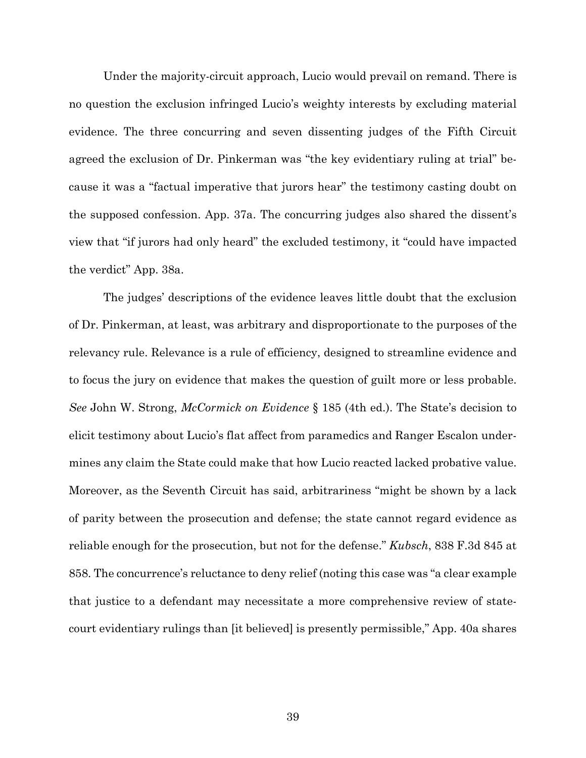Under the majority-circuit approach, Lucio would prevail on remand. There is no question the exclusion infringed Lucio's weighty interests by excluding material evidence. The three concurring and seven dissenting judges of the Fifth Circuit agreed the exclusion of Dr. Pinkerman was "the key evidentiary ruling at trial" because it was a "factual imperative that jurors hear" the testimony casting doubt on the supposed confession. App. 37a. The concurring judges also shared the dissent's view that "if jurors had only heard" the excluded testimony, it "could have impacted the verdict" App. 38a.

The judges' descriptions of the evidence leaves little doubt that the exclusion of Dr. Pinkerman, at least, was arbitrary and disproportionate to the purposes of the relevancy rule. Relevance is a rule of efficiency, designed to streamline evidence and to focus the jury on evidence that makes the question of guilt more or less probable. *See* John W. Strong, *McCormick on Evidence* § 185 (4th ed.). The State's decision to elicit testimony about Lucio's flat affect from paramedics and Ranger Escalon undermines any claim the State could make that how Lucio reacted lacked probative value. Moreover, as the Seventh Circuit has said, arbitrariness "might be shown by a lack of parity between the prosecution and defense; the state cannot regard evidence as reliable enough for the prosecution, but not for the defense." *Kubsch*, 838 F.3d 845 at 858. The concurrence's reluctance to deny relief (noting this case was "a clear example that justice to a defendant may necessitate a more comprehensive review of state-court evidentiary rulings than [it believed] is presently permissible," App. 40a shares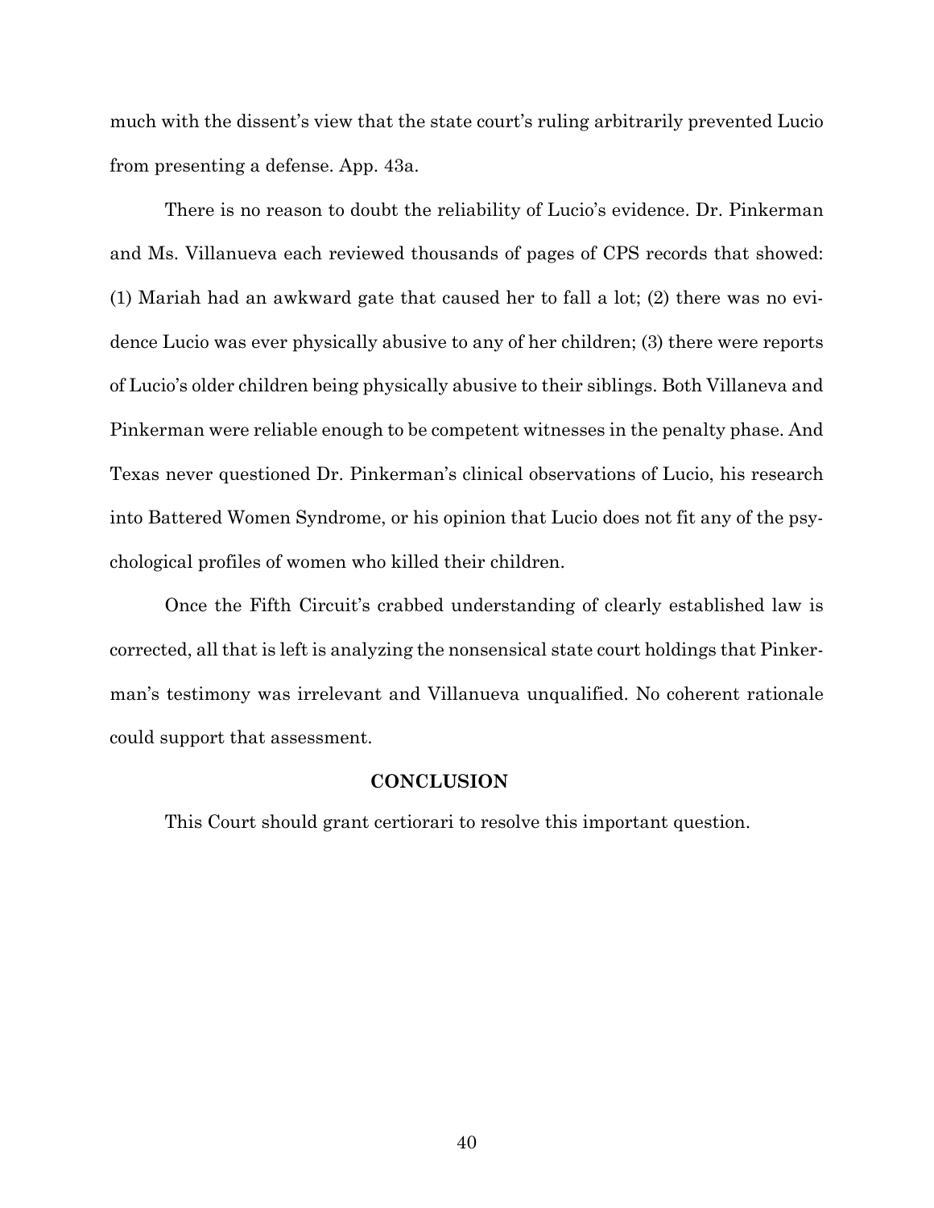much with the dissent's view that the state court's ruling arbitrarily prevented Lucio from presenting a defense. App. 43a.

There is no reason to doubt the reliability of Lucio's evidence. Dr. Pinkerman and Ms. Villanueva each reviewed thousands of pages of CPS records that showed: (1) Mariah had an awkward gate that caused her to fall a lot; (2) there was no evidence Lucio was ever physically abusive to any of her children; (3) there were reports of Lucio's older children being physically abusive to their siblings. Both Villaneva and Pinkerman were reliable enough to be competent witnesses in the penalty phase. And Texas never questioned Dr. Pinkerman's clinical observations of Lucio, his research into Battered Women Syndrome, or his opinion that Lucio does not fit any of the psychological profiles of women who killed their children.

Once the Fifth Circuit's crabbed understanding of clearly established law is corrected, all that is left is analyzing the nonsensical state court holdings that Pinkerman's testimony was irrelevant and Villanueva unqualified. No coherent rationale could support that assessment.

## CONCLUSION

This Court should grant certiorari to resolve this important question.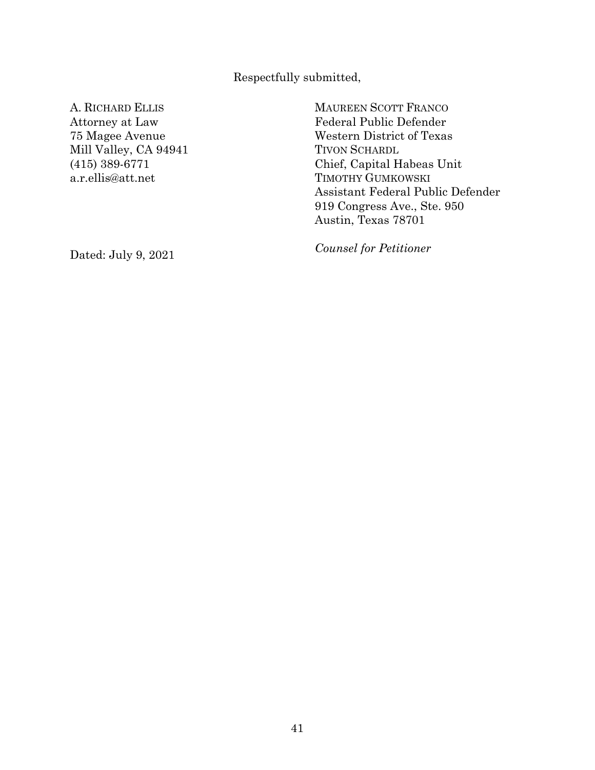Respectfully submitted,

A. RICHARD ELLIS
Attorney at Law
75 Magee Avenue
Mill Valley, CA 94941
(415) 389-6771
a.r.ellis@att.net

MAUREEN SCOTT FRANCO
Federal Public Defender
Western District of Texas
TIVON SCHARDL
Chief, Capital Habeas Unit
TIMOTHY GUMKOWSKI
Assistant Federal Public Defender
919 Congress Ave., Ste. 950
Austin, Texas 78701

*Counsel for Petitioner*

Dated: July 9, 2021